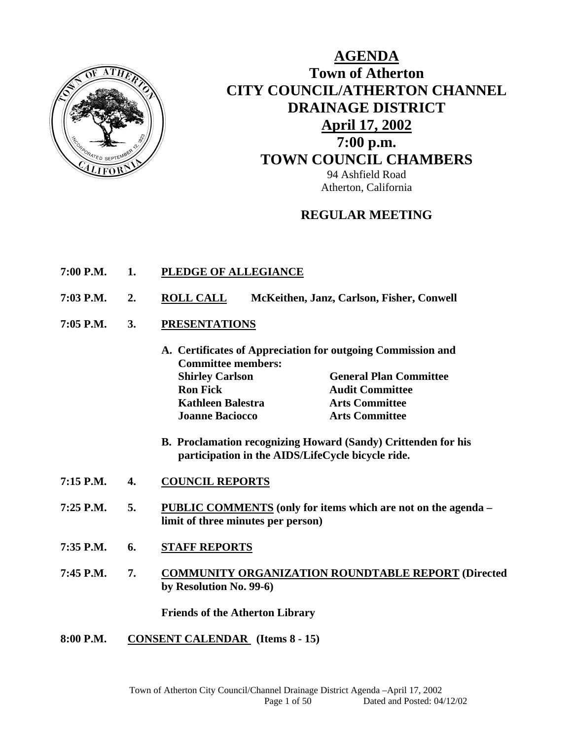# AGENDA

## Town of Atherton
## CITY COUNCIL/ATHERTON CHANNEL DRAINAGE DISTRICT
## April 17, 2002
## 7:00 p.m.
## TOWN COUNCIL CHAMBERS

94 Ashfield Road
Atherton, California

### REGULAR MEETING

**7:00 P.M. 1. PLEDGE OF ALLEGIANCE**

**7:03 P.M. 2. ROLL CALL** McKeithen, Janz, Carlson, Fisher, Conwell

**7:05 P.M. 3. PRESENTATIONS**

**A. Certificates of Appreciation for outgoing Commission and Committee members:**

| | |
|---|---|
| **Shirley Carlson** | **General Plan Committee** |
| **Ron Fick** | **Audit Committee** |
| **Kathleen Balestra** | **Arts Committee** |
| **Joanne Baciocco** | **Arts Committee** |

**B. Proclamation recognizing Howard (Sandy) Crittenden for his participation in the AIDS/LifeCycle bicycle ride.**

**7:15 P.M. 4. COUNCIL REPORTS**

**7:25 P.M. 5. PUBLIC COMMENTS (only for items which are not on the agenda – limit of three minutes per person)**

**7:35 P.M. 6. STAFF REPORTS**

**7:45 P.M. 7. COMMUNITY ORGANIZATION ROUNDTABLE REPORT (Directed by Resolution No. 99-6)**

**Friends of the Atherton Library**

**8:00 P.M. CONSENT CALENDAR (Items 8 - 15)**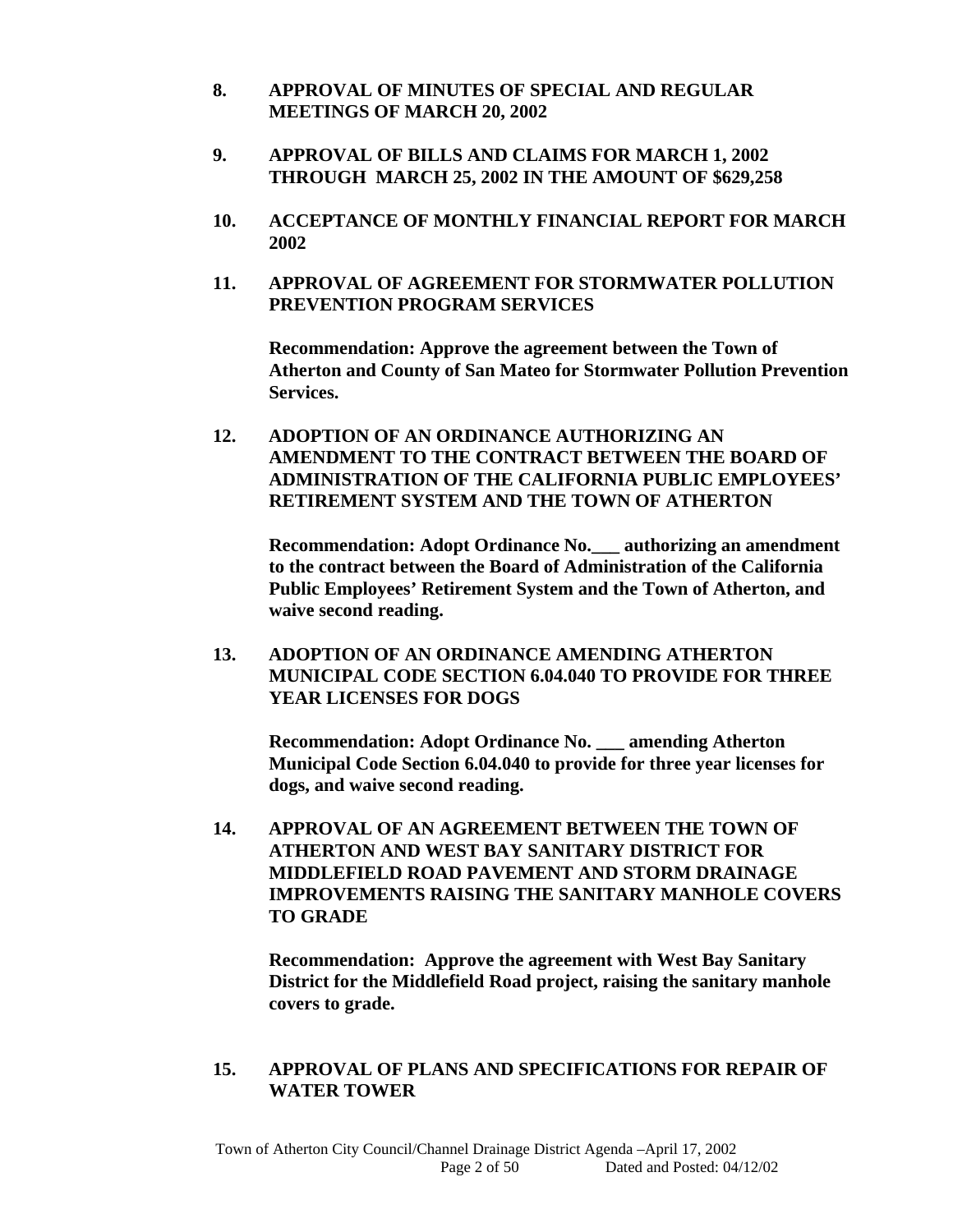**8. APPROVAL OF MINUTES OF SPECIAL AND REGULAR MEETINGS OF MARCH 20, 2002**

**9. APPROVAL OF BILLS AND CLAIMS FOR MARCH 1, 2002 THROUGH MARCH 25, 2002 IN THE AMOUNT OF $629,258**

**10. ACCEPTANCE OF MONTHLY FINANCIAL REPORT FOR MARCH 2002**

**11. APPROVAL OF AGREEMENT FOR STORMWATER POLLUTION PREVENTION PROGRAM SERVICES**

**Recommendation: Approve the agreement between the Town of Atherton and County of San Mateo for Stormwater Pollution Prevention Services.**

**12. ADOPTION OF AN ORDINANCE AUTHORIZING AN AMENDMENT TO THE CONTRACT BETWEEN THE BOARD OF ADMINISTRATION OF THE CALIFORNIA PUBLIC EMPLOYEES' RETIREMENT SYSTEM AND THE TOWN OF ATHERTON**

**Recommendation: Adopt Ordinance No.___ authorizing an amendment to the contract between the Board of Administration of the California Public Employees' Retirement System and the Town of Atherton, and waive second reading.**

**13. ADOPTION OF AN ORDINANCE AMENDING ATHERTON MUNICIPAL CODE SECTION 6.04.040 TO PROVIDE FOR THREE YEAR LICENSES FOR DOGS**

**Recommendation: Adopt Ordinance No. ___ amending Atherton Municipal Code Section 6.04.040 to provide for three year licenses for dogs, and waive second reading.**

**14. APPROVAL OF AN AGREEMENT BETWEEN THE TOWN OF ATHERTON AND WEST BAY SANITARY DISTRICT FOR MIDDLEFIELD ROAD PAVEMENT AND STORM DRAINAGE IMPROVEMENTS RAISING THE SANITARY MANHOLE COVERS TO GRADE**

**Recommendation: Approve the agreement with West Bay Sanitary District for the Middlefield Road project, raising the sanitary manhole covers to grade.**

**15. APPROVAL OF PLANS AND SPECIFICATIONS FOR REPAIR OF WATER TOWER**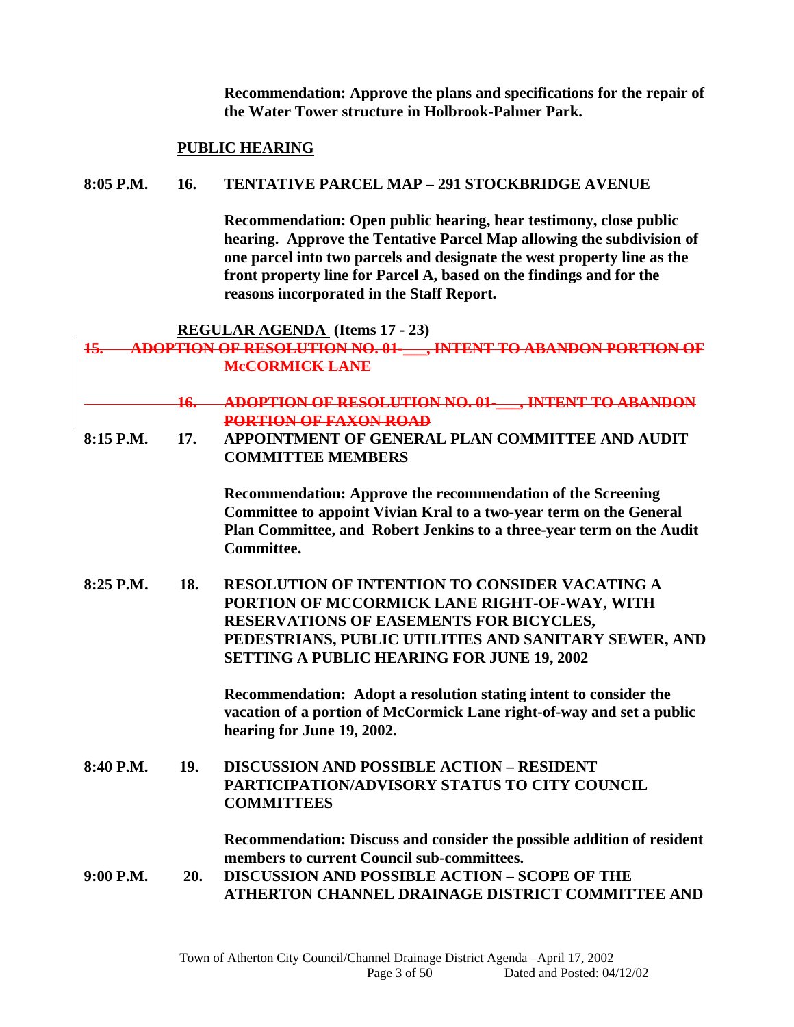**Recommendation: Approve the plans and specifications for the repair of the Water Tower structure in Holbrook-Palmer Park.**

**PUBLIC HEARING**

**8:05 P.M. 16. TENTATIVE PARCEL MAP – 291 STOCKBRIDGE AVENUE**

**Recommendation: Open public hearing, hear testimony, close public hearing. Approve the Tentative Parcel Map allowing the subdivision of one parcel into two parcels and designate the west property line as the front property line for Parcel A, based on the findings and for the reasons incorporated in the Staff Report.**

**REGULAR AGENDA (Items 17 - 23)**

~~**15. ADOPTION OF RESOLUTION NO. 01-\_\_\_, INTENT TO ABANDON PORTION OF McCORMICK LANE**~~

~~**16. ADOPTION OF RESOLUTION NO. 01-\_\_\_, INTENT TO ABANDON PORTION OF FAXON ROAD**~~

**8:15 P.M. 17. APPOINTMENT OF GENERAL PLAN COMMITTEE AND AUDIT COMMITTEE MEMBERS**

**Recommendation: Approve the recommendation of the Screening Committee to appoint Vivian Kral to a two-year term on the General Plan Committee, and Robert Jenkins to a three-year term on the Audit Committee.**

**8:25 P.M. 18. RESOLUTION OF INTENTION TO CONSIDER VACATING A PORTION OF MCCORMICK LANE RIGHT-OF-WAY, WITH RESERVATIONS OF EASEMENTS FOR BICYCLES, PEDESTRIANS, PUBLIC UTILITIES AND SANITARY SEWER, AND SETTING A PUBLIC HEARING FOR JUNE 19, 2002**

**Recommendation: Adopt a resolution stating intent to consider the vacation of a portion of McCormick Lane right-of-way and set a public hearing for June 19, 2002.**

**8:40 P.M. 19. DISCUSSION AND POSSIBLE ACTION – RESIDENT PARTICIPATION/ADVISORY STATUS TO CITY COUNCIL COMMITTEES**

**Recommendation: Discuss and consider the possible addition of resident members to current Council sub-committees.**

**9:00 P.M. 20. DISCUSSION AND POSSIBLE ACTION – SCOPE OF THE ATHERTON CHANNEL DRAINAGE DISTRICT COMMITTEE AND**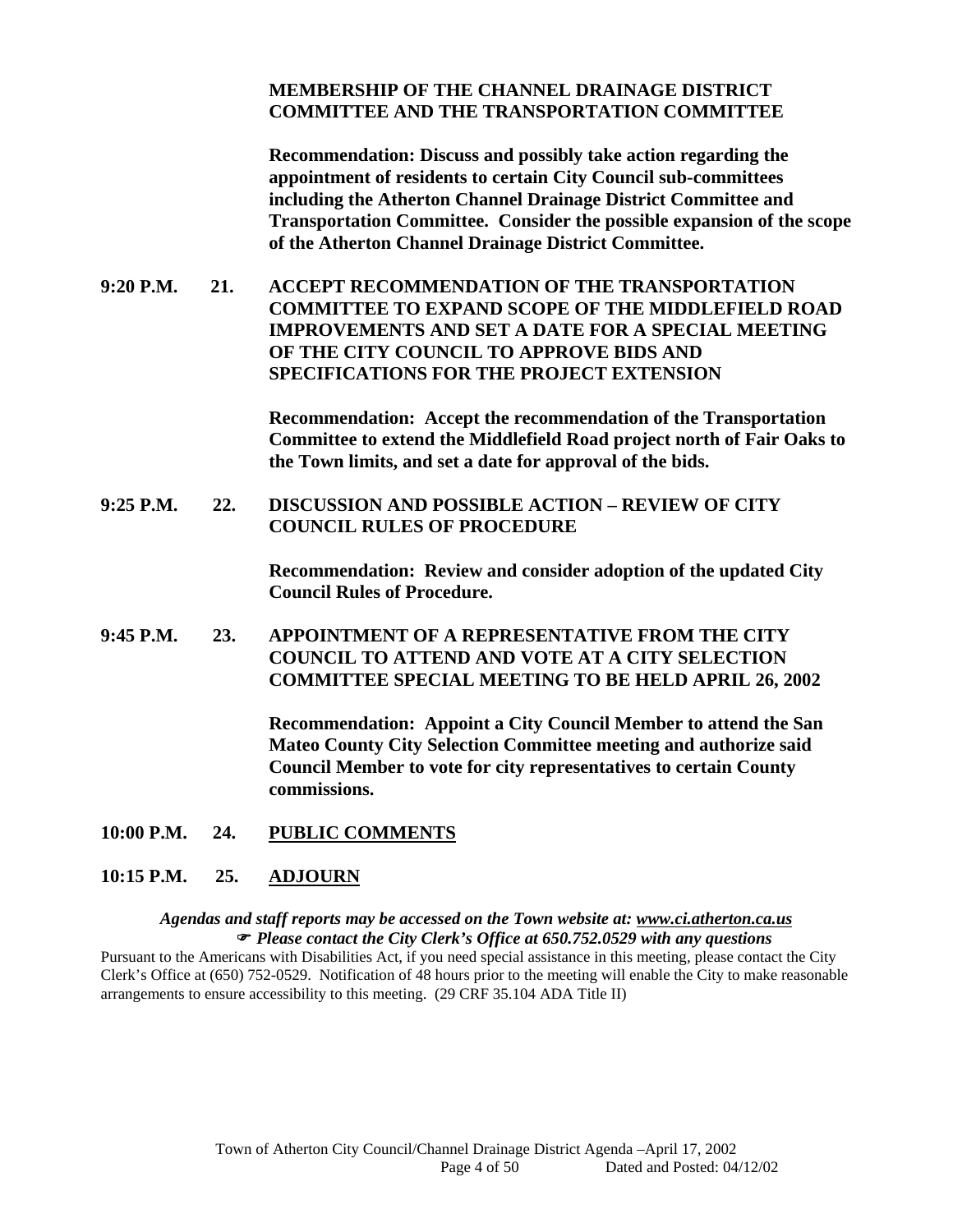**MEMBERSHIP OF THE CHANNEL DRAINAGE DISTRICT COMMITTEE AND THE TRANSPORTATION COMMITTEE**

**Recommendation: Discuss and possibly take action regarding the appointment of residents to certain City Council sub-committees including the Atherton Channel Drainage District Committee and Transportation Committee. Consider the possible expansion of the scope of the Atherton Channel Drainage District Committee.**

**9:20 P.M. 21. ACCEPT RECOMMENDATION OF THE TRANSPORTATION COMMITTEE TO EXPAND SCOPE OF THE MIDDLEFIELD ROAD IMPROVEMENTS AND SET A DATE FOR A SPECIAL MEETING OF THE CITY COUNCIL TO APPROVE BIDS AND SPECIFICATIONS FOR THE PROJECT EXTENSION**

**Recommendation: Accept the recommendation of the Transportation Committee to extend the Middlefield Road project north of Fair Oaks to the Town limits, and set a date for approval of the bids.**

**9:25 P.M. 22. DISCUSSION AND POSSIBLE ACTION – REVIEW OF CITY COUNCIL RULES OF PROCEDURE**

**Recommendation: Review and consider adoption of the updated City Council Rules of Procedure.**

**9:45 P.M. 23. APPOINTMENT OF A REPRESENTATIVE FROM THE CITY COUNCIL TO ATTEND AND VOTE AT A CITY SELECTION COMMITTEE SPECIAL MEETING TO BE HELD APRIL 26, 2002**

**Recommendation: Appoint a City Council Member to attend the San Mateo County City Selection Committee meeting and authorize said Council Member to vote for city representatives to certain County commissions.**

**10:00 P.M. 24. PUBLIC COMMENTS**

**10:15 P.M. 25. ADJOURN**

***Agendas and staff reports may be accessed on the Town website at: www.ci.atherton.ca.us***
***☞ Please contact the City Clerk's Office at 650.752.0529 with any questions***

Pursuant to the Americans with Disabilities Act, if you need special assistance in this meeting, please contact the City Clerk's Office at (650) 752-0529. Notification of 48 hours prior to the meeting will enable the City to make reasonable arrangements to ensure accessibility to this meeting. (29 CRF 35.104 ADA Title II)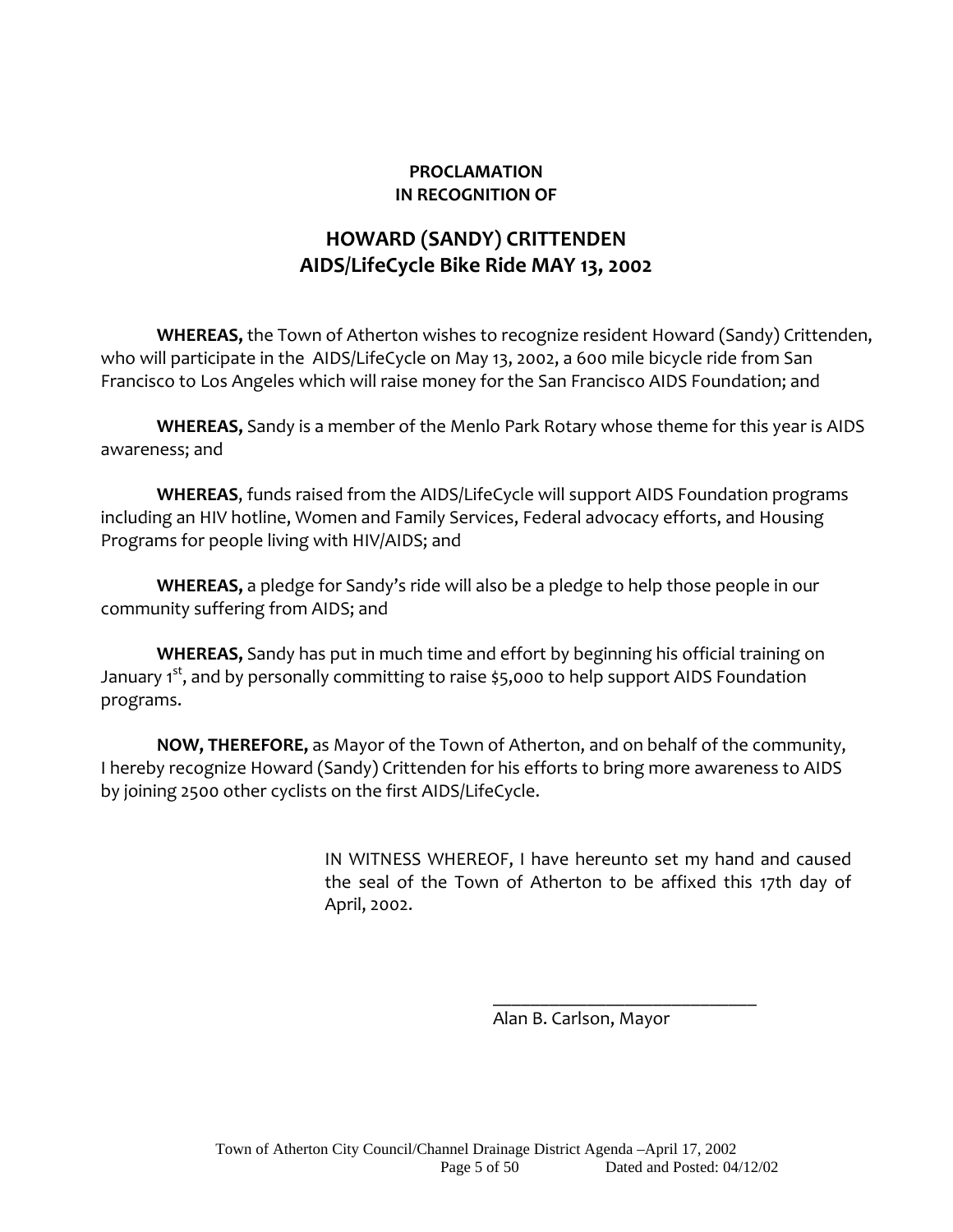**PROCLAMATION**
**IN RECOGNITION OF**

## HOWARD (SANDY) CRITTENDEN
## AIDS/LifeCycle Bike Ride MAY 13, 2002

**WHEREAS,** the Town of Atherton wishes to recognize resident Howard (Sandy) Crittenden, who will participate in the AIDS/LifeCycle on May 13, 2002, a 600 mile bicycle ride from San Francisco to Los Angeles which will raise money for the San Francisco AIDS Foundation; and

**WHEREAS,** Sandy is a member of the Menlo Park Rotary whose theme for this year is AIDS awareness; and

**WHEREAS**, funds raised from the AIDS/LifeCycle will support AIDS Foundation programs including an HIV hotline, Women and Family Services, Federal advocacy efforts, and Housing Programs for people living with HIV/AIDS; and

**WHEREAS,** a pledge for Sandy's ride will also be a pledge to help those people in our community suffering from AIDS; and

**WHEREAS,** Sandy has put in much time and effort by beginning his official training on January 1st, and by personally committing to raise $5,000 to help support AIDS Foundation programs.

**NOW, THEREFORE,** as Mayor of the Town of Atherton, and on behalf of the community, I hereby recognize Howard (Sandy) Crittenden for his efforts to bring more awareness to AIDS by joining 2500 other cyclists on the first AIDS/LifeCycle.

IN WITNESS WHEREOF, I have hereunto set my hand and caused the seal of the Town of Atherton to be affixed this 17th day of April, 2002.

\_\_\_\_\_\_\_\_\_\_\_\_\_\_\_\_\_\_\_\_\_\_\_\_\_\_\_\_\_\_

Alan B. Carlson, Mayor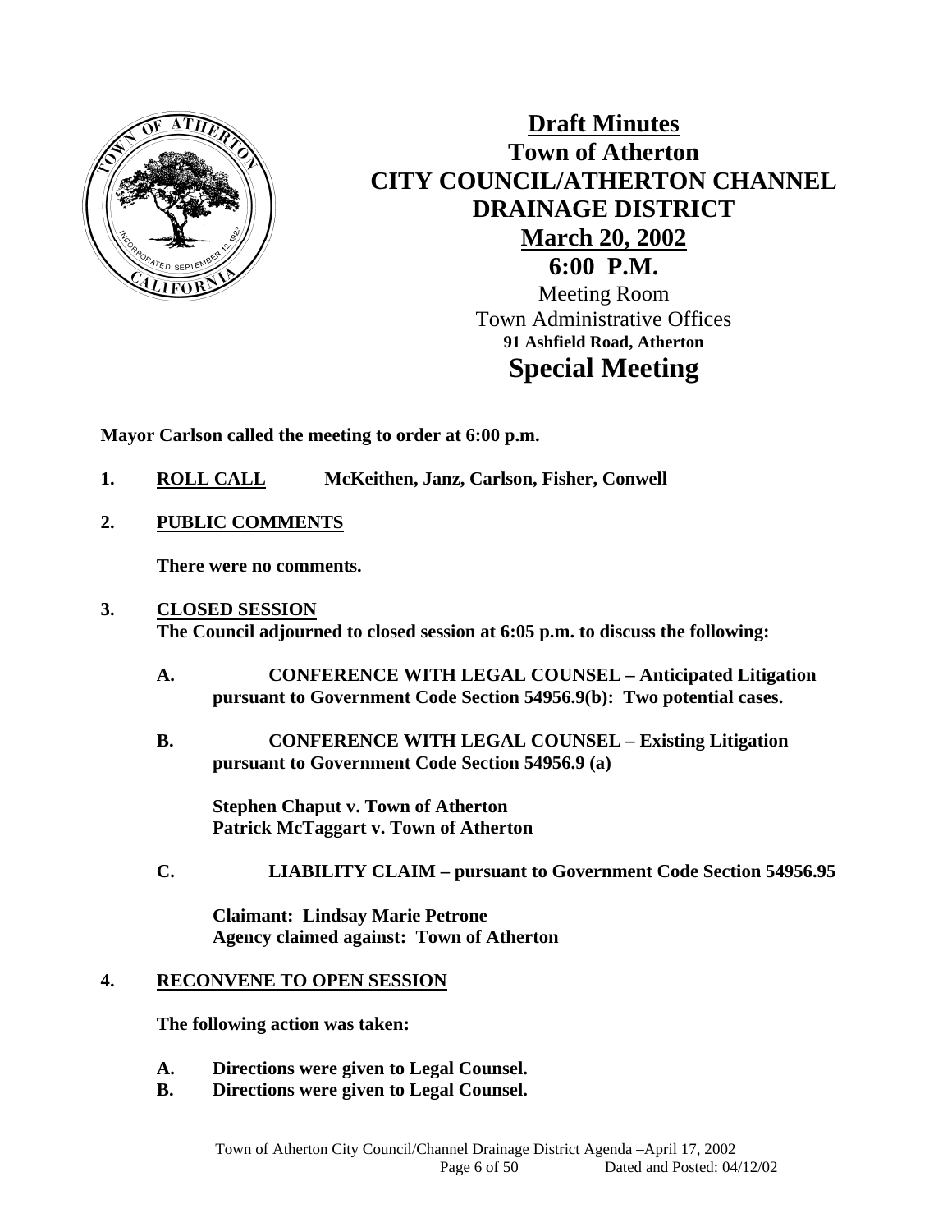# Draft Minutes
# Town of Atherton
# CITY COUNCIL/ATHERTON CHANNEL DRAINAGE DISTRICT
## March 20, 2002
## 6:00 P.M.

Meeting Room
Town Administrative Offices
**91 Ashfield Road, Atherton**

## Special Meeting

**Mayor Carlson called the meeting to order at 6:00 p.m.**

1. **ROLL CALL** **McKeithen, Janz, Carlson, Fisher, Conwell**

2. **PUBLIC COMMENTS**

   **There were no comments.**

3. **CLOSED SESSION**
   **The Council adjourned to closed session at 6:05 p.m. to discuss the following:**

   **A. CONFERENCE WITH LEGAL COUNSEL – Anticipated Litigation pursuant to Government Code Section 54956.9(b): Two potential cases.**

   **B. CONFERENCE WITH LEGAL COUNSEL – Existing Litigation pursuant to Government Code Section 54956.9 (a)**

   **Stephen Chaput v. Town of Atherton**
   **Patrick McTaggart v. Town of Atherton**

   **C. LIABILITY CLAIM – pursuant to Government Code Section 54956.95**

   **Claimant: Lindsay Marie Petrone**
   **Agency claimed against: Town of Atherton**

4. **RECONVENE TO OPEN SESSION**

   **The following action was taken:**

   **A. Directions were given to Legal Counsel.**
   **B. Directions were given to Legal Counsel.**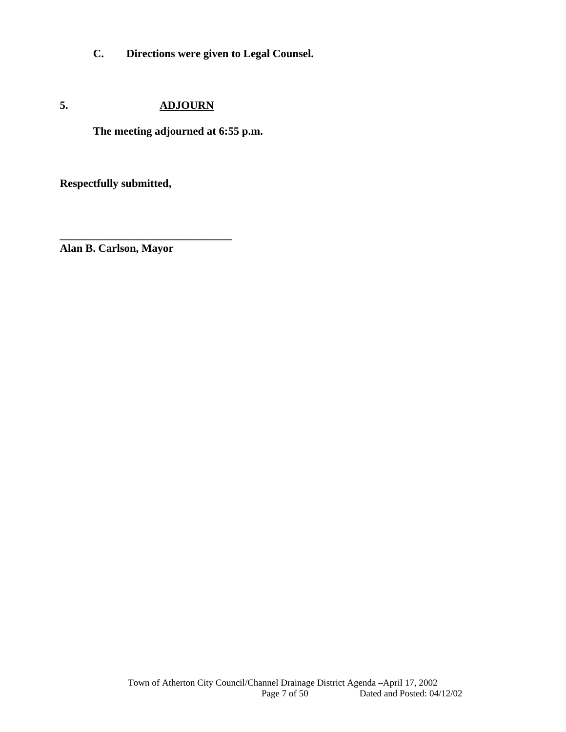**C. Directions were given to Legal Counsel.**

**5. ADJOURN**

**The meeting adjourned at 6:55 p.m.**

**Respectfully submitted,**

**\_\_\_\_\_\_\_\_\_\_\_\_\_\_\_\_\_\_\_\_\_\_\_\_\_\_\_\_\_\_\_\_**
**Alan B. Carlson, Mayor**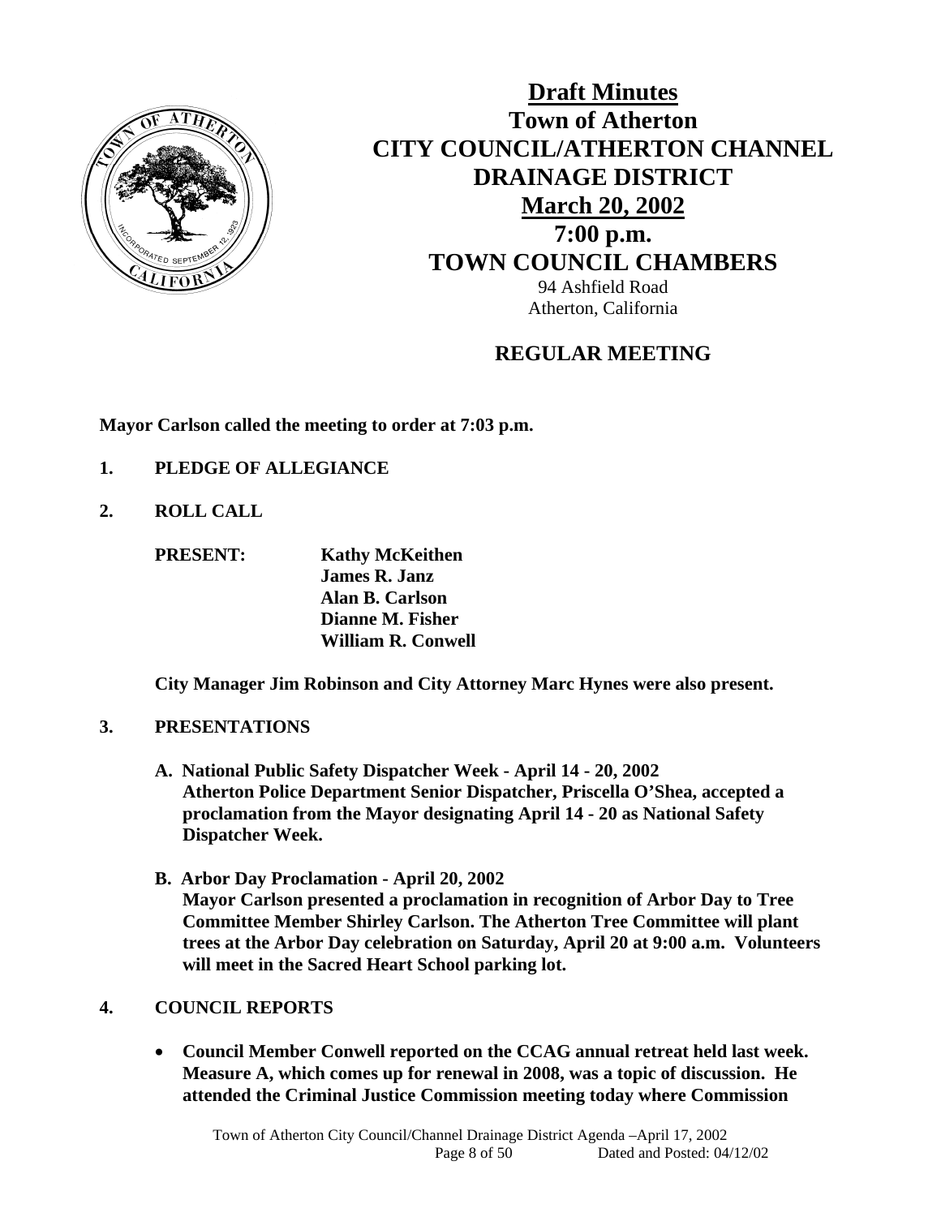# Draft Minutes
# Town of Atherton
# CITY COUNCIL/ATHERTON CHANNEL DRAINAGE DISTRICT
## March 20, 2002
## 7:00 p.m.
## TOWN COUNCIL CHAMBERS

94 Ashfield Road
Atherton, California

## REGULAR MEETING

**Mayor Carlson called the meeting to order at 7:03 p.m.**

**1. PLEDGE OF ALLEGIANCE**

**2. ROLL CALL**

**PRESENT:** **Kathy McKeithen**
**James R. Janz**
**Alan B. Carlson**
**Dianne M. Fisher**
**William R. Conwell**

**City Manager Jim Robinson and City Attorney Marc Hynes were also present.**

**3. PRESENTATIONS**

**A. National Public Safety Dispatcher Week - April 14 - 20, 2002**
**Atherton Police Department Senior Dispatcher, Priscella O'Shea, accepted a proclamation from the Mayor designating April 14 - 20 as National Safety Dispatcher Week.**

**B. Arbor Day Proclamation - April 20, 2002**
**Mayor Carlson presented a proclamation in recognition of Arbor Day to Tree Committee Member Shirley Carlson. The Atherton Tree Committee will plant trees at the Arbor Day celebration on Saturday, April 20 at 9:00 a.m. Volunteers will meet in the Sacred Heart School parking lot.**

**4. COUNCIL REPORTS**

- **Council Member Conwell reported on the CCAG annual retreat held last week. Measure A, which comes up for renewal in 2008, was a topic of discussion. He attended the Criminal Justice Commission meeting today where Commission**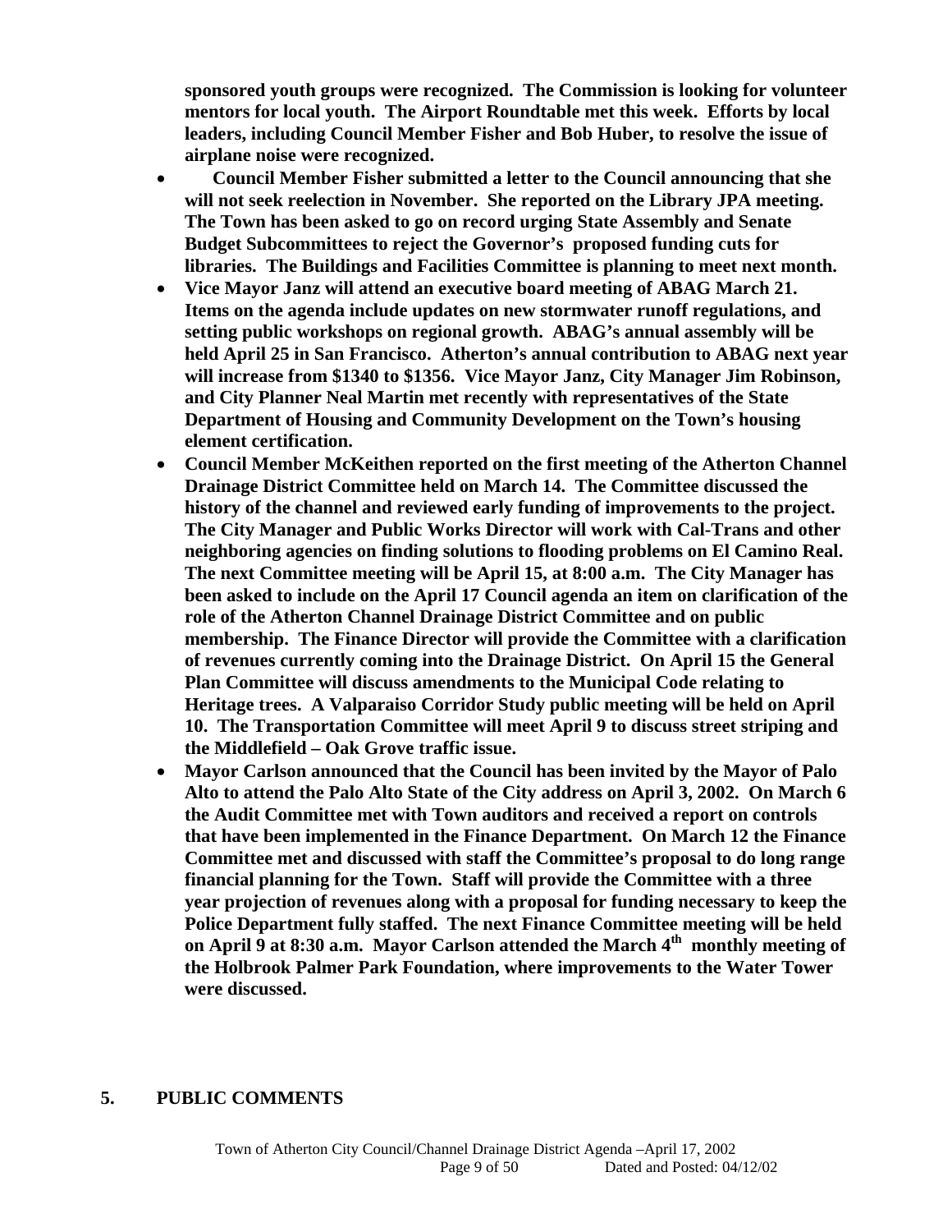**sponsored youth groups were recognized. The Commission is looking for volunteer mentors for local youth. The Airport Roundtable met this week. Efforts by local leaders, including Council Member Fisher and Bob Huber, to resolve the issue of airplane noise were recognized.**

- **Council Member Fisher submitted a letter to the Council announcing that she will not seek reelection in November. She reported on the Library JPA meeting. The Town has been asked to go on record urging State Assembly and Senate Budget Subcommittees to reject the Governor's proposed funding cuts for libraries. The Buildings and Facilities Committee is planning to meet next month.**
- **Vice Mayor Janz will attend an executive board meeting of ABAG March 21. Items on the agenda include updates on new stormwater runoff regulations, and setting public workshops on regional growth. ABAG's annual assembly will be held April 25 in San Francisco. Atherton's annual contribution to ABAG next year will increase from $1340 to $1356. Vice Mayor Janz, City Manager Jim Robinson, and City Planner Neal Martin met recently with representatives of the State Department of Housing and Community Development on the Town's housing element certification.**
- **Council Member McKeithen reported on the first meeting of the Atherton Channel Drainage District Committee held on March 14. The Committee discussed the history of the channel and reviewed early funding of improvements to the project. The City Manager and Public Works Director will work with Cal-Trans and other neighboring agencies on finding solutions to flooding problems on El Camino Real. The next Committee meeting will be April 15, at 8:00 a.m. The City Manager has been asked to include on the April 17 Council agenda an item on clarification of the role of the Atherton Channel Drainage District Committee and on public membership. The Finance Director will provide the Committee with a clarification of revenues currently coming into the Drainage District. On April 15 the General Plan Committee will discuss amendments to the Municipal Code relating to Heritage trees. A Valparaiso Corridor Study public meeting will be held on April 10. The Transportation Committee will meet April 9 to discuss street striping and the Middlefield – Oak Grove traffic issue.**
- **Mayor Carlson announced that the Council has been invited by the Mayor of Palo Alto to attend the Palo Alto State of the City address on April 3, 2002. On March 6 the Audit Committee met with Town auditors and received a report on controls that have been implemented in the Finance Department. On March 12 the Finance Committee met and discussed with staff the Committee's proposal to do long range financial planning for the Town. Staff will provide the Committee with a three year projection of revenues along with a proposal for funding necessary to keep the Police Department fully staffed. The next Finance Committee meeting will be held on April 9 at 8:30 a.m. Mayor Carlson attended the March 4th monthly meeting of the Holbrook Palmer Park Foundation, where improvements to the Water Tower were discussed.**

## 5. PUBLIC COMMENTS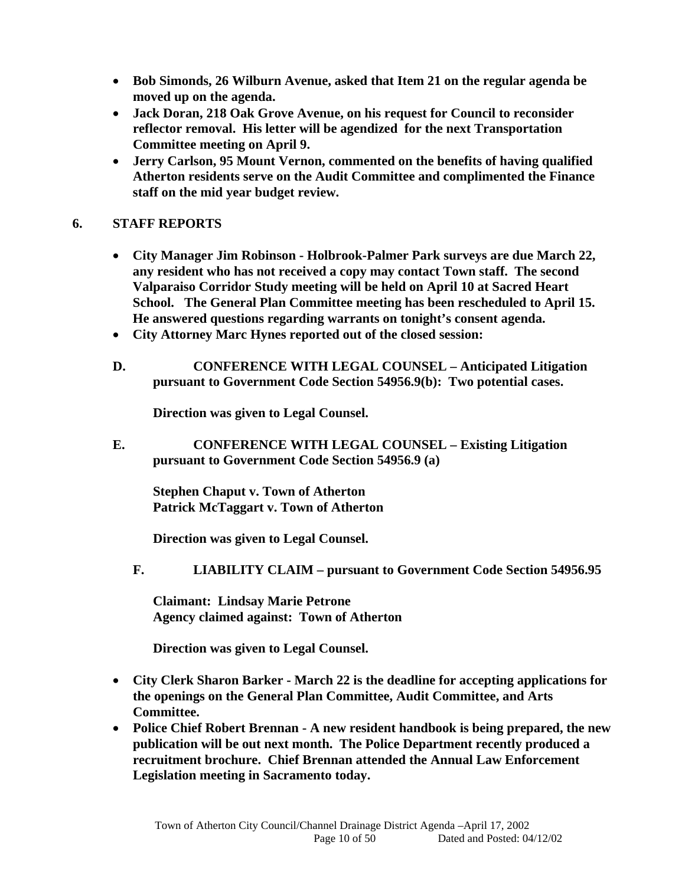- **Bob Simonds, 26 Wilburn Avenue, asked that Item 21 on the regular agenda be moved up on the agenda.**
- **Jack Doran, 218 Oak Grove Avenue, on his request for Council to reconsider reflector removal. His letter will be agendized for the next Transportation Committee meeting on April 9.**
- **Jerry Carlson, 95 Mount Vernon, commented on the benefits of having qualified Atherton residents serve on the Audit Committee and complimented the Finance staff on the mid year budget review.**

## 6. STAFF REPORTS

- **City Manager Jim Robinson - Holbrook-Palmer Park surveys are due March 22, any resident who has not received a copy may contact Town staff. The second Valparaiso Corridor Study meeting will be held on April 10 at Sacred Heart School. The General Plan Committee meeting has been rescheduled to April 15. He answered questions regarding warrants on tonight's consent agenda.**
- **City Attorney Marc Hynes reported out of the closed session:**

**D. CONFERENCE WITH LEGAL COUNSEL – Anticipated Litigation pursuant to Government Code Section 54956.9(b): Two potential cases.**

**Direction was given to Legal Counsel.**

**E. CONFERENCE WITH LEGAL COUNSEL – Existing Litigation pursuant to Government Code Section 54956.9 (a)**

**Stephen Chaput v. Town of Atherton**
**Patrick McTaggart v. Town of Atherton**

**Direction was given to Legal Counsel.**

**F. LIABILITY CLAIM – pursuant to Government Code Section 54956.95**

**Claimant: Lindsay Marie Petrone**
**Agency claimed against: Town of Atherton**

**Direction was given to Legal Counsel.**

- **City Clerk Sharon Barker - March 22 is the deadline for accepting applications for the openings on the General Plan Committee, Audit Committee, and Arts Committee.**
- **Police Chief Robert Brennan - A new resident handbook is being prepared, the new publication will be out next month. The Police Department recently produced a recruitment brochure. Chief Brennan attended the Annual Law Enforcement Legislation meeting in Sacramento today.**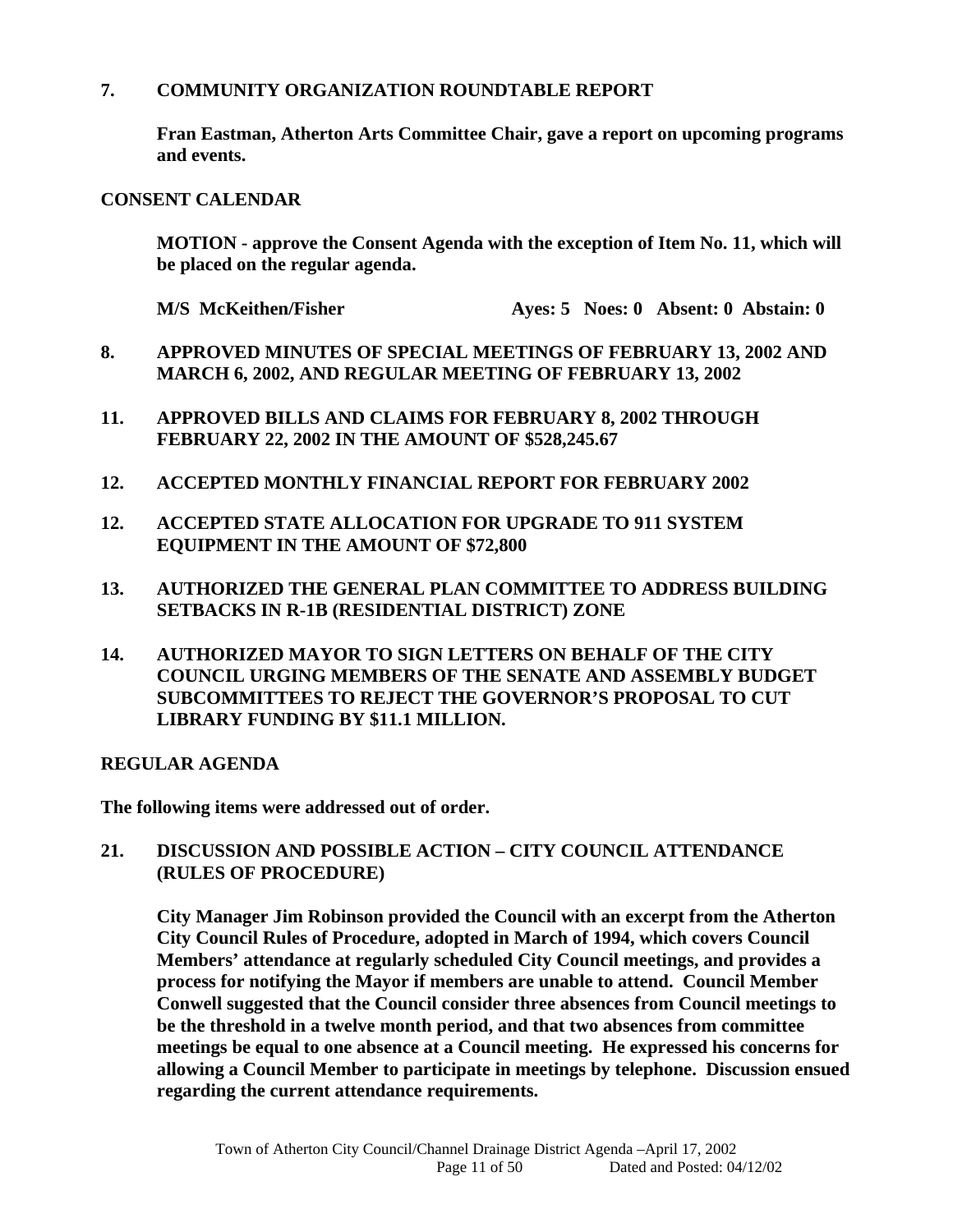**7. COMMUNITY ORGANIZATION ROUNDTABLE REPORT**

**Fran Eastman, Atherton Arts Committee Chair, gave a report on upcoming programs and events.**

**CONSENT CALENDAR**

**MOTION - approve the Consent Agenda with the exception of Item No. 11, which will be placed on the regular agenda.**

**M/S McKeithen/Fisher Ayes: 5 Noes: 0 Absent: 0 Abstain: 0**

**8. APPROVED MINUTES OF SPECIAL MEETINGS OF FEBRUARY 13, 2002 AND MARCH 6, 2002, AND REGULAR MEETING OF FEBRUARY 13, 2002**

**11. APPROVED BILLS AND CLAIMS FOR FEBRUARY 8, 2002 THROUGH FEBRUARY 22, 2002 IN THE AMOUNT OF $528,245.67**

**12. ACCEPTED MONTHLY FINANCIAL REPORT FOR FEBRUARY 2002**

**12. ACCEPTED STATE ALLOCATION FOR UPGRADE TO 911 SYSTEM EQUIPMENT IN THE AMOUNT OF $72,800**

**13. AUTHORIZED THE GENERAL PLAN COMMITTEE TO ADDRESS BUILDING SETBACKS IN R-1B (RESIDENTIAL DISTRICT) ZONE**

**14. AUTHORIZED MAYOR TO SIGN LETTERS ON BEHALF OF THE CITY COUNCIL URGING MEMBERS OF THE SENATE AND ASSEMBLY BUDGET SUBCOMMITTEES TO REJECT THE GOVERNOR'S PROPOSAL TO CUT LIBRARY FUNDING BY $11.1 MILLION.**

**REGULAR AGENDA**

**The following items were addressed out of order.**

**21. DISCUSSION AND POSSIBLE ACTION – CITY COUNCIL ATTENDANCE (RULES OF PROCEDURE)**

**City Manager Jim Robinson provided the Council with an excerpt from the Atherton City Council Rules of Procedure, adopted in March of 1994, which covers Council Members' attendance at regularly scheduled City Council meetings, and provides a process for notifying the Mayor if members are unable to attend. Council Member Conwell suggested that the Council consider three absences from Council meetings to be the threshold in a twelve month period, and that two absences from committee meetings be equal to one absence at a Council meeting. He expressed his concerns for allowing a Council Member to participate in meetings by telephone. Discussion ensued regarding the current attendance requirements.**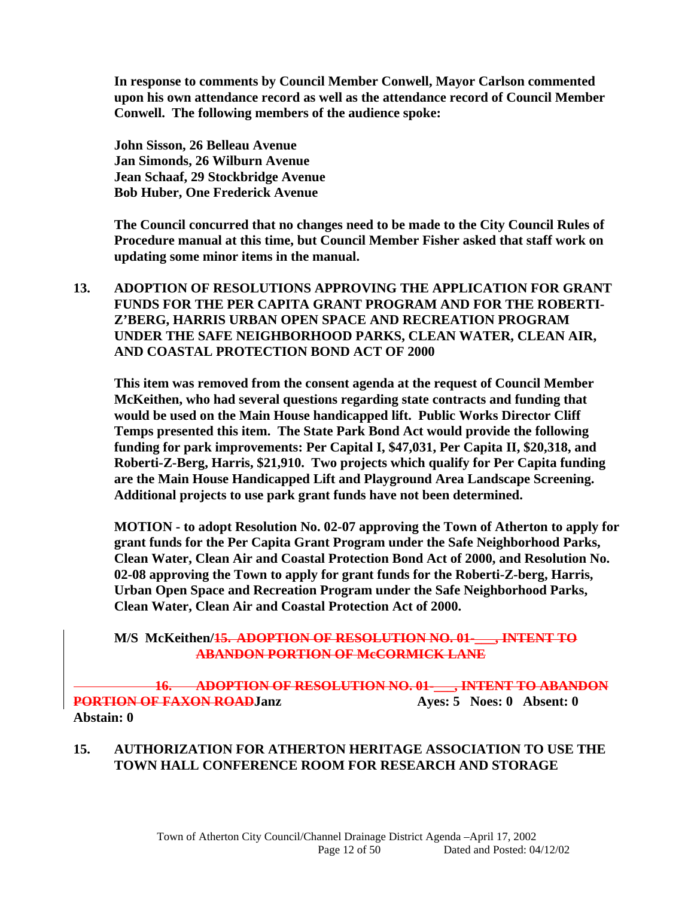**In response to comments by Council Member Conwell, Mayor Carlson commented upon his own attendance record as well as the attendance record of Council Member Conwell. The following members of the audience spoke:**

**John Sisson, 26 Belleau Avenue**
**Jan Simonds, 26 Wilburn Avenue**
**Jean Schaaf, 29 Stockbridge Avenue**
**Bob Huber, One Frederick Avenue**

**The Council concurred that no changes need to be made to the City Council Rules of Procedure manual at this time, but Council Member Fisher asked that staff work on updating some minor items in the manual.**

**13. ADOPTION OF RESOLUTIONS APPROVING THE APPLICATION FOR GRANT FUNDS FOR THE PER CAPITA GRANT PROGRAM AND FOR THE ROBERTI-Z'BERG, HARRIS URBAN OPEN SPACE AND RECREATION PROGRAM UNDER THE SAFE NEIGHBORHOOD PARKS, CLEAN WATER, CLEAN AIR, AND COASTAL PROTECTION BOND ACT OF 2000**

**This item was removed from the consent agenda at the request of Council Member McKeithen, who had several questions regarding state contracts and funding that would be used on the Main House handicapped lift. Public Works Director Cliff Temps presented this item. The State Park Bond Act would provide the following funding for park improvements: Per Capital I, $47,031, Per Capita II, $20,318, and Roberti-Z-Berg, Harris, $21,910. Two projects which qualify for Per Capita funding are the Main House Handicapped Lift and Playground Area Landscape Screening. Additional projects to use park grant funds have not been determined.**

**MOTION - to adopt Resolution No. 02-07 approving the Town of Atherton to apply for grant funds for the Per Capita Grant Program under the Safe Neighborhood Parks, Clean Water, Clean Air and Coastal Protection Bond Act of 2000, and Resolution No. 02-08 approving the Town to apply for grant funds for the Roberti-Z-berg, Harris, Urban Open Space and Recreation Program under the Safe Neighborhood Parks, Clean Water, Clean Air and Coastal Protection Act of 2000.**

**M/S McKeithen/~~15. ADOPTION OF RESOLUTION NO. 01-___, INTENT TO ABANDON PORTION OF McCORMICK LANE~~**

**~~16. ADOPTION OF RESOLUTION NO. 01-___, INTENT TO ABANDON PORTION OF FAXON ROAD~~Janz Ayes: 5 Noes: 0 Absent: 0 Abstain: 0**

**15. AUTHORIZATION FOR ATHERTON HERITAGE ASSOCIATION TO USE THE TOWN HALL CONFERENCE ROOM FOR RESEARCH AND STORAGE**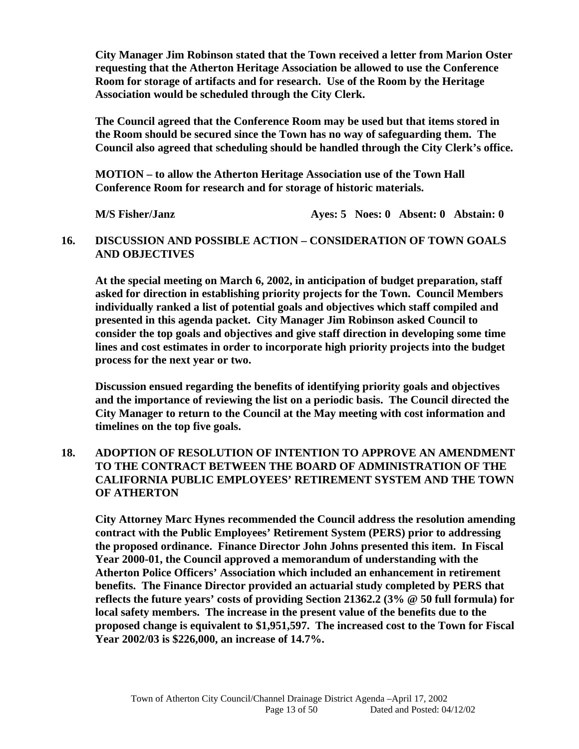**City Manager Jim Robinson stated that the Town received a letter from Marion Oster requesting that the Atherton Heritage Association be allowed to use the Conference Room for storage of artifacts and for research. Use of the Room by the Heritage Association would be scheduled through the City Clerk.**

**The Council agreed that the Conference Room may be used but that items stored in the Room should be secured since the Town has no way of safeguarding them. The Council also agreed that scheduling should be handled through the City Clerk's office.**

**MOTION – to allow the Atherton Heritage Association use of the Town Hall Conference Room for research and for storage of historic materials.**

**M/S Fisher/Janz Ayes: 5 Noes: 0 Absent: 0 Abstain: 0**

## 16. DISCUSSION AND POSSIBLE ACTION – CONSIDERATION OF TOWN GOALS AND OBJECTIVES

**At the special meeting on March 6, 2002, in anticipation of budget preparation, staff asked for direction in establishing priority projects for the Town. Council Members individually ranked a list of potential goals and objectives which staff compiled and presented in this agenda packet. City Manager Jim Robinson asked Council to consider the top goals and objectives and give staff direction in developing some time lines and cost estimates in order to incorporate high priority projects into the budget process for the next year or two.**

**Discussion ensued regarding the benefits of identifying priority goals and objectives and the importance of reviewing the list on a periodic basis. The Council directed the City Manager to return to the Council at the May meeting with cost information and timelines on the top five goals.**

## 18. ADOPTION OF RESOLUTION OF INTENTION TO APPROVE AN AMENDMENT TO THE CONTRACT BETWEEN THE BOARD OF ADMINISTRATION OF THE CALIFORNIA PUBLIC EMPLOYEES' RETIREMENT SYSTEM AND THE TOWN OF ATHERTON

**City Attorney Marc Hynes recommended the Council address the resolution amending contract with the Public Employees' Retirement System (PERS) prior to addressing the proposed ordinance. Finance Director John Johns presented this item. In Fiscal Year 2000-01, the Council approved a memorandum of understanding with the Atherton Police Officers' Association which included an enhancement in retirement benefits. The Finance Director provided an actuarial study completed by PERS that reflects the future years' costs of providing Section 21362.2 (3% @ 50 full formula) for local safety members. The increase in the present value of the benefits due to the proposed change is equivalent to $1,951,597. The increased cost to the Town for Fiscal Year 2002/03 is $226,000, an increase of 14.7%.**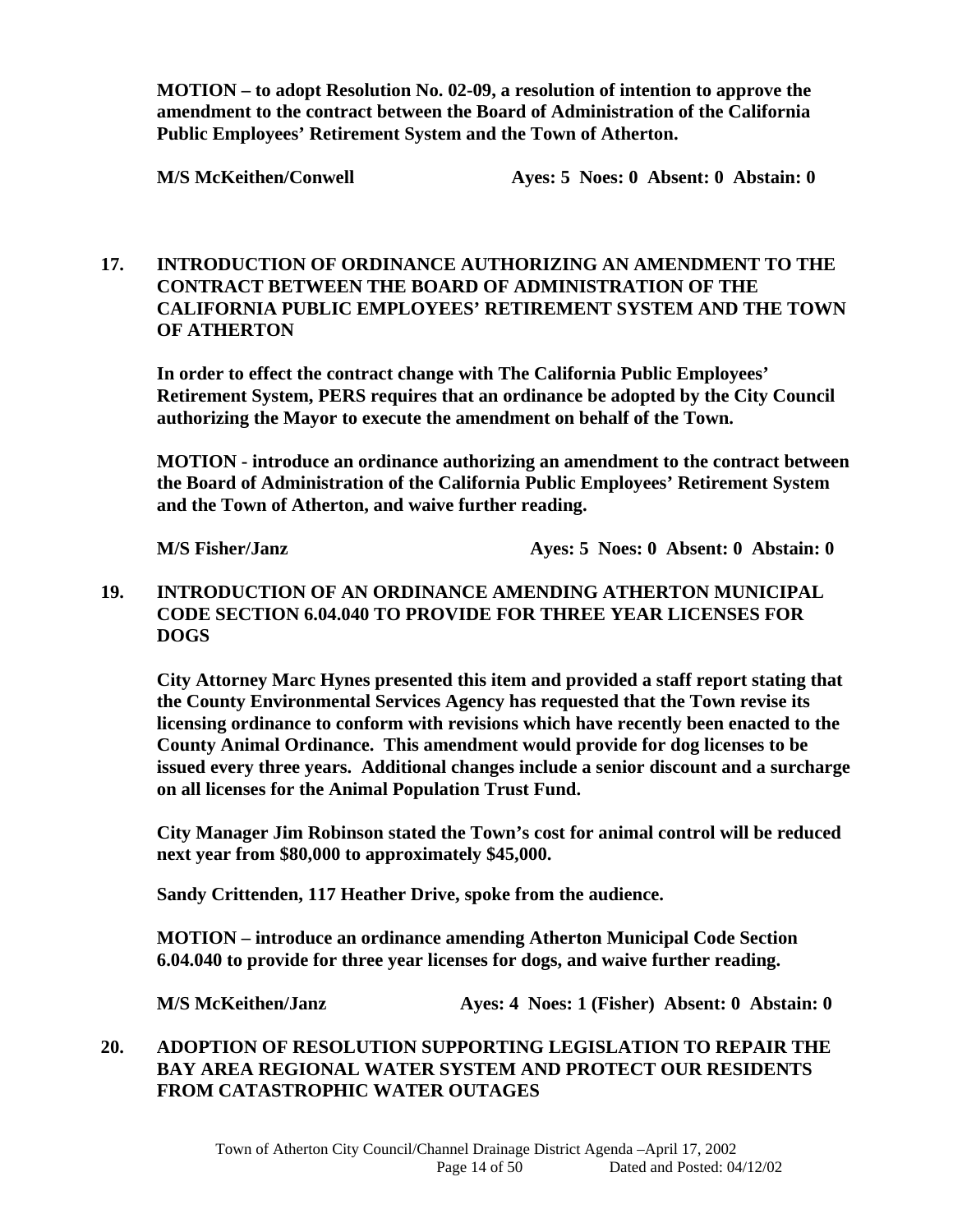**MOTION – to adopt Resolution No. 02-09, a resolution of intention to approve the amendment to the contract between the Board of Administration of the California Public Employees' Retirement System and the Town of Atherton.**

**M/S McKeithen/Conwell Ayes: 5 Noes: 0 Absent: 0 Abstain: 0**

## 17. INTRODUCTION OF ORDINANCE AUTHORIZING AN AMENDMENT TO THE CONTRACT BETWEEN THE BOARD OF ADMINISTRATION OF THE CALIFORNIA PUBLIC EMPLOYEES' RETIREMENT SYSTEM AND THE TOWN OF ATHERTON

**In order to effect the contract change with The California Public Employees' Retirement System, PERS requires that an ordinance be adopted by the City Council authorizing the Mayor to execute the amendment on behalf of the Town.**

**MOTION - introduce an ordinance authorizing an amendment to the contract between the Board of Administration of the California Public Employees' Retirement System and the Town of Atherton, and waive further reading.**

**M/S Fisher/Janz Ayes: 5 Noes: 0 Absent: 0 Abstain: 0**

## 19. INTRODUCTION OF AN ORDINANCE AMENDING ATHERTON MUNICIPAL CODE SECTION 6.04.040 TO PROVIDE FOR THREE YEAR LICENSES FOR DOGS

**City Attorney Marc Hynes presented this item and provided a staff report stating that the County Environmental Services Agency has requested that the Town revise its licensing ordinance to conform with revisions which have recently been enacted to the County Animal Ordinance. This amendment would provide for dog licenses to be issued every three years. Additional changes include a senior discount and a surcharge on all licenses for the Animal Population Trust Fund.**

**City Manager Jim Robinson stated the Town's cost for animal control will be reduced next year from $80,000 to approximately $45,000.**

**Sandy Crittenden, 117 Heather Drive, spoke from the audience.**

**MOTION – introduce an ordinance amending Atherton Municipal Code Section 6.04.040 to provide for three year licenses for dogs, and waive further reading.**

**M/S McKeithen/Janz Ayes: 4 Noes: 1 (Fisher) Absent: 0 Abstain: 0**

## 20. ADOPTION OF RESOLUTION SUPPORTING LEGISLATION TO REPAIR THE BAY AREA REGIONAL WATER SYSTEM AND PROTECT OUR RESIDENTS FROM CATASTROPHIC WATER OUTAGES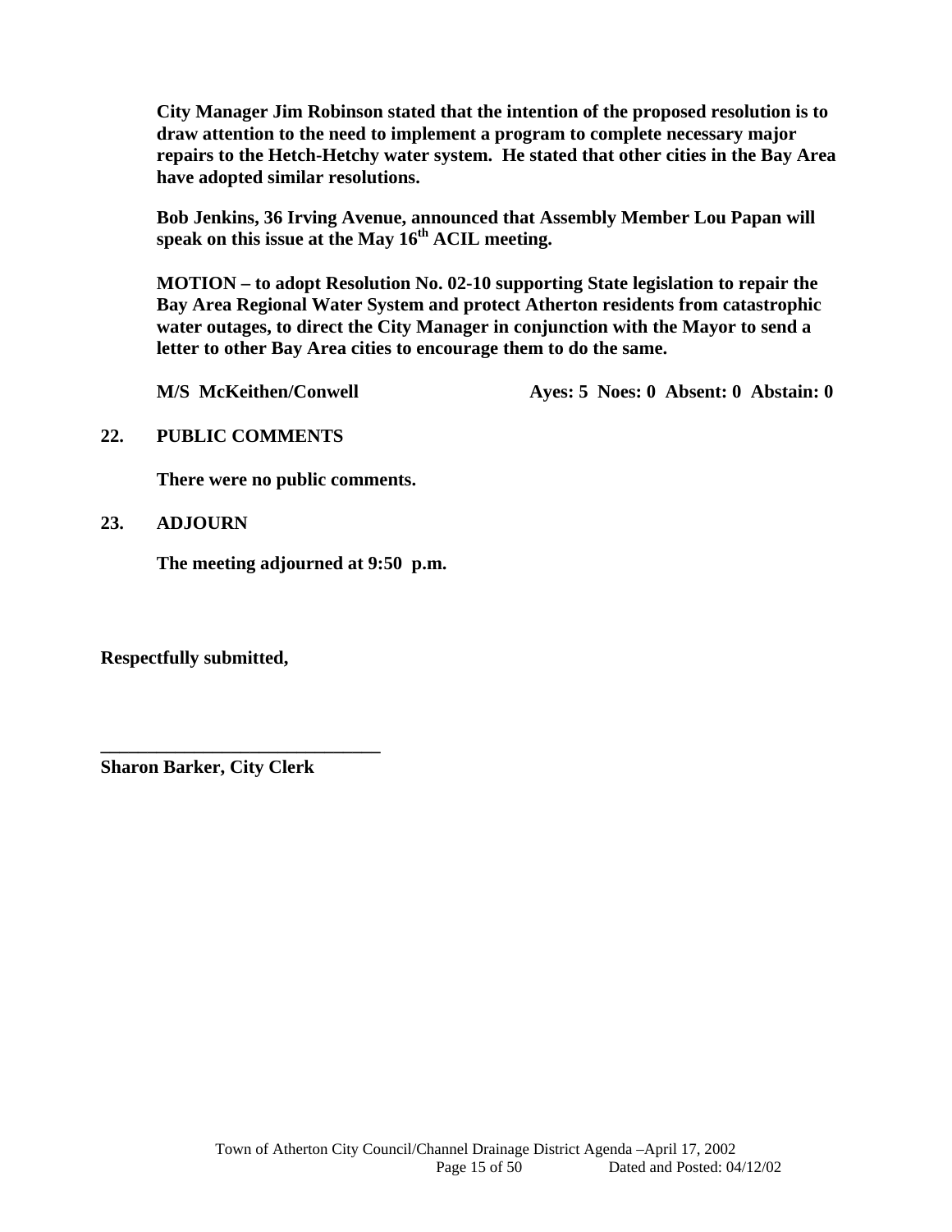**City Manager Jim Robinson stated that the intention of the proposed resolution is to draw attention to the need to implement a program to complete necessary major repairs to the Hetch-Hetchy water system. He stated that other cities in the Bay Area have adopted similar resolutions.**

**Bob Jenkins, 36 Irving Avenue, announced that Assembly Member Lou Papan will speak on this issue at the May 16th ACIL meeting.**

**MOTION – to adopt Resolution No. 02-10 supporting State legislation to repair the Bay Area Regional Water System and protect Atherton residents from catastrophic water outages, to direct the City Manager in conjunction with the Mayor to send a letter to other Bay Area cities to encourage them to do the same.**

**M/S McKeithen/Conwell  Ayes: 5 Noes: 0 Absent: 0 Abstain: 0**

**22. PUBLIC COMMENTS**

**There were no public comments.**

**23. ADJOURN**

**The meeting adjourned at 9:50 p.m.**

**Respectfully submitted,**

**\_\_\_\_\_\_\_\_\_\_\_\_\_\_\_\_\_\_\_\_\_\_\_\_\_\_\_\_\_\_**
**Sharon Barker, City Clerk**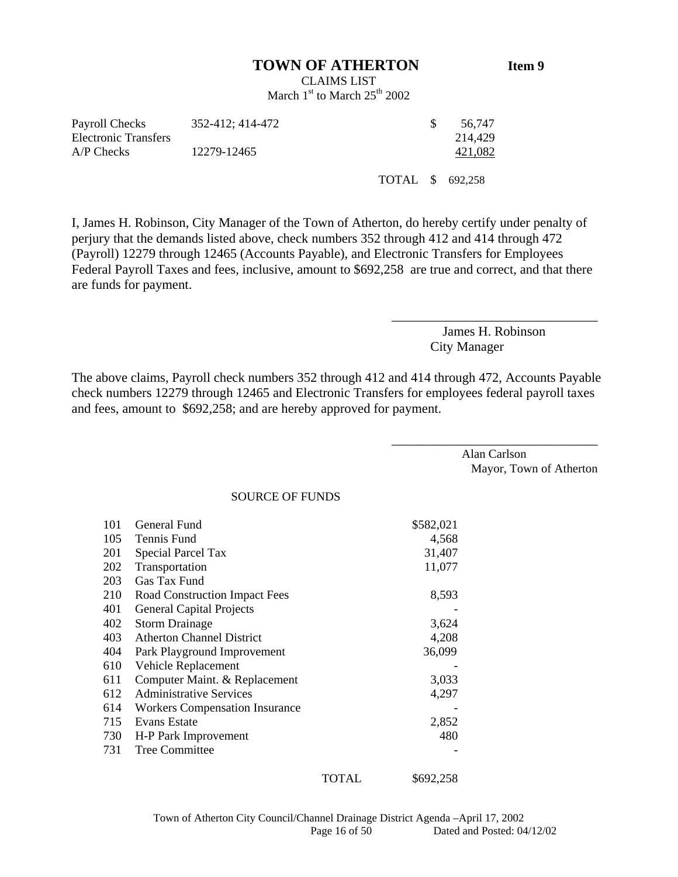# TOWN OF ATHERTON

**Item 9**

CLAIMS LIST
March 1st to March 25th 2002

| | | | |
|---|---|---|---|
| Payroll Checks | 352-412; 414-472 | | $ 56,747 |
| Electronic Transfers | | | 214,429 |
| A/P Checks | 12279-12465 | | 421,082 |
| | | TOTAL | $ 692,258 |

I, James H. Robinson, City Manager of the Town of Atherton, do hereby certify under penalty of perjury that the demands listed above, check numbers 352 through 412 and 414 through 472 (Payroll) 12279 through 12465 (Accounts Payable), and Electronic Transfers for Employees Federal Payroll Taxes and fees, inclusive, amount to $692,258 are true and correct, and that there are funds for payment.

\_\_\_\_\_\_\_\_\_\_\_\_\_\_\_\_\_\_\_\_\_\_\_\_\_\_\_\_\_\_
James H. Robinson
City Manager

The above claims, Payroll check numbers 352 through 412 and 414 through 472, Accounts Payable check numbers 12279 through 12465 and Electronic Transfers for employees federal payroll taxes and fees, amount to $692,258; and are hereby approved for payment.

\_\_\_\_\_\_\_\_\_\_\_\_\_\_\_\_\_\_\_\_\_\_\_\_\_\_\_\_\_\_
Alan Carlson
Mayor, Town of Atherton

SOURCE OF FUNDS

| | | |
|---|---|---|
| 101 | General Fund | $582,021 |
| 105 | Tennis Fund | 4,568 |
| 201 | Special Parcel Tax | 31,407 |
| 202 | Transportation | 11,077 |
| 203 | Gas Tax Fund | |
| 210 | Road Construction Impact Fees | 8,593 |
| 401 | General Capital Projects | - |
| 402 | Storm Drainage | 3,624 |
| 403 | Atherton Channel District | 4,208 |
| 404 | Park Playground Improvement | 36,099 |
| 610 | Vehicle Replacement | - |
| 611 | Computer Maint. & Replacement | 3,033 |
| 612 | Administrative Services | 4,297 |
| 614 | Workers Compensation Insurance | - |
| 715 | Evans Estate | 2,852 |
| 730 | H-P Park Improvement | 480 |
| 731 | Tree Committee | - |
| | TOTAL | $692,258 |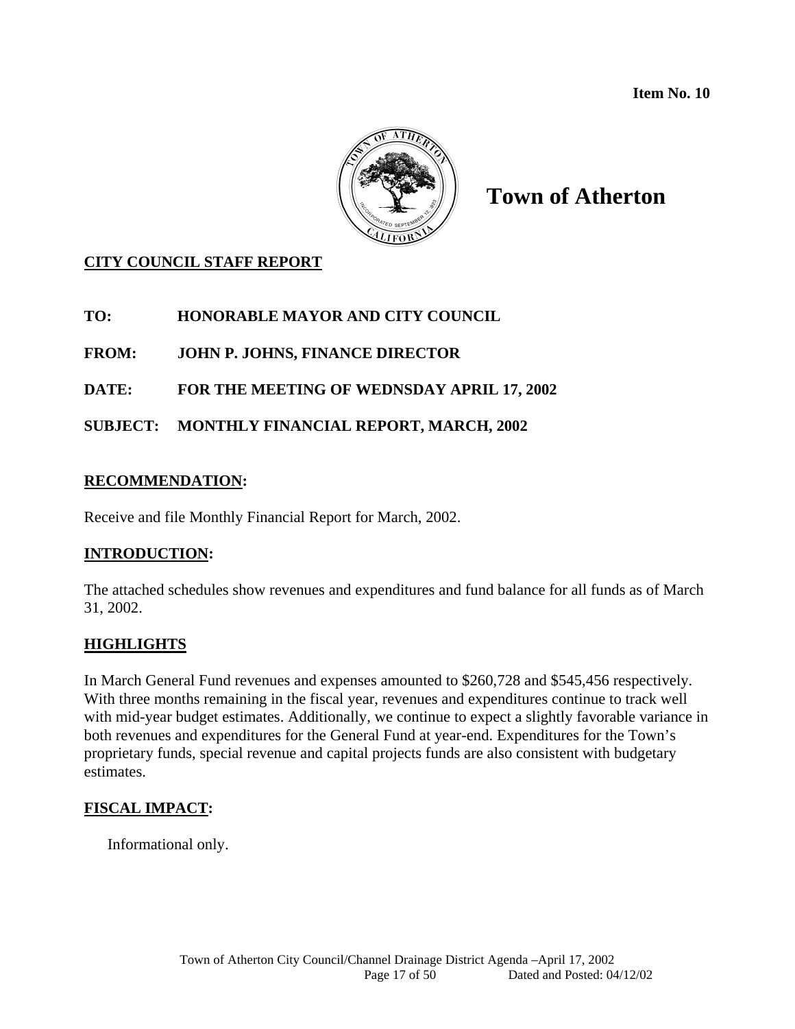Item No. 10

# Town of Atherton

**CITY COUNCIL STAFF REPORT**

**TO:** HONORABLE MAYOR AND CITY COUNCIL

**FROM:** JOHN P. JOHNS, FINANCE DIRECTOR

**DATE:** FOR THE MEETING OF WEDNSDAY APRIL 17, 2002

**SUBJECT:** MONTHLY FINANCIAL REPORT, MARCH, 2002

## RECOMMENDATION:

Receive and file Monthly Financial Report for March, 2002.

## INTRODUCTION:

The attached schedules show revenues and expenditures and fund balance for all funds as of March 31, 2002.

## HIGHLIGHTS

In March General Fund revenues and expenses amounted to $260,728 and $545,456 respectively. With three months remaining in the fiscal year, revenues and expenditures continue to track well with mid-year budget estimates. Additionally, we continue to expect a slightly favorable variance in both revenues and expenditures for the General Fund at year-end. Expenditures for the Town's proprietary funds, special revenue and capital projects funds are also consistent with budgetary estimates.

## FISCAL IMPACT:

Informational only.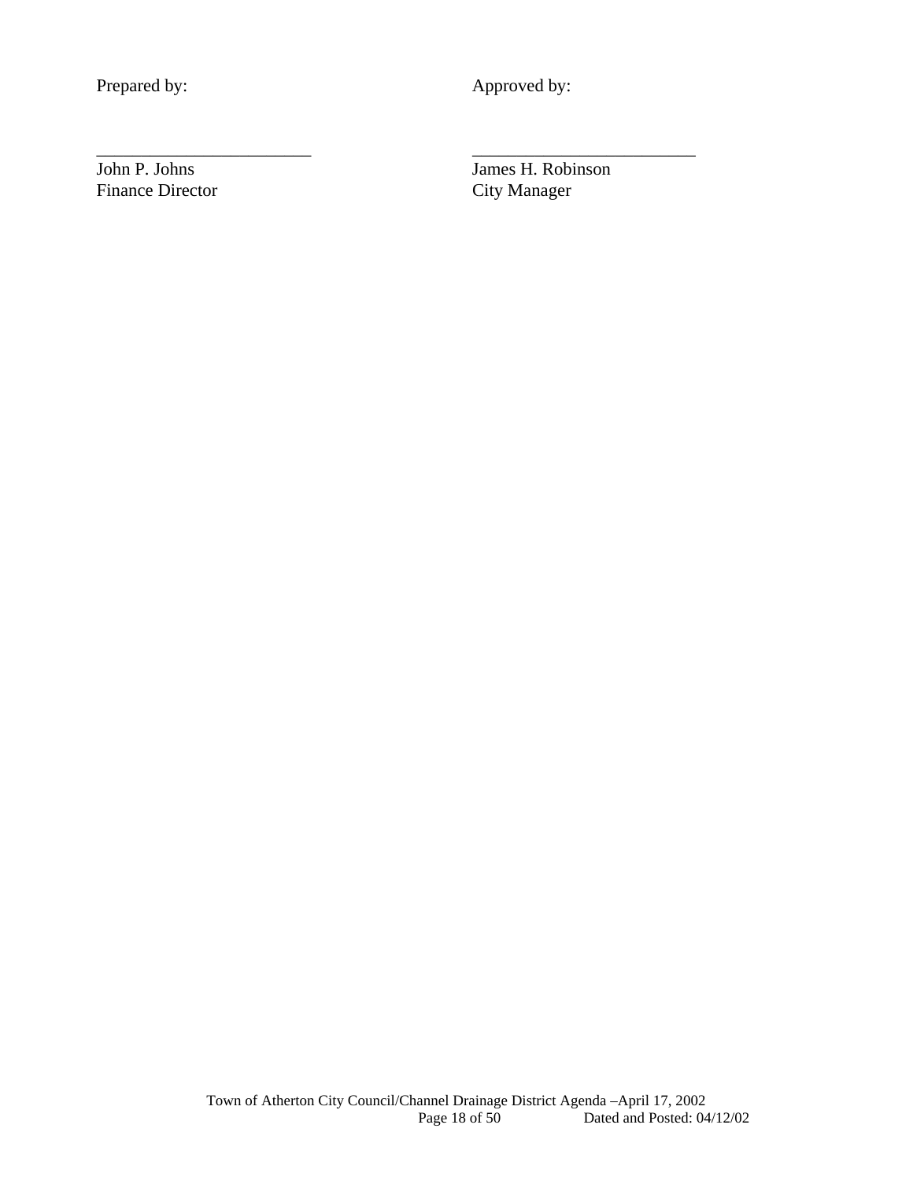Prepared by: Approved by:

________________________ ________________________

John P. Johns
Finance Director

James H. Robinson
City Manager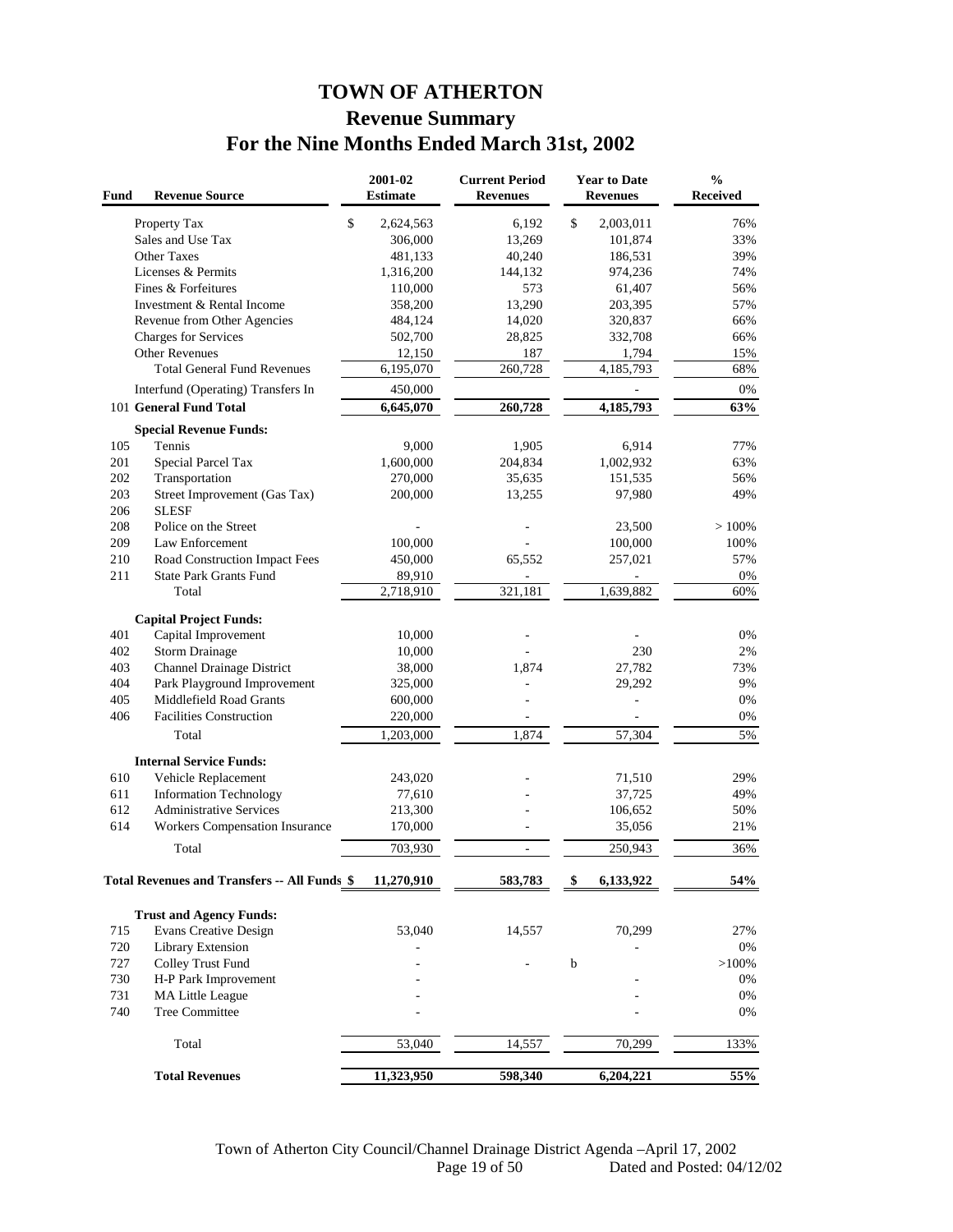# TOWN OF ATHERTON

## Revenue Summary

## For the Nine Months Ended March 31st, 2002

| Fund | Revenue Source | 2001-02 Estimate | Current Period Revenues | Year to Date Revenues | % Received |
|---|---|---|---|---|---|
| | Property Tax | $ 2,624,563 | 6,192 | $ 2,003,011 | 76% |
| | Sales and Use Tax | 306,000 | 13,269 | 101,874 | 33% |
| | Other Taxes | 481,133 | 40,240 | 186,531 | 39% |
| | Licenses & Permits | 1,316,200 | 144,132 | 974,236 | 74% |
| | Fines & Forfeitures | 110,000 | 573 | 61,407 | 56% |
| | Investment & Rental Income | 358,200 | 13,290 | 203,395 | 57% |
| | Revenue from Other Agencies | 484,124 | 14,020 | 320,837 | 66% |
| | Charges for Services | 502,700 | 28,825 | 332,708 | 66% |
| | Other Revenues | 12,150 | 187 | 1,794 | 15% |
| | Total General Fund Revenues | 6,195,070 | 260,728 | 4,185,793 | 68% |
| | Interfund (Operating) Transfers In | 450,000 | | - | 0% |
| 101 | **General Fund Total** | **6,645,070** | **260,728** | **4,185,793** | **63%** |
| | **Special Revenue Funds:** | | | | |
| 105 | Tennis | 9,000 | 1,905 | 6,914 | 77% |
| 201 | Special Parcel Tax | 1,600,000 | 204,834 | 1,002,932 | 63% |
| 202 | Transportation | 270,000 | 35,635 | 151,535 | 56% |
| 203 | Street Improvement (Gas Tax) | 200,000 | 13,255 | 97,980 | 49% |
| 206 | SLESF | | | | |
| 208 | Police on the Street | - | - | 23,500 | > 100% |
| 209 | Law Enforcement | 100,000 | - | 100,000 | 100% |
| 210 | Road Construction Impact Fees | 450,000 | 65,552 | 257,021 | 57% |
| 211 | State Park Grants Fund | 89,910 | - | - | 0% |
| | Total | 2,718,910 | 321,181 | 1,639,882 | 60% |
| | **Capital Project Funds:** | | | | |
| 401 | Capital Improvement | 10,000 | - | - | 0% |
| 402 | Storm Drainage | 10,000 | - | 230 | 2% |
| 403 | Channel Drainage District | 38,000 | 1,874 | 27,782 | 73% |
| 404 | Park Playground Improvement | 325,000 | - | 29,292 | 9% |
| 405 | Middlefield Road Grants | 600,000 | - | - | 0% |
| 406 | Facilities Construction | 220,000 | - | - | 0% |
| | Total | 1,203,000 | 1,874 | 57,304 | 5% |
| | **Internal Service Funds:** | | | | |
| 610 | Vehicle Replacement | 243,020 | - | 71,510 | 29% |
| 611 | Information Technology | 77,610 | - | 37,725 | 49% |
| 612 | Administrative Services | 213,300 | - | 106,652 | 50% |
| 614 | Workers Compensation Insurance | 170,000 | - | 35,056 | 21% |
| | Total | 703,930 | - | 250,943 | 36% |
| | **Total Revenues and Transfers -- All Funds** | **$ 11,270,910** | **583,783** | **$ 6,133,922** | **54%** |
| | **Trust and Agency Funds:** | | | | |
| 715 | Evans Creative Design | 53,040 | 14,557 | 70,299 | 27% |
| 720 | Library Extension | - | | - | 0% |
| 727 | Colley Trust Fund | - | - | b | >100% |
| 730 | H-P Park Improvement | - | | - | 0% |
| 731 | MA Little League | - | | - | 0% |
| 740 | Tree Committee | - | | - | 0% |
| | Total | 53,040 | 14,557 | 70,299 | 133% |
| | **Total Revenues** | **11,323,950** | **598,340** | **6,204,221** | **55%** |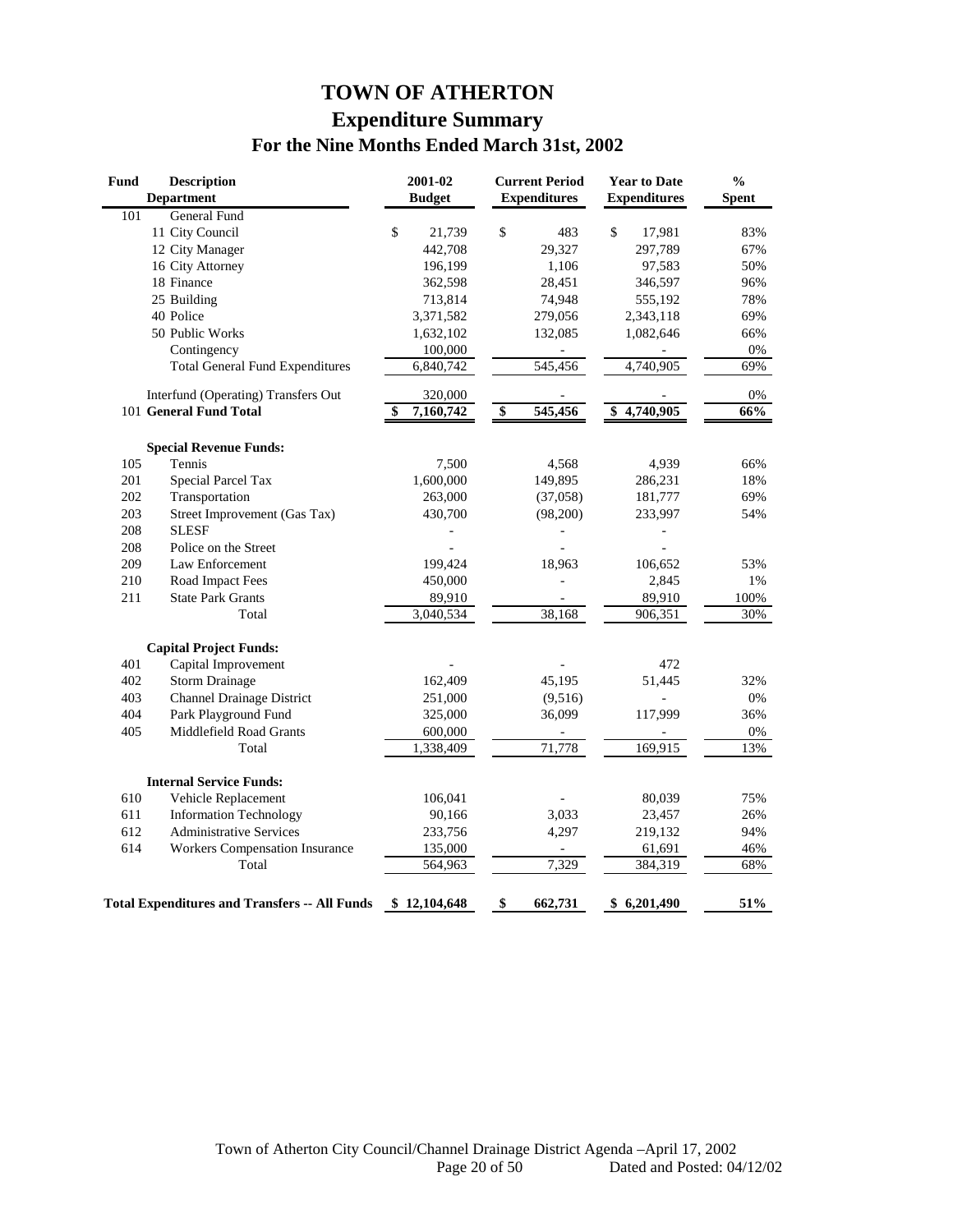# TOWN OF ATHERTON

## Expenditure Summary

### For the Nine Months Ended March 31st, 2002

| Fund | Description Department | 2001-02 Budget | Current Period Expenditures | Year to Date Expenditures | % Spent |
|---|---|---|---|---|---|
| 101 | General Fund | | | | |
| | 11 City Council | $ 21,739 | $ 483 | $ 17,981 | 83% |
| | 12 City Manager | 442,708 | 29,327 | 297,789 | 67% |
| | 16 City Attorney | 196,199 | 1,106 | 97,583 | 50% |
| | 18 Finance | 362,598 | 28,451 | 346,597 | 96% |
| | 25 Building | 713,814 | 74,948 | 555,192 | 78% |
| | 40 Police | 3,371,582 | 279,056 | 2,343,118 | 69% |
| | 50 Public Works | 1,632,102 | 132,085 | 1,082,646 | 66% |
| | Contingency | 100,000 | - | - | 0% |
| | Total General Fund Expenditures | 6,840,742 | 545,456 | 4,740,905 | 69% |
| | Interfund (Operating) Transfers Out | 320,000 | - | - | 0% |
| 101 | **General Fund Total** | **$ 7,160,742** | **$ 545,456** | **$ 4,740,905** | **66%** |
| | **Special Revenue Funds:** | | | | |
| 105 | Tennis | 7,500 | 4,568 | 4,939 | 66% |
| 201 | Special Parcel Tax | 1,600,000 | 149,895 | 286,231 | 18% |
| 202 | Transportation | 263,000 | (37,058) | 181,777 | 69% |
| 203 | Street Improvement (Gas Tax) | 430,700 | (98,200) | 233,997 | 54% |
| 208 | SLESF | - | - | - | |
| 208 | Police on the Street | - | - | - | |
| 209 | Law Enforcement | 199,424 | 18,963 | 106,652 | 53% |
| 210 | Road Impact Fees | 450,000 | - | 2,845 | 1% |
| 211 | State Park Grants | 89,910 | - | 89,910 | 100% |
| | Total | 3,040,534 | 38,168 | 906,351 | 30% |
| | **Capital Project Funds:** | | | | |
| 401 | Capital Improvement | - | - | 472 | |
| 402 | Storm Drainage | 162,409 | 45,195 | 51,445 | 32% |
| 403 | Channel Drainage District | 251,000 | (9,516) | - | 0% |
| 404 | Park Playground Fund | 325,000 | 36,099 | 117,999 | 36% |
| 405 | Middlefield Road Grants | 600,000 | - | - | 0% |
| | Total | 1,338,409 | 71,778 | 169,915 | 13% |
| | **Internal Service Funds:** | | | | |
| 610 | Vehicle Replacement | 106,041 | - | 80,039 | 75% |
| 611 | Information Technology | 90,166 | 3,033 | 23,457 | 26% |
| 612 | Administrative Services | 233,756 | 4,297 | 219,132 | 94% |
| 614 | Workers Compensation Insurance | 135,000 | - | 61,691 | 46% |
| | Total | 564,963 | 7,329 | 384,319 | 68% |
| | **Total Expenditures and Transfers -- All Funds** | **$ 12,104,648** | **$ 662,731** | **$ 6,201,490** | **51%** |

Town of Atherton City Council/Channel Drainage District Agenda –April 17, 2002
Dated and Posted: 04/12/02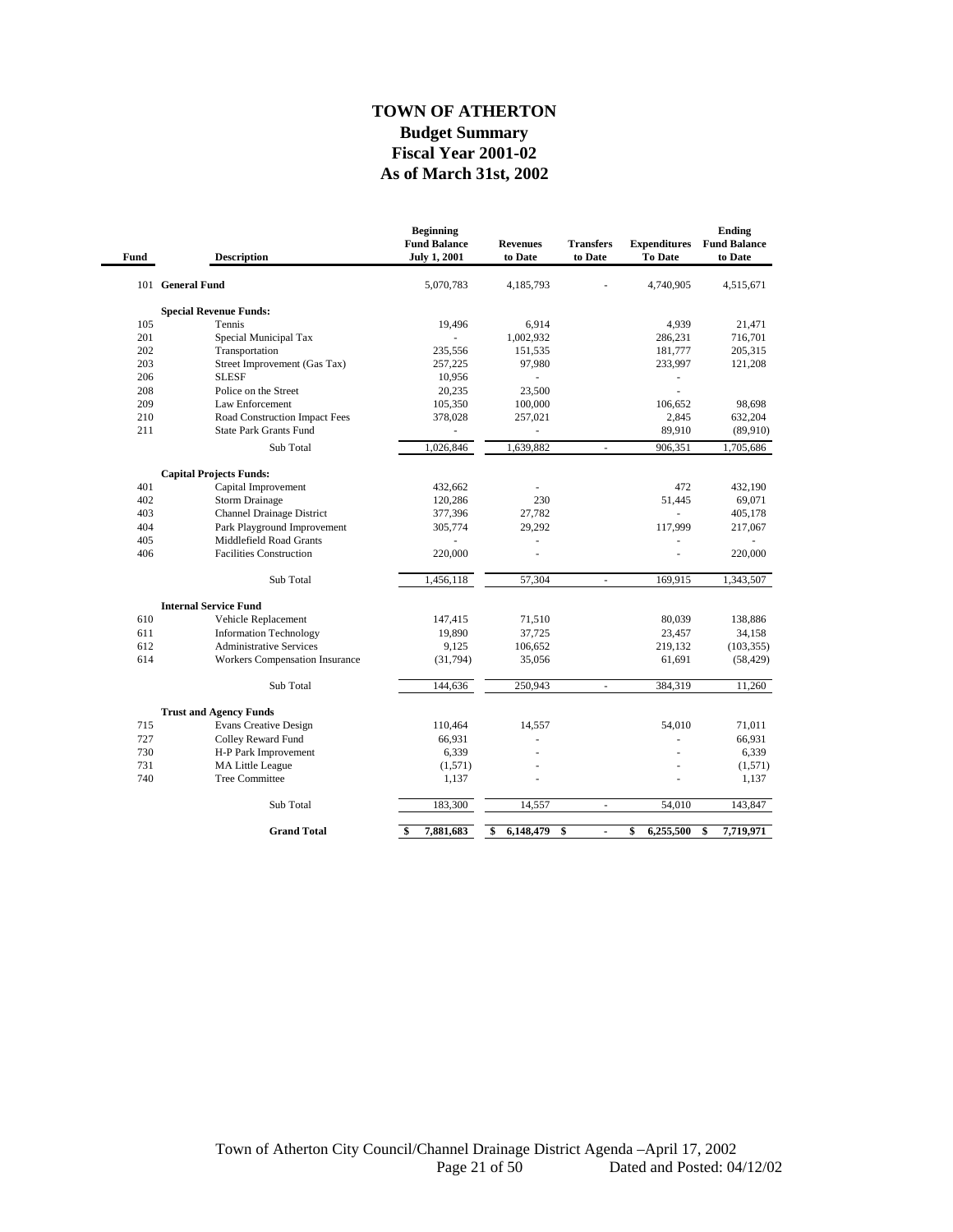# TOWN OF ATHERTON
## Budget Summary
## Fiscal Year 2001-02
## As of March 31st, 2002

| Fund | Description | Beginning Fund Balance July 1, 2001 | Revenues to Date | Transfers to Date | Expenditures To Date | Ending Fund Balance to Date |
|---|---|---|---|---|---|---|
| 101 | **General Fund** | 5,070,783 | 4,185,793 | - | 4,740,905 | 4,515,671 |
| | **Special Revenue Funds:** | | | | | |
| 105 | Tennis | 19,496 | 6,914 | | 4,939 | 21,471 |
| 201 | Special Municipal Tax | - | 1,002,932 | | 286,231 | 716,701 |
| 202 | Transportation | 235,556 | 151,535 | | 181,777 | 205,315 |
| 203 | Street Improvement (Gas Tax) | 257,225 | 97,980 | | 233,997 | 121,208 |
| 206 | SLESF | 10,956 | - | | - | |
| 208 | Police on the Street | 20,235 | 23,500 | | - | |
| 209 | Law Enforcement | 105,350 | 100,000 | | 106,652 | 98,698 |
| 210 | Road Construction Impact Fees | 378,028 | 257,021 | | 2,845 | 632,204 |
| 211 | State Park Grants Fund | - | - | | 89,910 | (89,910) |
| | Sub Total | 1,026,846 | 1,639,882 | - | 906,351 | 1,705,686 |
| | **Capital Projects Funds:** | | | | | |
| 401 | Capital Improvement | 432,662 | - | | 472 | 432,190 |
| 402 | Storm Drainage | 120,286 | 230 | | 51,445 | 69,071 |
| 403 | Channel Drainage District | 377,396 | 27,782 | | - | 405,178 |
| 404 | Park Playground Improvement | 305,774 | 29,292 | | 117,999 | 217,067 |
| 405 | Middlefield Road Grants | - | - | | - | - |
| 406 | Facilities Construction | 220,000 | - | | - | 220,000 |
| | Sub Total | 1,456,118 | 57,304 | - | 169,915 | 1,343,507 |
| | **Internal Service Fund** | | | | | |
| 610 | Vehicle Replacement | 147,415 | 71,510 | | 80,039 | 138,886 |
| 611 | Information Technology | 19,890 | 37,725 | | 23,457 | 34,158 |
| 612 | Administrative Services | 9,125 | 106,652 | | 219,132 | (103,355) |
| 614 | Workers Compensation Insurance | (31,794) | 35,056 | | 61,691 | (58,429) |
| | Sub Total | 144,636 | 250,943 | - | 384,319 | 11,260 |
| | **Trust and Agency Funds** | | | | | |
| 715 | Evans Creative Design | 110,464 | 14,557 | | 54,010 | 71,011 |
| 727 | Colley Reward Fund | 66,931 | - | | - | 66,931 |
| 730 | H-P Park Improvement | 6,339 | - | | - | 6,339 |
| 731 | MA Little League | (1,571) | - | | - | (1,571) |
| 740 | Tree Committee | 1,137 | - | | - | 1,137 |
| | Sub Total | 183,300 | 14,557 | - | 54,010 | 143,847 |
| | **Grand Total** | **$ 7,881,683** | **$ 6,148,479** | **$ -** | **$ 6,255,500** | **$ 7,719,971** |

Town of Atherton City Council/Channel Drainage District Agenda –April 17, 2002
Dated and Posted: 04/12/02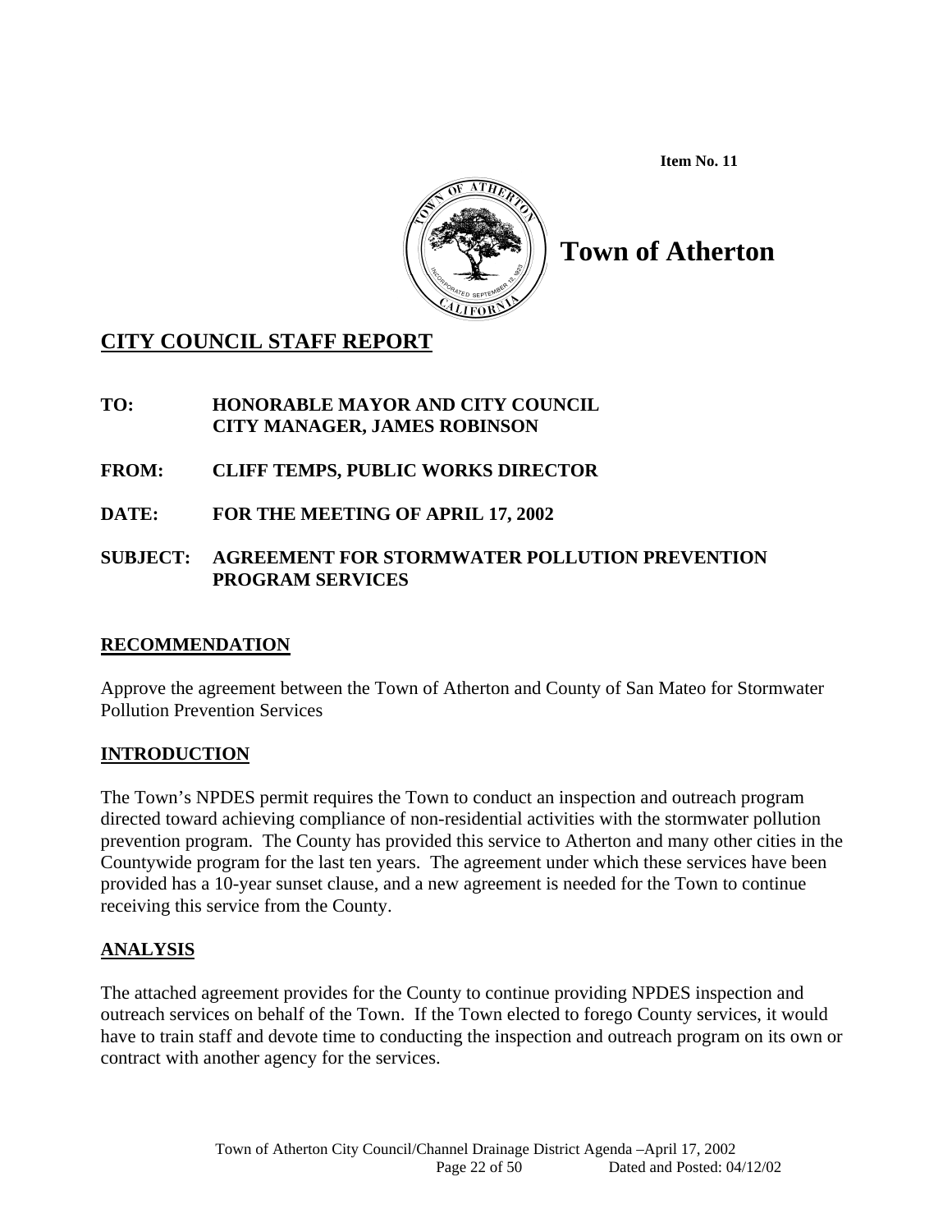Item No. 11

# Town of Atherton

## CITY COUNCIL STAFF REPORT

**TO:** **HONORABLE MAYOR AND CITY COUNCIL**
**CITY MANAGER, JAMES ROBINSON**

**FROM:** **CLIFF TEMPS, PUBLIC WORKS DIRECTOR**

**DATE:** **FOR THE MEETING OF APRIL 17, 2002**

**SUBJECT:** **AGREEMENT FOR STORMWATER POLLUTION PREVENTION PROGRAM SERVICES**

## RECOMMENDATION

Approve the agreement between the Town of Atherton and County of San Mateo for Stormwater Pollution Prevention Services

## INTRODUCTION

The Town's NPDES permit requires the Town to conduct an inspection and outreach program directed toward achieving compliance of non-residential activities with the stormwater pollution prevention program. The County has provided this service to Atherton and many other cities in the Countywide program for the last ten years. The agreement under which these services have been provided has a 10-year sunset clause, and a new agreement is needed for the Town to continue receiving this service from the County.

## ANALYSIS

The attached agreement provides for the County to continue providing NPDES inspection and outreach services on behalf of the Town. If the Town elected to forego County services, it would have to train staff and devote time to conducting the inspection and outreach program on its own or contract with another agency for the services.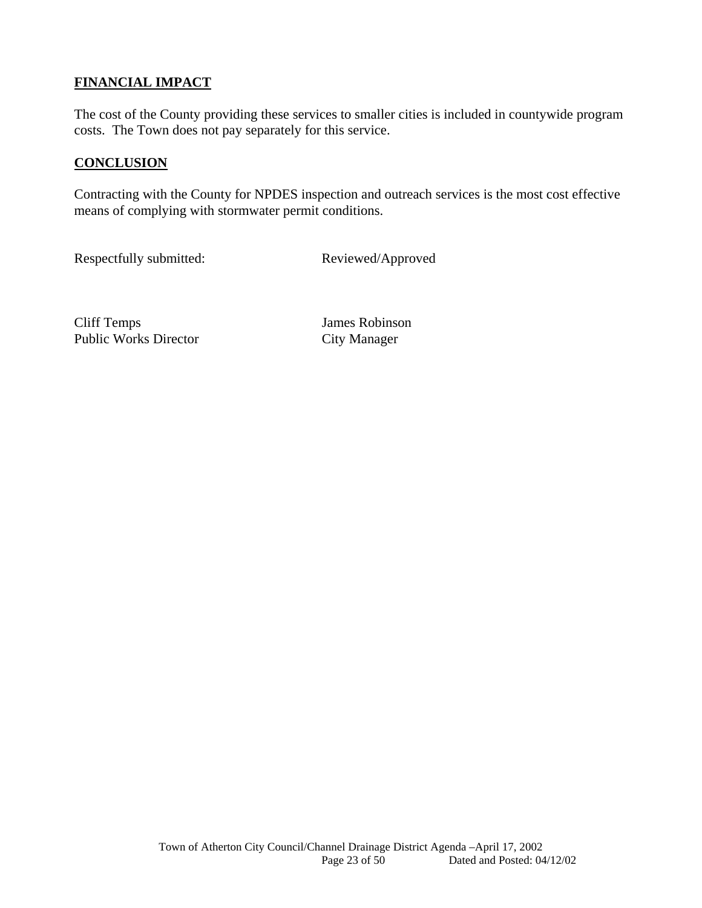**FINANCIAL IMPACT**

The cost of the County providing these services to smaller cities is included in countywide program costs. The Town does not pay separately for this service.

**CONCLUSION**

Contracting with the County for NPDES inspection and outreach services is the most cost effective means of complying with stormwater permit conditions.

Respectfully submitted: Reviewed/Approved

Cliff Temps
Public Works Director

James Robinson
City Manager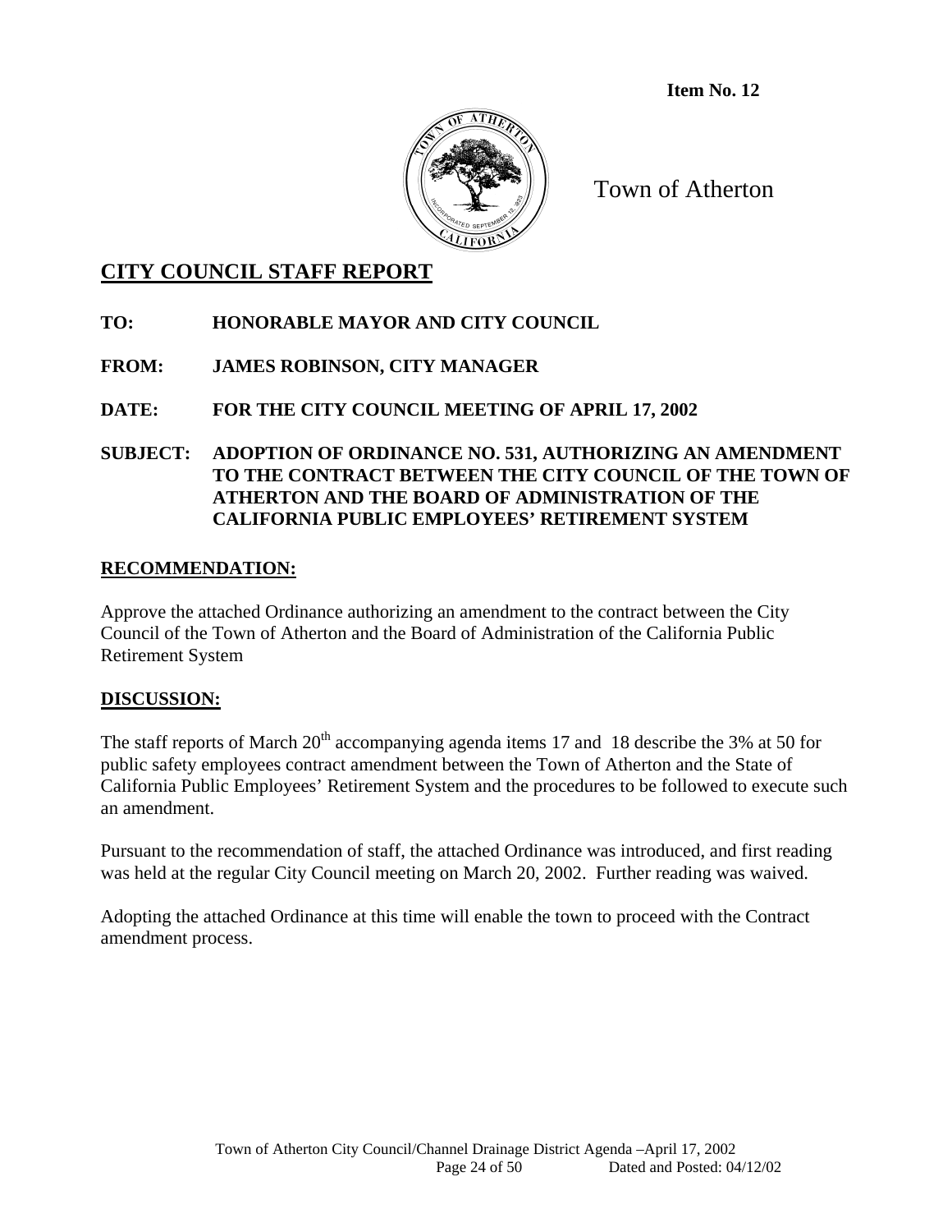**Item No. 12**

Town of Atherton

## CITY COUNCIL STAFF REPORT

**TO:** HONORABLE MAYOR AND CITY COUNCIL

**FROM:** JAMES ROBINSON, CITY MANAGER

**DATE:** FOR THE CITY COUNCIL MEETING OF APRIL 17, 2002

**SUBJECT:** ADOPTION OF ORDINANCE NO. 531, AUTHORIZING AN AMENDMENT TO THE CONTRACT BETWEEN THE CITY COUNCIL OF THE TOWN OF ATHERTON AND THE BOARD OF ADMINISTRATION OF THE CALIFORNIA PUBLIC EMPLOYEES' RETIREMENT SYSTEM

### RECOMMENDATION:

Approve the attached Ordinance authorizing an amendment to the contract between the City Council of the Town of Atherton and the Board of Administration of the California Public Retirement System

### DISCUSSION:

The staff reports of March 20th accompanying agenda items 17 and 18 describe the 3% at 50 for public safety employees contract amendment between the Town of Atherton and the State of California Public Employees' Retirement System and the procedures to be followed to execute such an amendment.

Pursuant to the recommendation of staff, the attached Ordinance was introduced, and first reading was held at the regular City Council meeting on March 20, 2002. Further reading was waived.

Adopting the attached Ordinance at this time will enable the town to proceed with the Contract amendment process.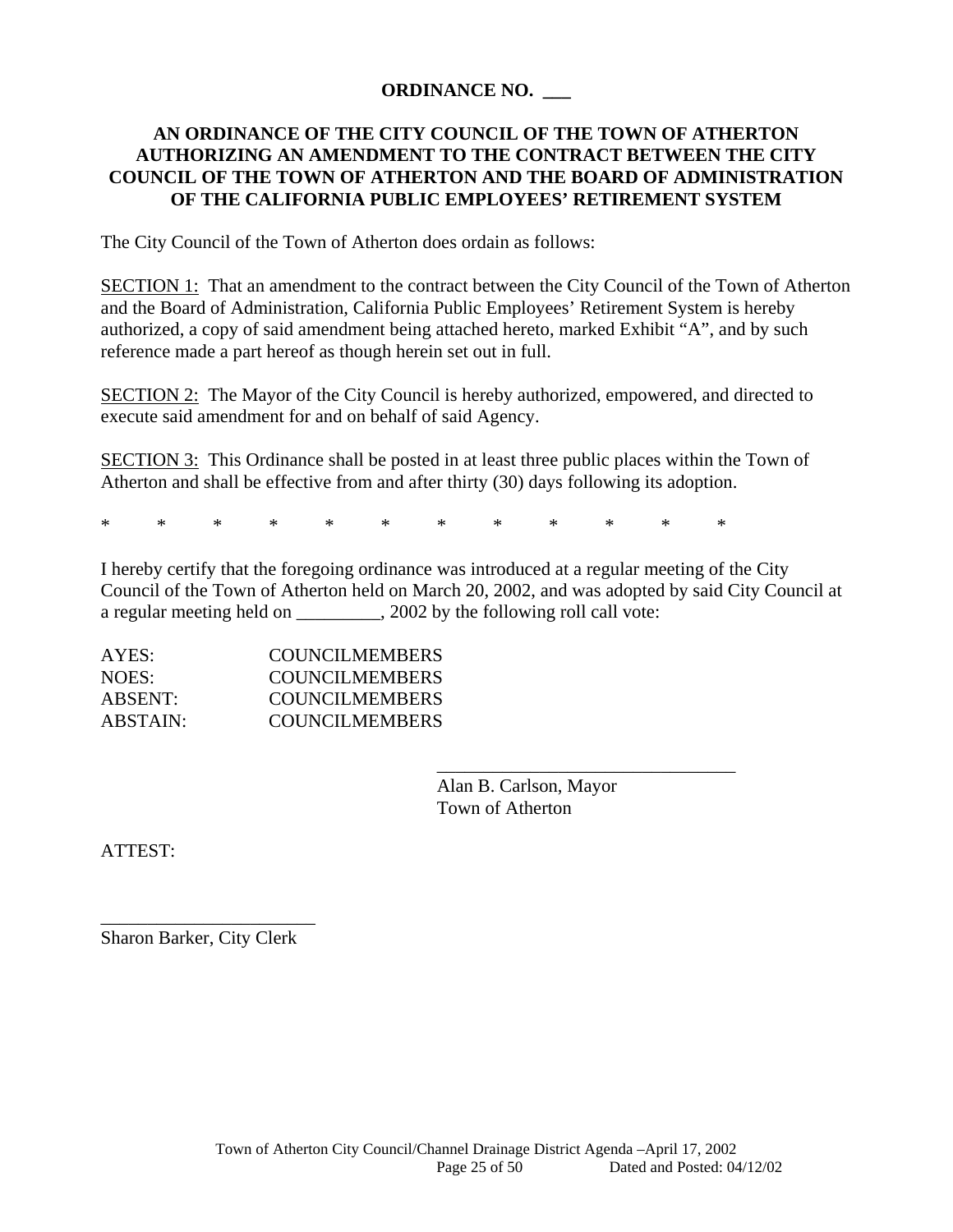**ORDINANCE NO. ___**

**AN ORDINANCE OF THE CITY COUNCIL OF THE TOWN OF ATHERTON AUTHORIZING AN AMENDMENT TO THE CONTRACT BETWEEN THE CITY COUNCIL OF THE TOWN OF ATHERTON AND THE BOARD OF ADMINISTRATION OF THE CALIFORNIA PUBLIC EMPLOYEES' RETIREMENT SYSTEM**

The City Council of the Town of Atherton does ordain as follows:

SECTION 1: That an amendment to the contract between the City Council of the Town of Atherton and the Board of Administration, California Public Employees' Retirement System is hereby authorized, a copy of said amendment being attached hereto, marked Exhibit "A", and by such reference made a part hereof as though herein set out in full.

SECTION 2: The Mayor of the City Council is hereby authorized, empowered, and directed to execute said amendment for and on behalf of said Agency.

SECTION 3: This Ordinance shall be posted in at least three public places within the Town of Atherton and shall be effective from and after thirty (30) days following its adoption.

\* \* \* \* \* \* \* \* \* \* \* \*

I hereby certify that the foregoing ordinance was introduced at a regular meeting of the City Council of the Town of Atherton held on March 20, 2002, and was adopted by said City Council at a regular meeting held on _________, 2002 by the following roll call vote:

AYES: COUNCILMEMBERS
NOES: COUNCILMEMBERS
ABSENT: COUNCILMEMBERS
ABSTAIN: COUNCILMEMBERS

________________________________
Alan B. Carlson, Mayor
Town of Atherton

ATTEST:

_______________________
Sharon Barker, City Clerk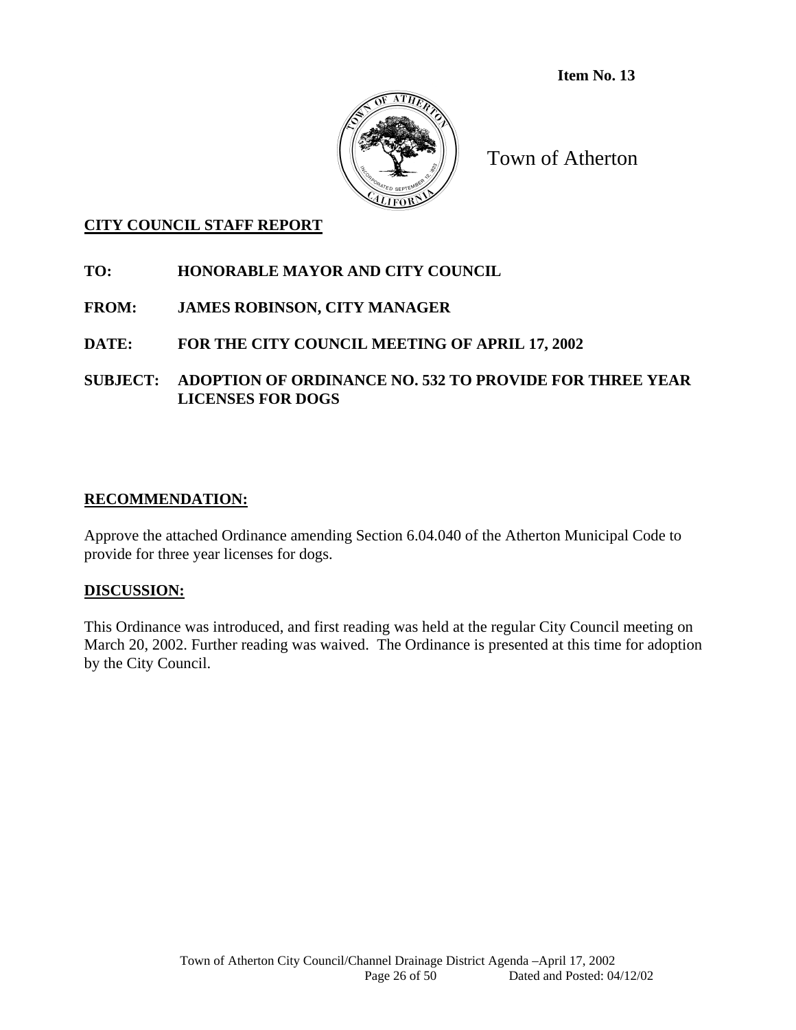**Item No. 13**

Town of Atherton

**CITY COUNCIL STAFF REPORT**

**TO:** HONORABLE MAYOR AND CITY COUNCIL

**FROM:** JAMES ROBINSON, CITY MANAGER

**DATE:** FOR THE CITY COUNCIL MEETING OF APRIL 17, 2002

**SUBJECT:** ADOPTION OF ORDINANCE NO. 532 TO PROVIDE FOR THREE YEAR LICENSES FOR DOGS

## RECOMMENDATION:

Approve the attached Ordinance amending Section 6.04.040 of the Atherton Municipal Code to provide for three year licenses for dogs.

## DISCUSSION:

This Ordinance was introduced, and first reading was held at the regular City Council meeting on March 20, 2002. Further reading was waived. The Ordinance is presented at this time for adoption by the City Council.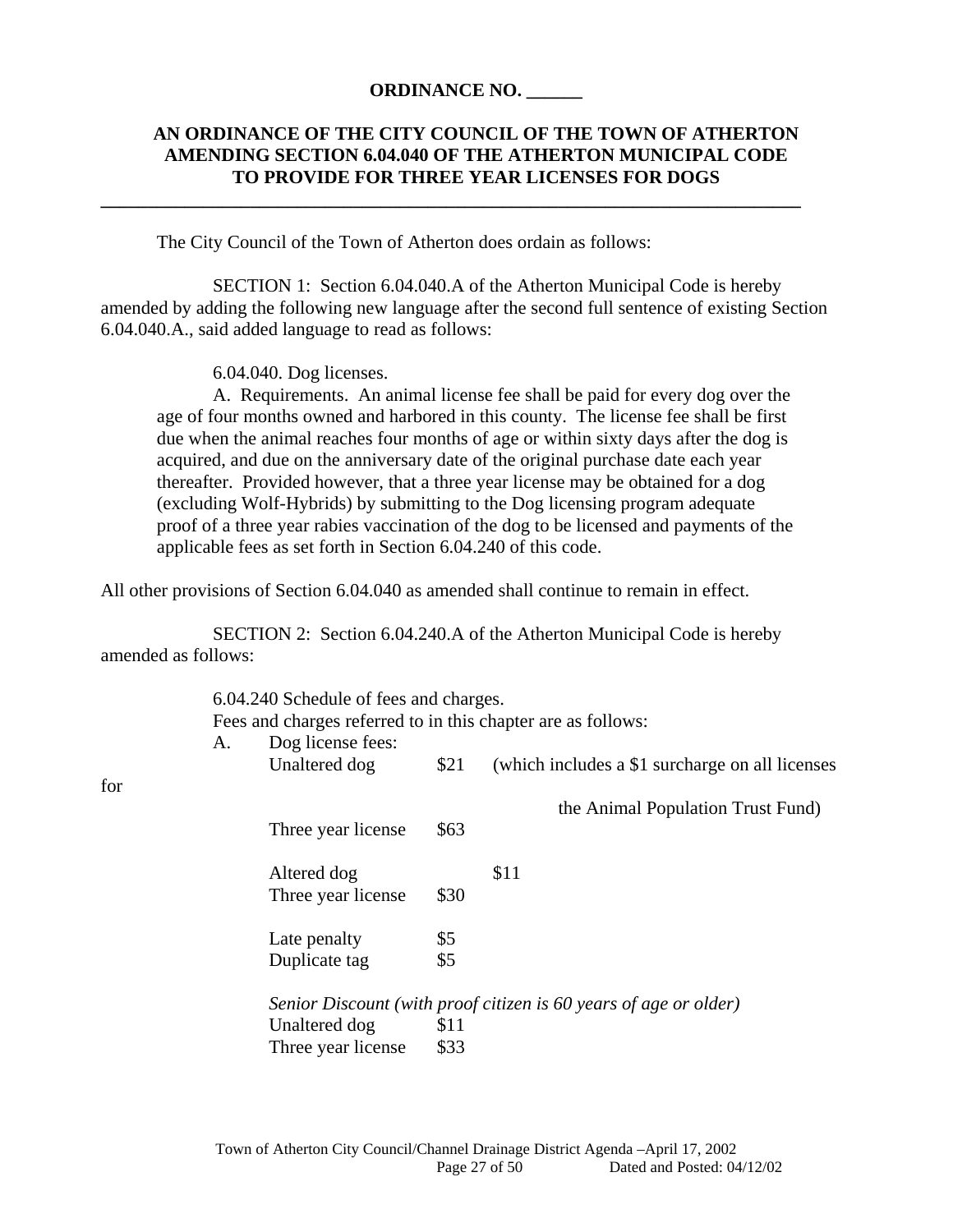**ORDINANCE NO. ______**

**AN ORDINANCE OF THE CITY COUNCIL OF THE TOWN OF ATHERTON AMENDING SECTION 6.04.040 OF THE ATHERTON MUNICIPAL CODE TO PROVIDE FOR THREE YEAR LICENSES FOR DOGS**

---

The City Council of the Town of Atherton does ordain as follows:

SECTION 1: Section 6.04.040.A of the Atherton Municipal Code is hereby amended by adding the following new language after the second full sentence of existing Section 6.04.040.A., said added language to read as follows:

> 6.04.040. Dog licenses.
>
> A. Requirements. An animal license fee shall be paid for every dog over the age of four months owned and harbored in this county. The license fee shall be first due when the animal reaches four months of age or within sixty days after the dog is acquired, and due on the anniversary date of the original purchase date each year thereafter. Provided however, that a three year license may be obtained for a dog (excluding Wolf-Hybrids) by submitting to the Dog licensing program adequate proof of a three year rabies vaccination of the dog to be licensed and payments of the applicable fees as set forth in Section 6.04.240 of this code.

All other provisions of Section 6.04.040 as amended shall continue to remain in effect.

SECTION 2: Section 6.04.240.A of the Atherton Municipal Code is hereby amended as follows:

6.04.240 Schedule of fees and charges.

Fees and charges referred to in this chapter are as follows:

A. Dog license fees:

| | | |
|---|---|---|
| Unaltered dog | $21 | (which includes a $1 surcharge on all licenses for the Animal Population Trust Fund) |
| Three year license | $63 | |
| Altered dog | | $11 |
| Three year license | $30 | |
| Late penalty | $5 | |
| Duplicate tag | $5 | |

*Senior Discount (with proof citizen is 60 years of age or older)*

| | |
|---|---|
| Unaltered dog | $11 |
| Three year license | $33 |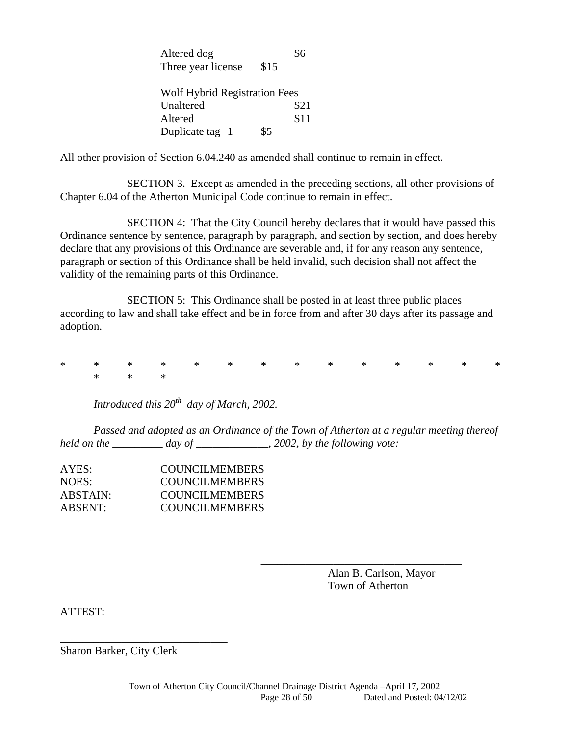Altered dog $6
Three year license $15

<u>Wolf Hybrid Registration Fees</u>
Unaltered $21
Altered $11
Duplicate tag 1 $5

All other provision of Section 6.04.240 as amended shall continue to remain in effect.

SECTION 3. Except as amended in the preceding sections, all other provisions of Chapter 6.04 of the Atherton Municipal Code continue to remain in effect.

SECTION 4: That the City Council hereby declares that it would have passed this Ordinance sentence by sentence, paragraph by paragraph, and section by section, and does hereby declare that any provisions of this Ordinance are severable and, if for any reason any sentence, paragraph or section of this Ordinance shall be held invalid, such decision shall not affect the validity of the remaining parts of this Ordinance.

SECTION 5: This Ordinance shall be posted in at least three public places according to law and shall take effect and be in force from and after 30 days after its passage and adoption.

\* \* \* \* \* \* \* \* \* \* \* \* \* \* \* \* \*

*Introduced this 20th day of March, 2002.*

*Passed and adopted as an Ordinance of the Town of Atherton at a regular meeting thereof held on the _________ day of _____________, 2002, by the following vote:*

AYES: COUNCILMEMBERS
NOES: COUNCILMEMBERS
ABSTAIN: COUNCILMEMBERS
ABSENT: COUNCILMEMBERS

_____________________________________
Alan B. Carlson, Mayor
Town of Atherton

ATTEST:

_______________________________
Sharon Barker, City Clerk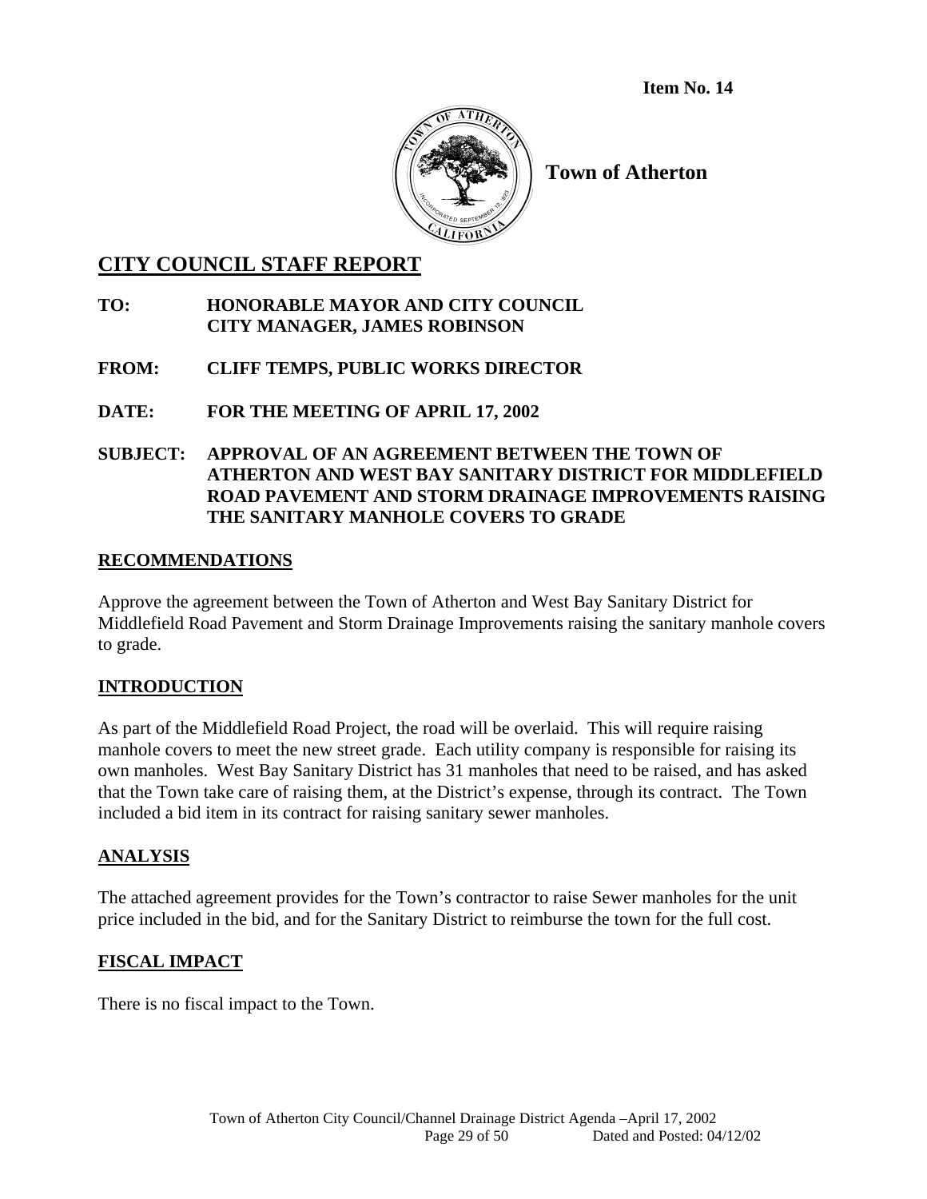**Item No. 14**

**Town of Atherton**

# CITY COUNCIL STAFF REPORT

**TO:** **HONORABLE MAYOR AND CITY COUNCIL**
**CITY MANAGER, JAMES ROBINSON**

**FROM:** **CLIFF TEMPS, PUBLIC WORKS DIRECTOR**

**DATE:** **FOR THE MEETING OF APRIL 17, 2002**

**SUBJECT:** **APPROVAL OF AN AGREEMENT BETWEEN THE TOWN OF ATHERTON AND WEST BAY SANITARY DISTRICT FOR MIDDLEFIELD ROAD PAVEMENT AND STORM DRAINAGE IMPROVEMENTS RAISING THE SANITARY MANHOLE COVERS TO GRADE**

## RECOMMENDATIONS

Approve the agreement between the Town of Atherton and West Bay Sanitary District for Middlefield Road Pavement and Storm Drainage Improvements raising the sanitary manhole covers to grade.

## INTRODUCTION

As part of the Middlefield Road Project, the road will be overlaid. This will require raising manhole covers to meet the new street grade. Each utility company is responsible for raising its own manholes. West Bay Sanitary District has 31 manholes that need to be raised, and has asked that the Town take care of raising them, at the District's expense, through its contract. The Town included a bid item in its contract for raising sanitary sewer manholes.

## ANALYSIS

The attached agreement provides for the Town's contractor to raise Sewer manholes for the unit price included in the bid, and for the Sanitary District to reimburse the town for the full cost.

## FISCAL IMPACT

There is no fiscal impact to the Town.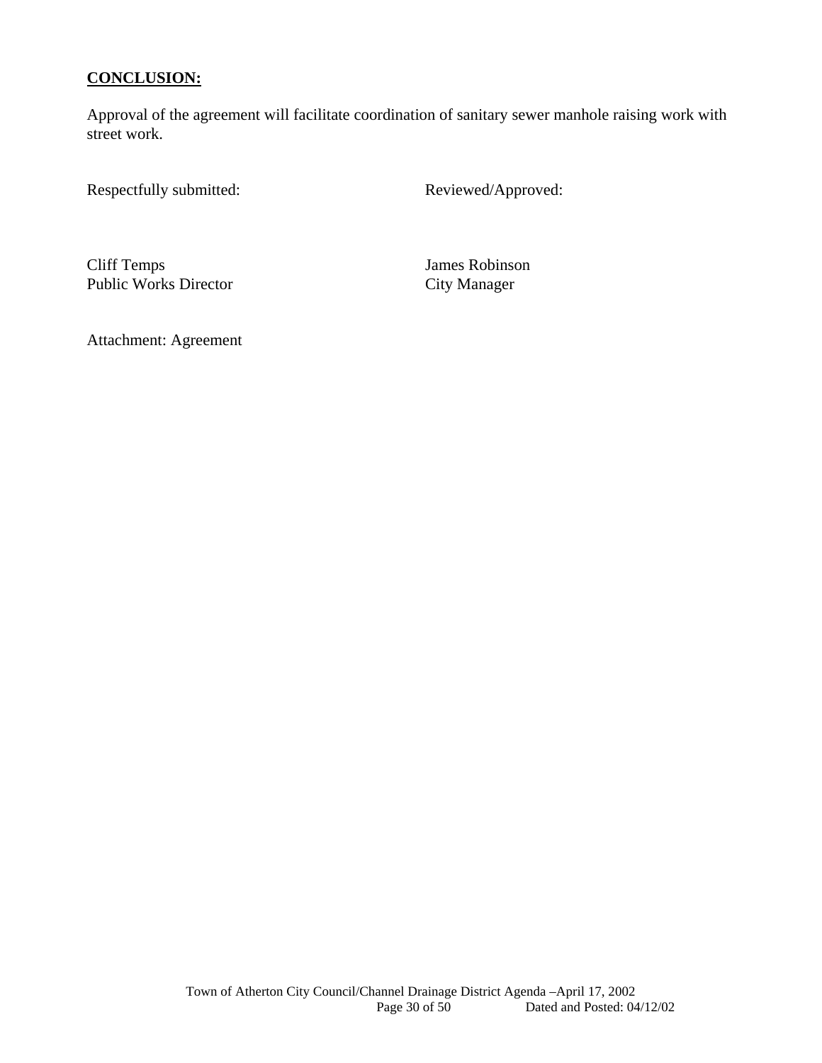**CONCLUSION:**

Approval of the agreement will facilitate coordination of sanitary sewer manhole raising work with street work.

| Respectfully submitted: | Reviewed/Approved: |
|---|---|
| Cliff Temps<br>Public Works Director | James Robinson<br>City Manager |

Attachment: Agreement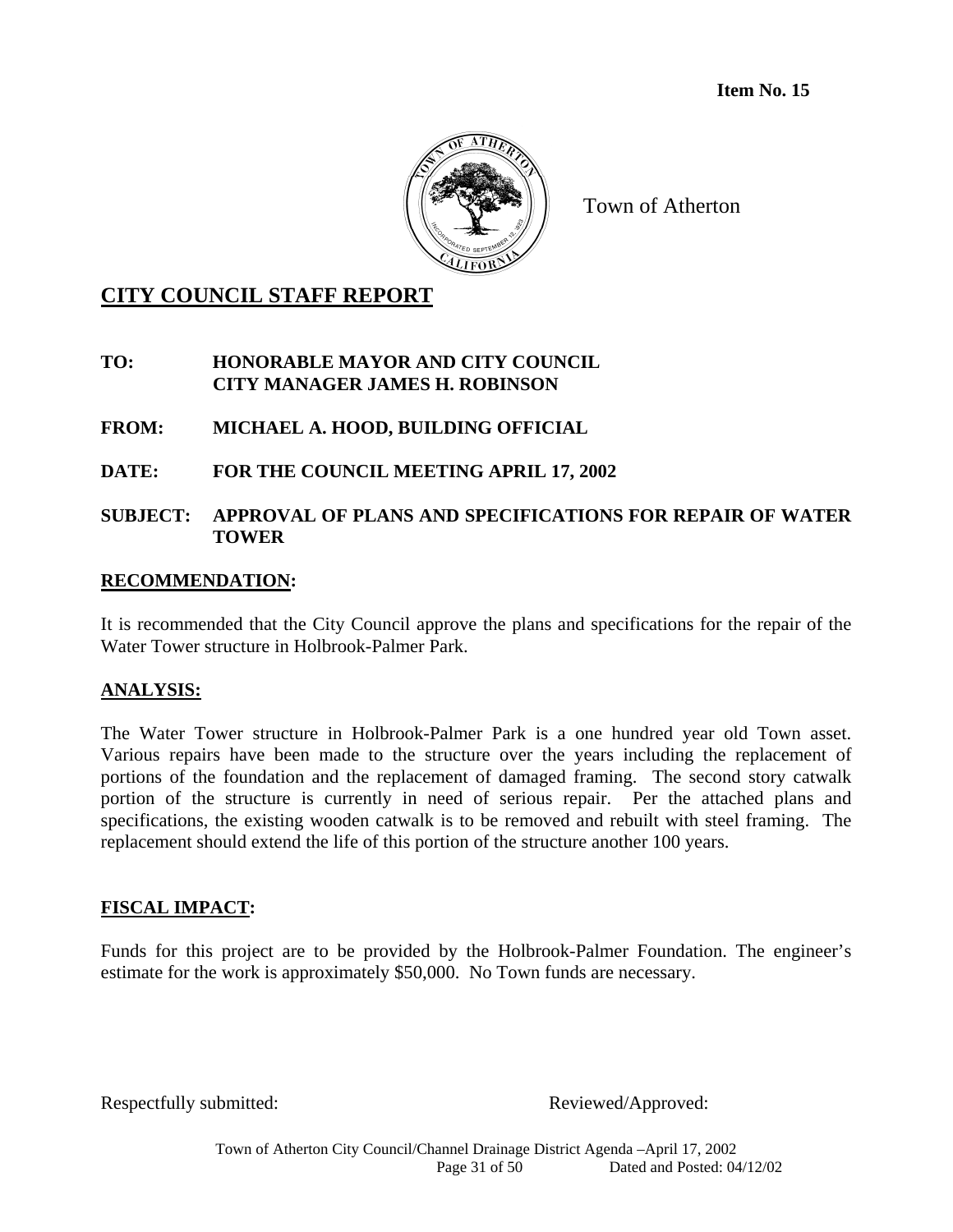**Item No. 15**

Town of Atherton

# CITY COUNCIL STAFF REPORT

**TO:** **HONORABLE MAYOR AND CITY COUNCIL**
**CITY MANAGER JAMES H. ROBINSON**

**FROM:** **MICHAEL A. HOOD, BUILDING OFFICIAL**

**DATE:** **FOR THE COUNCIL MEETING APRIL 17, 2002**

**SUBJECT:** **APPROVAL OF PLANS AND SPECIFICATIONS FOR REPAIR OF WATER TOWER**

## RECOMMENDATION:

It is recommended that the City Council approve the plans and specifications for the repair of the Water Tower structure in Holbrook-Palmer Park.

## ANALYSIS:

The Water Tower structure in Holbrook-Palmer Park is a one hundred year old Town asset. Various repairs have been made to the structure over the years including the replacement of portions of the foundation and the replacement of damaged framing. The second story catwalk portion of the structure is currently in need of serious repair. Per the attached plans and specifications, the existing wooden catwalk is to be removed and rebuilt with steel framing. The replacement should extend the life of this portion of the structure another 100 years.

## FISCAL IMPACT:

Funds for this project are to be provided by the Holbrook-Palmer Foundation. The engineer's estimate for the work is approximately $50,000. No Town funds are necessary.

Respectfully submitted: Reviewed/Approved:

Town of Atherton City Council/Channel Drainage District Agenda –April 17, 2002
Dated and Posted: 04/12/02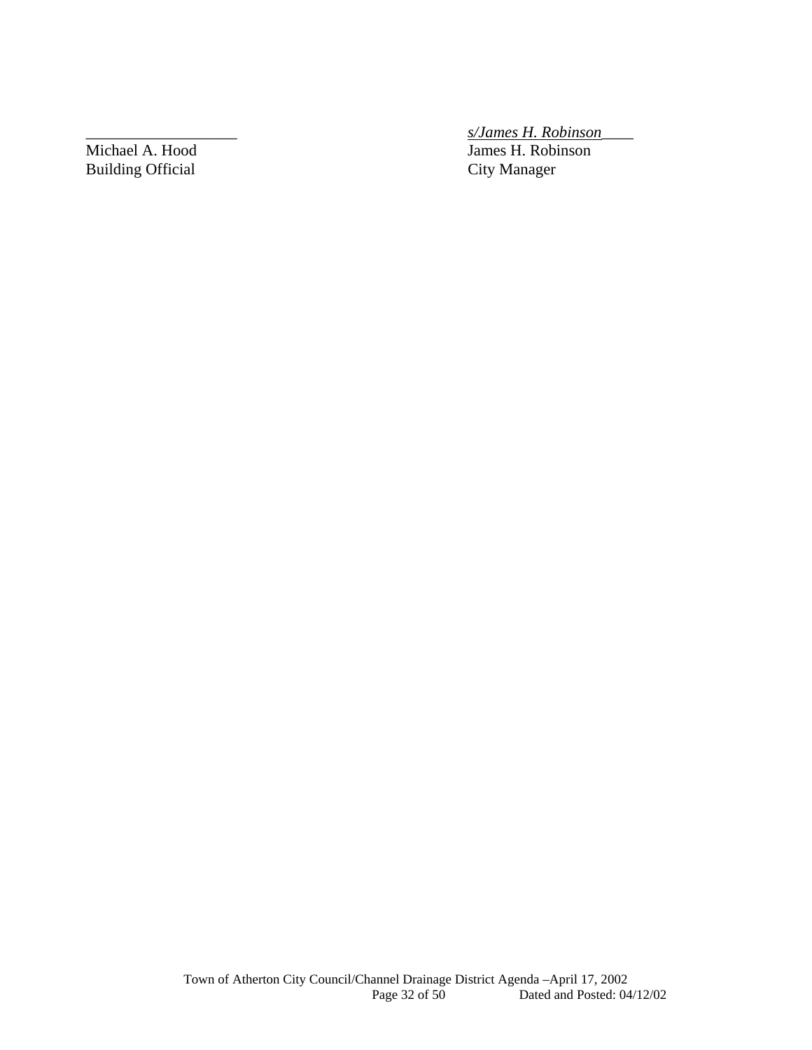| ___________________ | *s/James H. Robinson*____ |
|---|---|
| Michael A. Hood | James H. Robinson |
| Building Official | City Manager |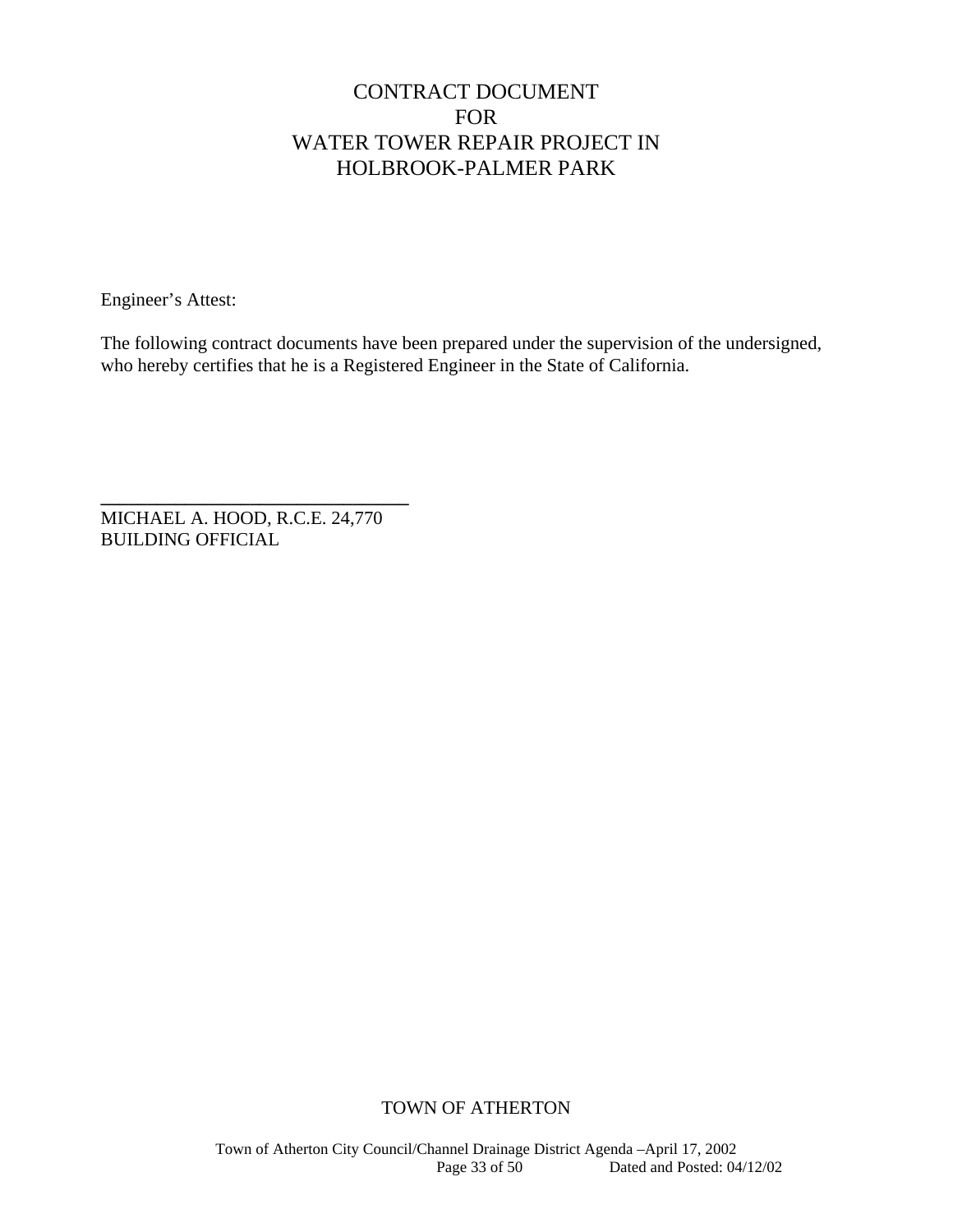# CONTRACT DOCUMENT
# FOR
# WATER TOWER REPAIR PROJECT IN
# HOLBROOK-PALMER PARK

Engineer's Attest:

The following contract documents have been prepared under the supervision of the undersigned, who hereby certifies that he is a Registered Engineer in the State of California.

_______________________________
MICHAEL A. HOOD, R.C.E. 24,770
BUILDING OFFICIAL

TOWN OF ATHERTON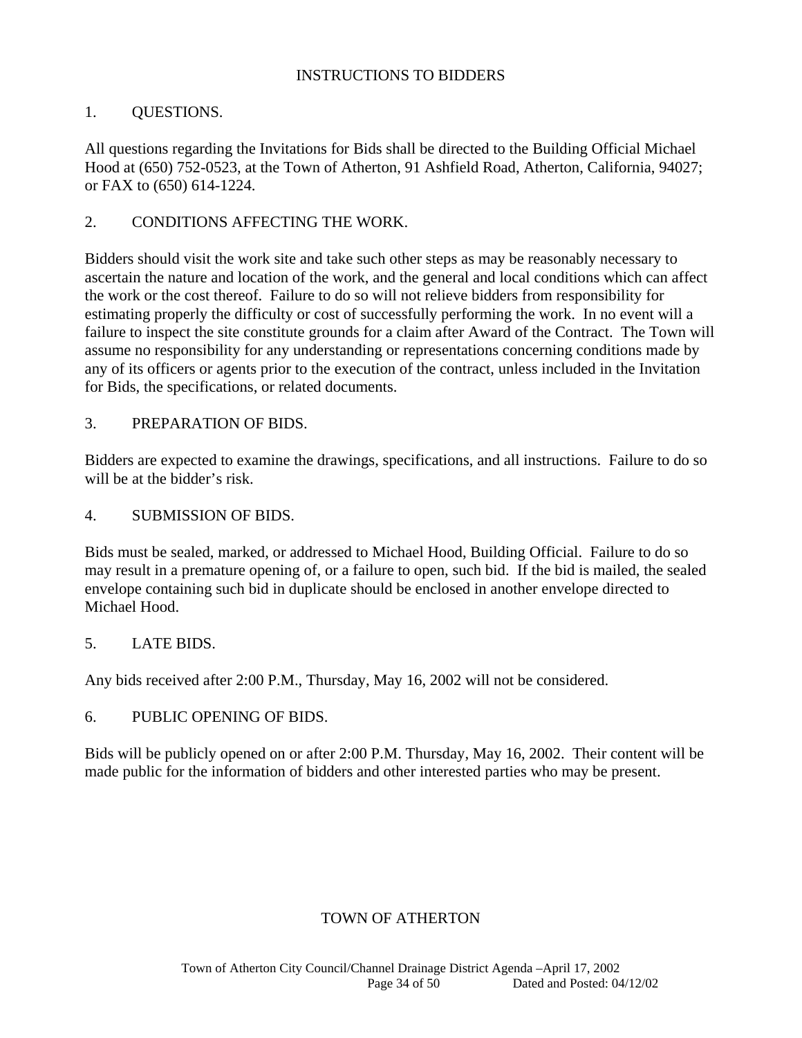# INSTRUCTIONS TO BIDDERS

## 1. QUESTIONS.

All questions regarding the Invitations for Bids shall be directed to the Building Official Michael Hood at (650) 752-0523, at the Town of Atherton, 91 Ashfield Road, Atherton, California, 94027; or FAX to (650) 614-1224.

## 2. CONDITIONS AFFECTING THE WORK.

Bidders should visit the work site and take such other steps as may be reasonably necessary to ascertain the nature and location of the work, and the general and local conditions which can affect the work or the cost thereof. Failure to do so will not relieve bidders from responsibility for estimating properly the difficulty or cost of successfully performing the work. In no event will a failure to inspect the site constitute grounds for a claim after Award of the Contract. The Town will assume no responsibility for any understanding or representations concerning conditions made by any of its officers or agents prior to the execution of the contract, unless included in the Invitation for Bids, the specifications, or related documents.

## 3. PREPARATION OF BIDS.

Bidders are expected to examine the drawings, specifications, and all instructions. Failure to do so will be at the bidder's risk.

## 4. SUBMISSION OF BIDS.

Bids must be sealed, marked, or addressed to Michael Hood, Building Official. Failure to do so may result in a premature opening of, or a failure to open, such bid. If the bid is mailed, the sealed envelope containing such bid in duplicate should be enclosed in another envelope directed to Michael Hood.

## 5. LATE BIDS.

Any bids received after 2:00 P.M., Thursday, May 16, 2002 will not be considered.

## 6. PUBLIC OPENING OF BIDS.

Bids will be publicly opened on or after 2:00 P.M. Thursday, May 16, 2002. Their content will be made public for the information of bidders and other interested parties who may be present.

TOWN OF ATHERTON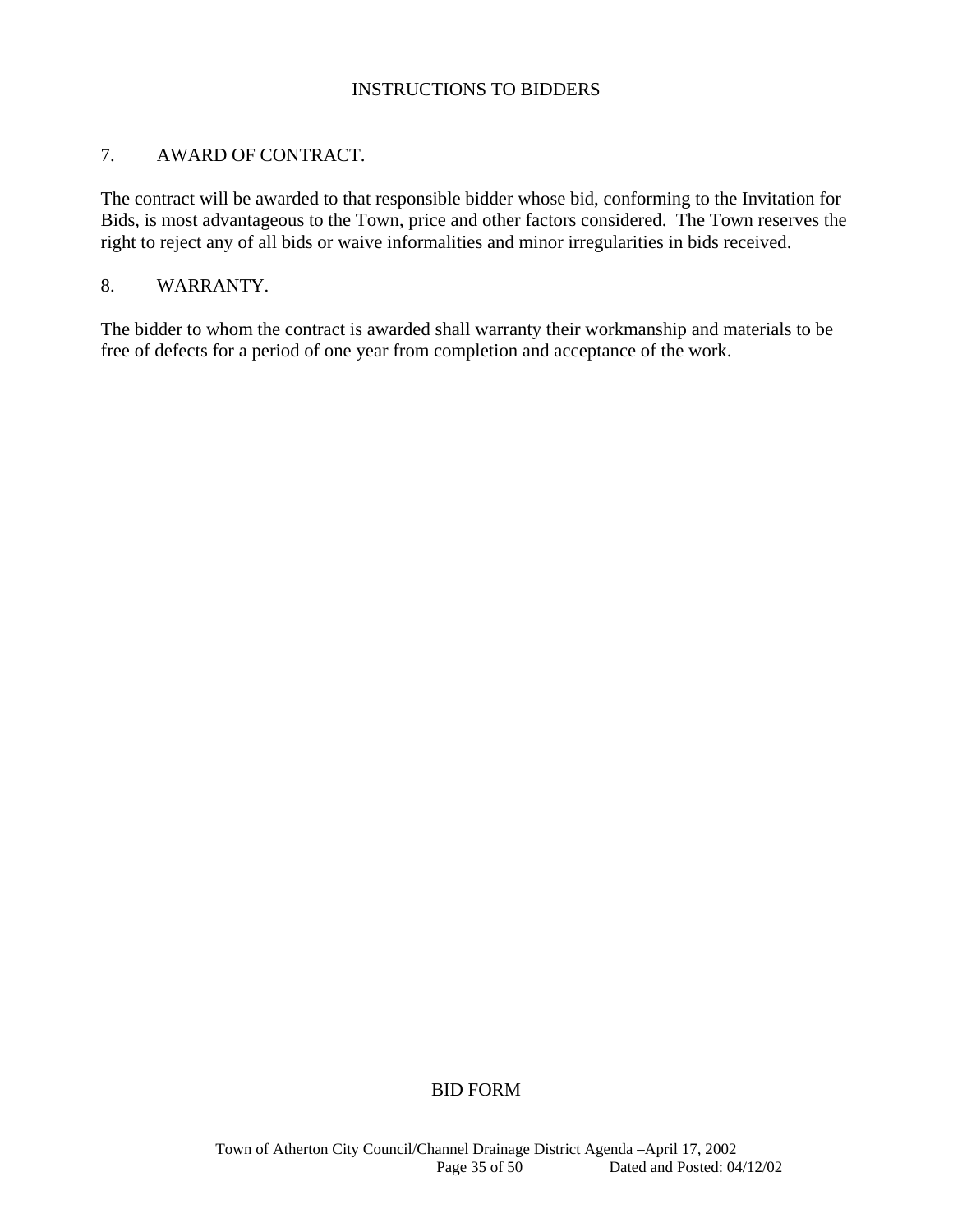## INSTRUCTIONS TO BIDDERS

### 7. AWARD OF CONTRACT.

The contract will be awarded to that responsible bidder whose bid, conforming to the Invitation for Bids, is most advantageous to the Town, price and other factors considered. The Town reserves the right to reject any of all bids or waive informalities and minor irregularities in bids received.

### 8. WARRANTY.

The bidder to whom the contract is awarded shall warranty their workmanship and materials to be free of defects for a period of one year from completion and acceptance of the work.

## BID FORM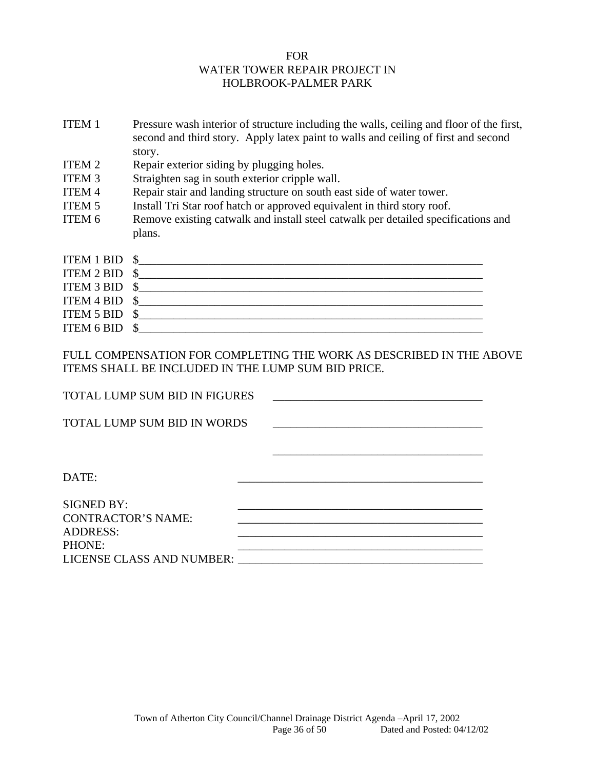FOR
WATER TOWER REPAIR PROJECT IN
HOLBROOK-PALMER PARK

ITEM 1 Pressure wash interior of structure including the walls, ceiling and floor of the first, second and third story. Apply latex paint to walls and ceiling of first and second story.

ITEM 2 Repair exterior siding by plugging holes.

ITEM 3 Straighten sag in south exterior cripple wall.

ITEM 4 Repair stair and landing structure on south east side of water tower.

ITEM 5 Install Tri Star roof hatch or approved equivalent in third story roof.

ITEM 6 Remove existing catwalk and install steel catwalk per detailed specifications and plans.

ITEM 1 BID $______________________________________________________________

ITEM 2 BID $______________________________________________________________

ITEM 3 BID $______________________________________________________________

ITEM 4 BID $______________________________________________________________

ITEM 5 BID $______________________________________________________________

ITEM 6 BID $______________________________________________________________

FULL COMPENSATION FOR COMPLETING THE WORK AS DESCRIBED IN THE ABOVE ITEMS SHALL BE INCLUDED IN THE LUMP SUM BID PRICE.

TOTAL LUMP SUM BID IN FIGURES ____________________________________

TOTAL LUMP SUM BID IN WORDS ____________________________________

____________________________________

DATE: ________________________________________

SIGNED BY: ________________________________________

CONTRACTOR'S NAME: ________________________________________

ADDRESS: ________________________________________

PHONE: ________________________________________

LICENSE CLASS AND NUMBER: ________________________________________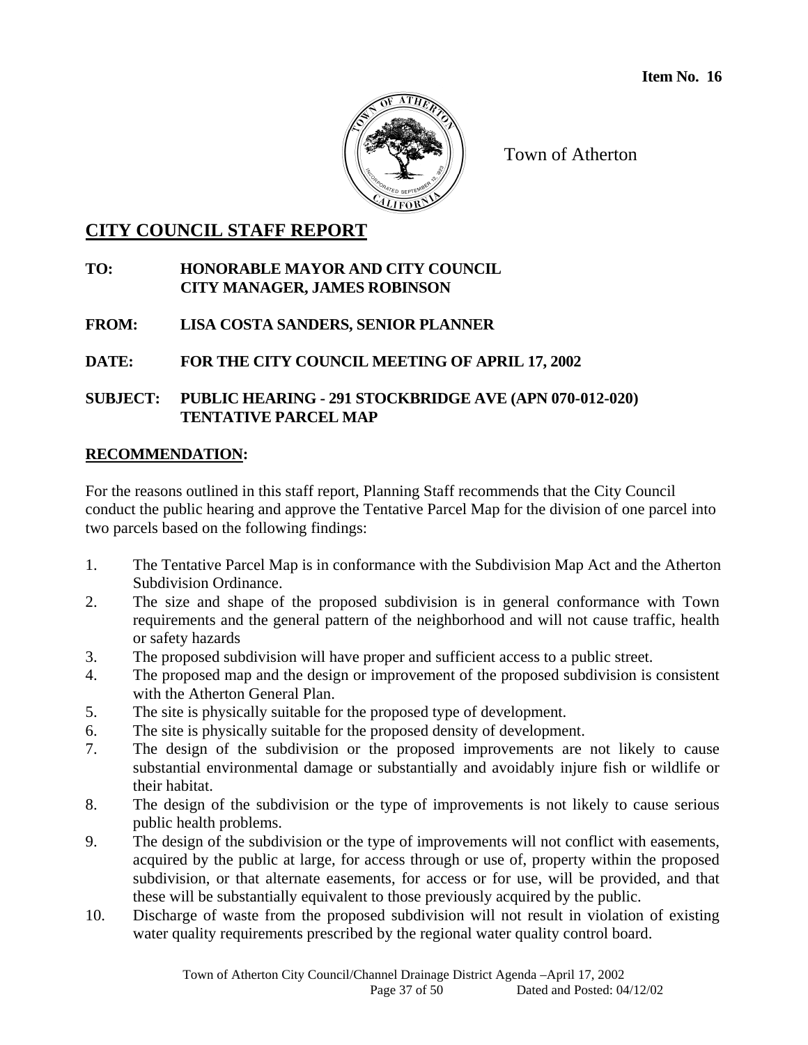**Item No. 16**

Town of Atherton

## CITY COUNCIL STAFF REPORT

**TO:** **HONORABLE MAYOR AND CITY COUNCIL**
**CITY MANAGER, JAMES ROBINSON**

**FROM:** **LISA COSTA SANDERS, SENIOR PLANNER**

**DATE:** **FOR THE CITY COUNCIL MEETING OF APRIL 17, 2002**

**SUBJECT:** **PUBLIC HEARING - 291 STOCKBRIDGE AVE (APN 070-012-020) TENTATIVE PARCEL MAP**

### RECOMMENDATION:

For the reasons outlined in this staff report, Planning Staff recommends that the City Council conduct the public hearing and approve the Tentative Parcel Map for the division of one parcel into two parcels based on the following findings:

1. The Tentative Parcel Map is in conformance with the Subdivision Map Act and the Atherton Subdivision Ordinance.
2. The size and shape of the proposed subdivision is in general conformance with Town requirements and the general pattern of the neighborhood and will not cause traffic, health or safety hazards
3. The proposed subdivision will have proper and sufficient access to a public street.
4. The proposed map and the design or improvement of the proposed subdivision is consistent with the Atherton General Plan.
5. The site is physically suitable for the proposed type of development.
6. The site is physically suitable for the proposed density of development.
7. The design of the subdivision or the proposed improvements are not likely to cause substantial environmental damage or substantially and avoidably injure fish or wildlife or their habitat.
8. The design of the subdivision or the type of improvements is not likely to cause serious public health problems.
9. The design of the subdivision or the type of improvements will not conflict with easements, acquired by the public at large, for access through or use of, property within the proposed subdivision, or that alternate easements, for access or for use, will be provided, and that these will be substantially equivalent to those previously acquired by the public.
10. Discharge of waste from the proposed subdivision will not result in violation of existing water quality requirements prescribed by the regional water quality control board.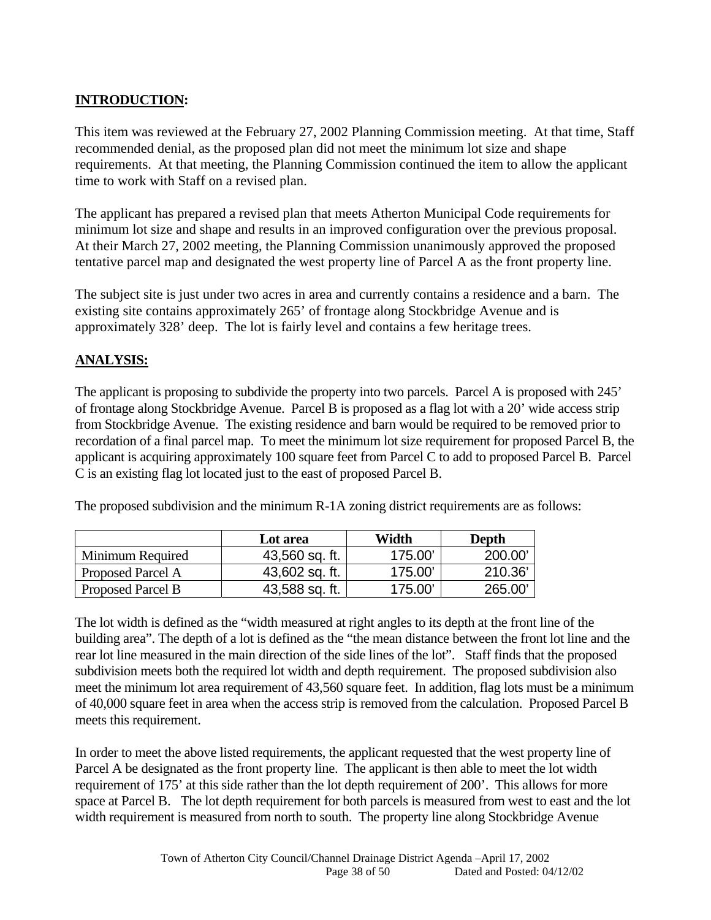## INTRODUCTION:

This item was reviewed at the February 27, 2002 Planning Commission meeting. At that time, Staff recommended denial, as the proposed plan did not meet the minimum lot size and shape requirements. At that meeting, the Planning Commission continued the item to allow the applicant time to work with Staff on a revised plan.

The applicant has prepared a revised plan that meets Atherton Municipal Code requirements for minimum lot size and shape and results in an improved configuration over the previous proposal. At their March 27, 2002 meeting, the Planning Commission unanimously approved the proposed tentative parcel map and designated the west property line of Parcel A as the front property line.

The subject site is just under two acres in area and currently contains a residence and a barn. The existing site contains approximately 265' of frontage along Stockbridge Avenue and is approximately 328' deep. The lot is fairly level and contains a few heritage trees.

## ANALYSIS:

The applicant is proposing to subdivide the property into two parcels. Parcel A is proposed with 245' of frontage along Stockbridge Avenue. Parcel B is proposed as a flag lot with a 20' wide access strip from Stockbridge Avenue. The existing residence and barn would be required to be removed prior to recordation of a final parcel map. To meet the minimum lot size requirement for proposed Parcel B, the applicant is acquiring approximately 100 square feet from Parcel C to add to proposed Parcel B. Parcel C is an existing flag lot located just to the east of proposed Parcel B.

The proposed subdivision and the minimum R-1A zoning district requirements are as follows:

| | Lot area | Width | Depth |
|---|---|---|---|
| Minimum Required | 43,560 sq. ft. | 175.00' | 200.00' |
| Proposed Parcel A | 43,602 sq. ft. | 175.00' | 210.36' |
| Proposed Parcel B | 43,588 sq. ft. | 175.00' | 265.00' |

The lot width is defined as the "width measured at right angles to its depth at the front line of the building area". The depth of a lot is defined as the "the mean distance between the front lot line and the rear lot line measured in the main direction of the side lines of the lot". Staff finds that the proposed subdivision meets both the required lot width and depth requirement. The proposed subdivision also meet the minimum lot area requirement of 43,560 square feet. In addition, flag lots must be a minimum of 40,000 square feet in area when the access strip is removed from the calculation. Proposed Parcel B meets this requirement.

In order to meet the above listed requirements, the applicant requested that the west property line of Parcel A be designated as the front property line. The applicant is then able to meet the lot width requirement of 175' at this side rather than the lot depth requirement of 200'. This allows for more space at Parcel B. The lot depth requirement for both parcels is measured from west to east and the lot width requirement is measured from north to south. The property line along Stockbridge Avenue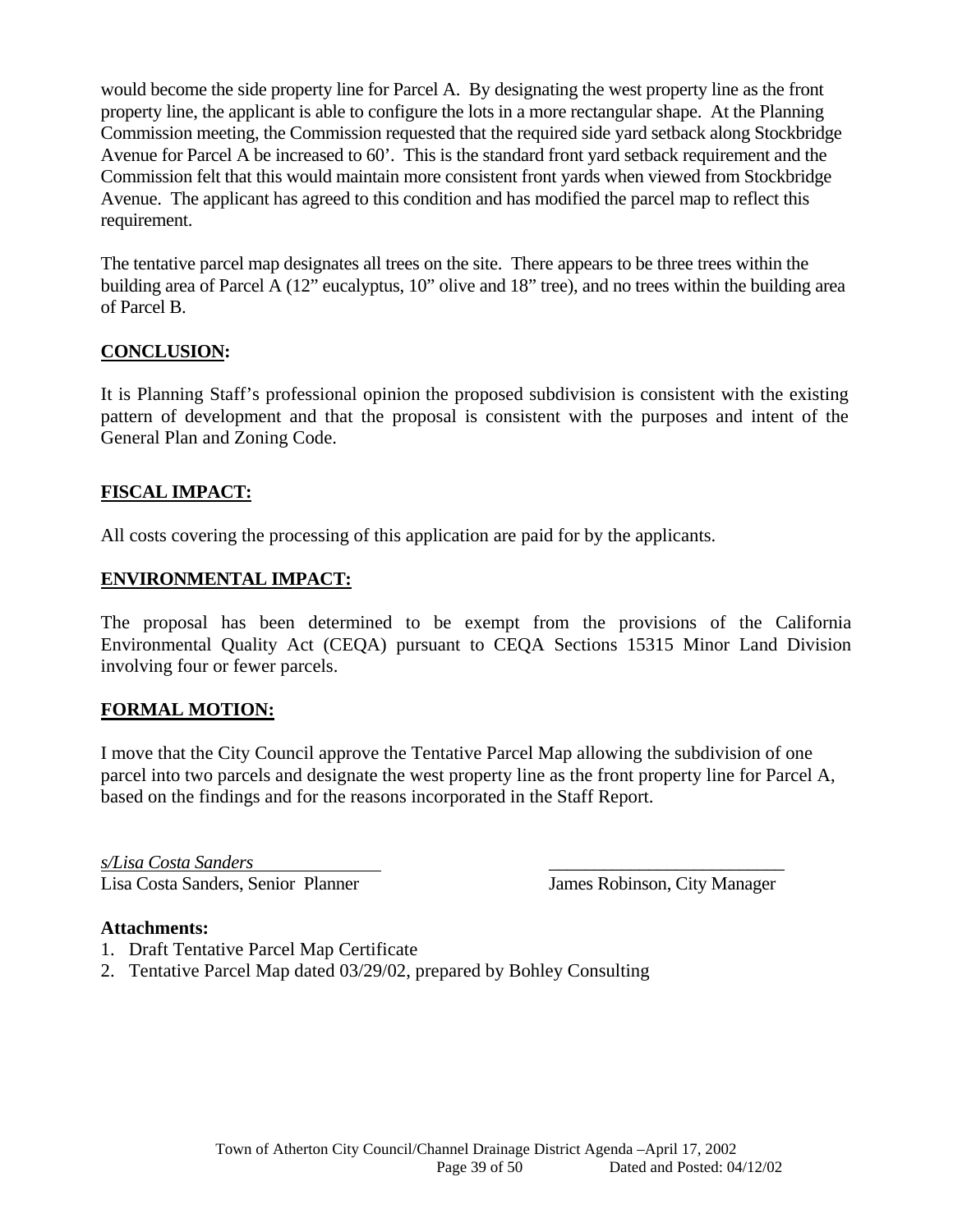would become the side property line for Parcel A. By designating the west property line as the front property line, the applicant is able to configure the lots in a more rectangular shape. At the Planning Commission meeting, the Commission requested that the required side yard setback along Stockbridge Avenue for Parcel A be increased to 60'. This is the standard front yard setback requirement and the Commission felt that this would maintain more consistent front yards when viewed from Stockbridge Avenue. The applicant has agreed to this condition and has modified the parcel map to reflect this requirement.

The tentative parcel map designates all trees on the site. There appears to be three trees within the building area of Parcel A (12" eucalyptus, 10" olive and 18" tree), and no trees within the building area of Parcel B.

**CONCLUSION:**

It is Planning Staff's professional opinion the proposed subdivision is consistent with the existing pattern of development and that the proposal is consistent with the purposes and intent of the General Plan and Zoning Code.

**FISCAL IMPACT:**

All costs covering the processing of this application are paid for by the applicants.

**ENVIRONMENTAL IMPACT:**

The proposal has been determined to be exempt from the provisions of the California Environmental Quality Act (CEQA) pursuant to CEQA Sections 15315 Minor Land Division involving four or fewer parcels.

**FORMAL MOTION:**

I move that the City Council approve the Tentative Parcel Map allowing the subdivision of one parcel into two parcels and designate the west property line as the front property line for Parcel A, based on the findings and for the reasons incorporated in the Staff Report.

*s/Lisa Costa Sanders*
Lisa Costa Sanders, Senior Planner

James Robinson, City Manager

**Attachments:**

1. Draft Tentative Parcel Map Certificate
2. Tentative Parcel Map dated 03/29/02, prepared by Bohley Consulting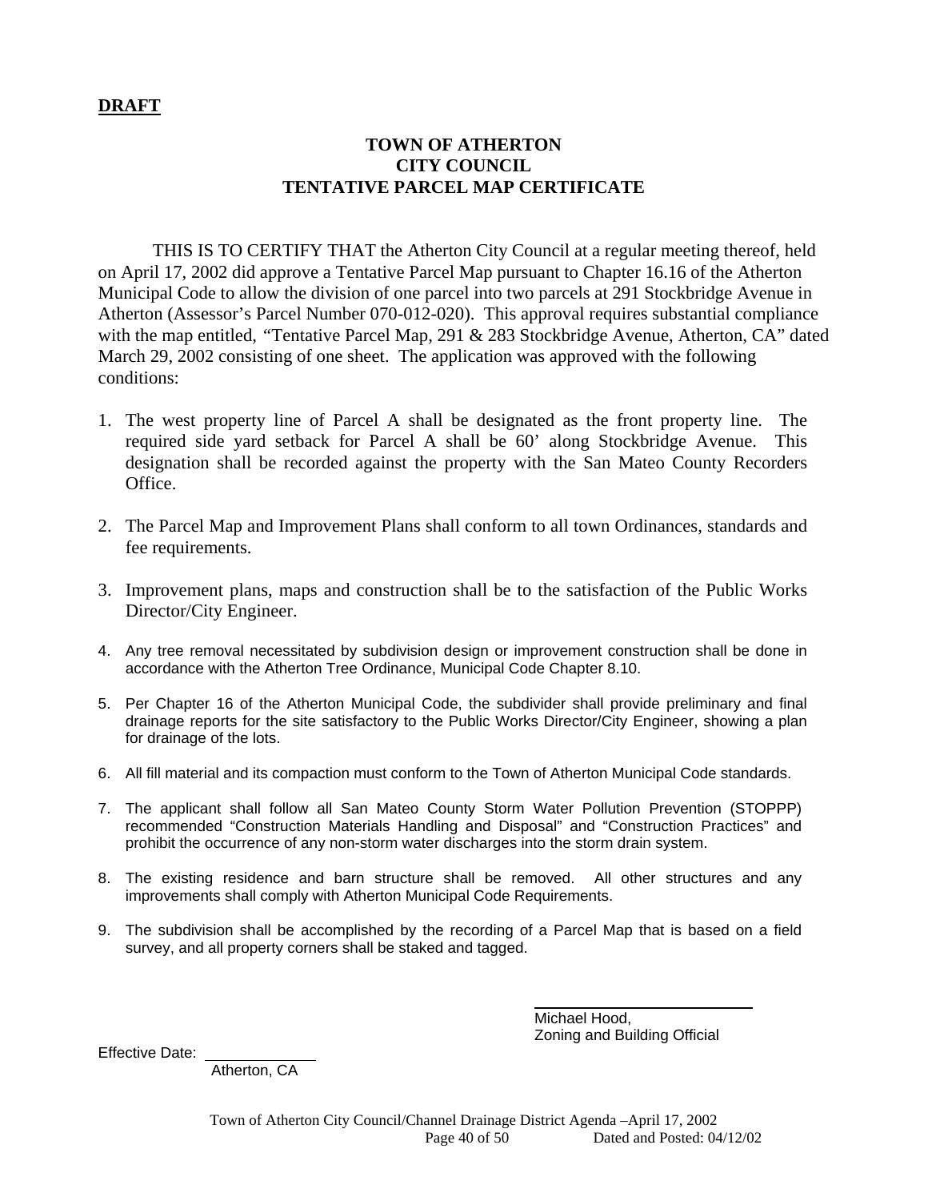**DRAFT**

**TOWN OF ATHERTON**
**CITY COUNCIL**
**TENTATIVE PARCEL MAP CERTIFICATE**

THIS IS TO CERTIFY THAT the Atherton City Council at a regular meeting thereof, held on April 17, 2002 did approve a Tentative Parcel Map pursuant to Chapter 16.16 of the Atherton Municipal Code to allow the division of one parcel into two parcels at 291 Stockbridge Avenue in Atherton (Assessor's Parcel Number 070-012-020). This approval requires substantial compliance with the map entitled, "Tentative Parcel Map, 291 & 283 Stockbridge Avenue, Atherton, CA" dated March 29, 2002 consisting of one sheet. The application was approved with the following conditions:

1. The west property line of Parcel A shall be designated as the front property line. The required side yard setback for Parcel A shall be 60' along Stockbridge Avenue. This designation shall be recorded against the property with the San Mateo County Recorders Office.

2. The Parcel Map and Improvement Plans shall conform to all town Ordinances, standards and fee requirements.

3. Improvement plans, maps and construction shall be to the satisfaction of the Public Works Director/City Engineer.

4. Any tree removal necessitated by subdivision design or improvement construction shall be done in accordance with the Atherton Tree Ordinance, Municipal Code Chapter 8.10.

5. Per Chapter 16 of the Atherton Municipal Code, the subdivider shall provide preliminary and final drainage reports for the site satisfactory to the Public Works Director/City Engineer, showing a plan for drainage of the lots.

6. All fill material and its compaction must conform to the Town of Atherton Municipal Code standards.

7. The applicant shall follow all San Mateo County Storm Water Pollution Prevention (STOPPP) recommended "Construction Materials Handling and Disposal" and "Construction Practices" and prohibit the occurrence of any non-storm water discharges into the storm drain system.

8. The existing residence and barn structure shall be removed. All other structures and any improvements shall comply with Atherton Municipal Code Requirements.

9. The subdivision shall be accomplished by the recording of a Parcel Map that is based on a field survey, and all property corners shall be staked and tagged.

\_\_\_\_\_\_\_\_\_\_\_\_\_\_\_\_\_\_\_\_\_\_\_\_\_\_
Michael Hood,
Zoning and Building Official

Effective Date: \_\_\_\_\_\_\_\_\_\_\_\_
Atherton, CA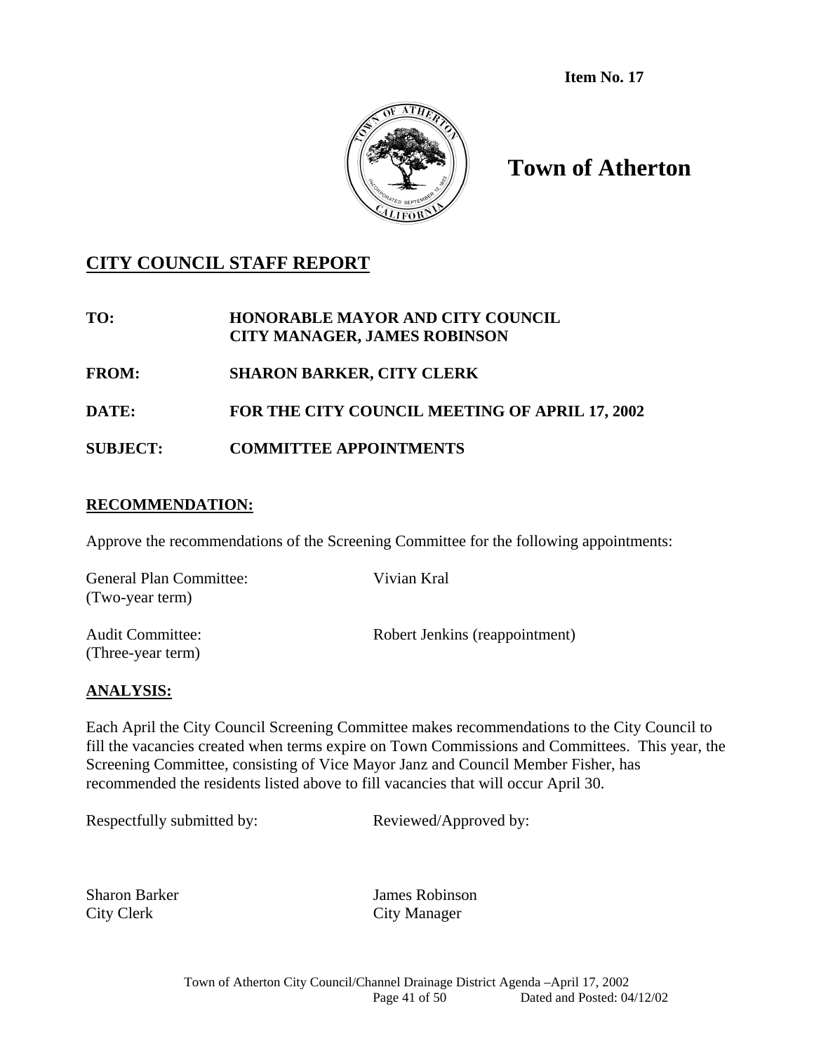**Item No. 17**

# Town of Atherton

## CITY COUNCIL STAFF REPORT

**TO:** HONORABLE MAYOR AND CITY COUNCIL
CITY MANAGER, JAMES ROBINSON

**FROM:** SHARON BARKER, CITY CLERK

**DATE:** FOR THE CITY COUNCIL MEETING OF APRIL 17, 2002

**SUBJECT:** COMMITTEE APPOINTMENTS

### RECOMMENDATION:

Approve the recommendations of the Screening Committee for the following appointments:

General Plan Committee: (Two-year term) — Vivian Kral

Audit Committee: (Three-year term) — Robert Jenkins (reappointment)

### ANALYSIS:

Each April the City Council Screening Committee makes recommendations to the City Council to fill the vacancies created when terms expire on Town Commissions and Committees. This year, the Screening Committee, consisting of Vice Mayor Janz and Council Member Fisher, has recommended the residents listed above to fill vacancies that will occur April 30.

Respectfully submitted by:

Sharon Barker
City Clerk

Reviewed/Approved by:

James Robinson
City Manager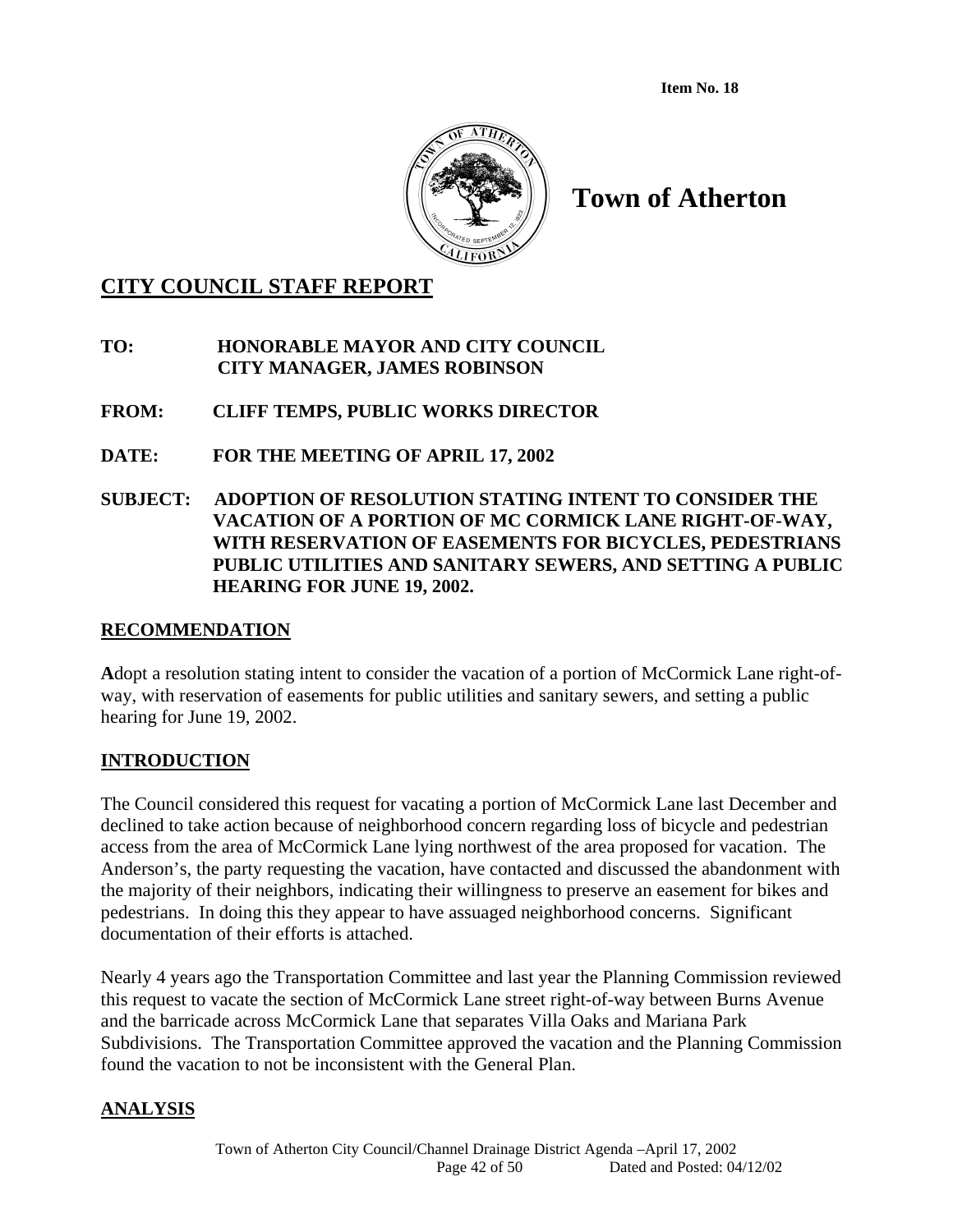**Item No. 18**

# Town of Atherton

## CITY COUNCIL STAFF REPORT

**TO:** **HONORABLE MAYOR AND CITY COUNCIL**
**CITY MANAGER, JAMES ROBINSON**

**FROM:** **CLIFF TEMPS, PUBLIC WORKS DIRECTOR**

**DATE:** **FOR THE MEETING OF APRIL 17, 2002**

**SUBJECT:** **ADOPTION OF RESOLUTION STATING INTENT TO CONSIDER THE VACATION OF A PORTION OF MC CORMICK LANE RIGHT-OF-WAY, WITH RESERVATION OF EASEMENTS FOR BICYCLES, PEDESTRIANS PUBLIC UTILITIES AND SANITARY SEWERS, AND SETTING A PUBLIC HEARING FOR JUNE 19, 2002.**

## RECOMMENDATION

**A**dopt a resolution stating intent to consider the vacation of a portion of McCormick Lane right-of-way, with reservation of easements for public utilities and sanitary sewers, and setting a public hearing for June 19, 2002.

## INTRODUCTION

The Council considered this request for vacating a portion of McCormick Lane last December and declined to take action because of neighborhood concern regarding loss of bicycle and pedestrian access from the area of McCormick Lane lying northwest of the area proposed for vacation. The Anderson's, the party requesting the vacation, have contacted and discussed the abandonment with the majority of their neighbors, indicating their willingness to preserve an easement for bikes and pedestrians. In doing this they appear to have assuaged neighborhood concerns. Significant documentation of their efforts is attached.

Nearly 4 years ago the Transportation Committee and last year the Planning Commission reviewed this request to vacate the section of McCormick Lane street right-of-way between Burns Avenue and the barricade across McCormick Lane that separates Villa Oaks and Mariana Park Subdivisions. The Transportation Committee approved the vacation and the Planning Commission found the vacation to not be inconsistent with the General Plan.

## ANALYSIS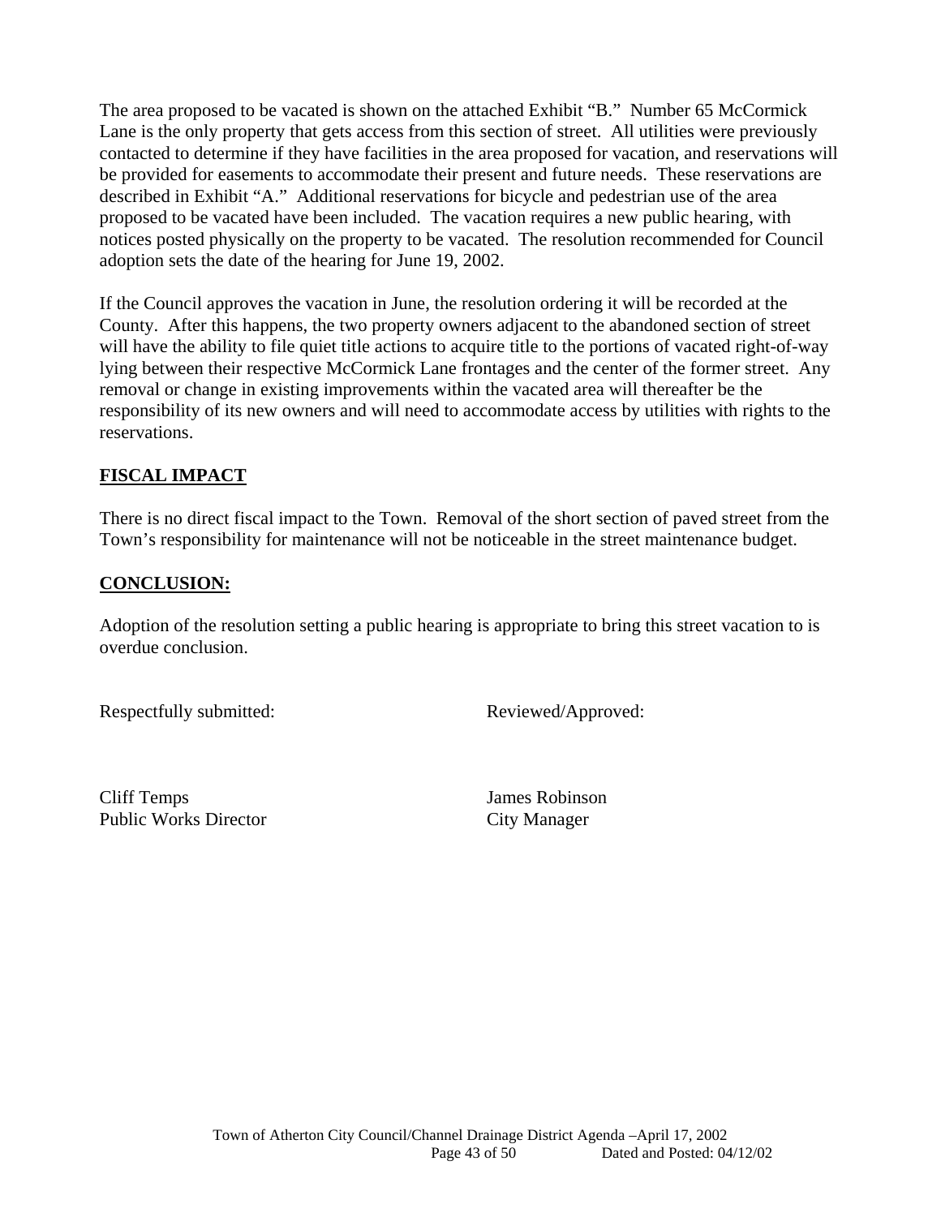The area proposed to be vacated is shown on the attached Exhibit "B." Number 65 McCormick Lane is the only property that gets access from this section of street. All utilities were previously contacted to determine if they have facilities in the area proposed for vacation, and reservations will be provided for easements to accommodate their present and future needs. These reservations are described in Exhibit "A." Additional reservations for bicycle and pedestrian use of the area proposed to be vacated have been included. The vacation requires a new public hearing, with notices posted physically on the property to be vacated. The resolution recommended for Council adoption sets the date of the hearing for June 19, 2002.

If the Council approves the vacation in June, the resolution ordering it will be recorded at the County. After this happens, the two property owners adjacent to the abandoned section of street will have the ability to file quiet title actions to acquire title to the portions of vacated right-of-way lying between their respective McCormick Lane frontages and the center of the former street. Any removal or change in existing improvements within the vacated area will thereafter be the responsibility of its new owners and will need to accommodate access by utilities with rights to the reservations.

## **FISCAL IMPACT**

There is no direct fiscal impact to the Town. Removal of the short section of paved street from the Town's responsibility for maintenance will not be noticeable in the street maintenance budget.

## **CONCLUSION:**

Adoption of the resolution setting a public hearing is appropriate to bring this street vacation to is overdue conclusion.

Respectfully submitted: Reviewed/Approved:

Cliff Temps
Public Works Director

James Robinson
City Manager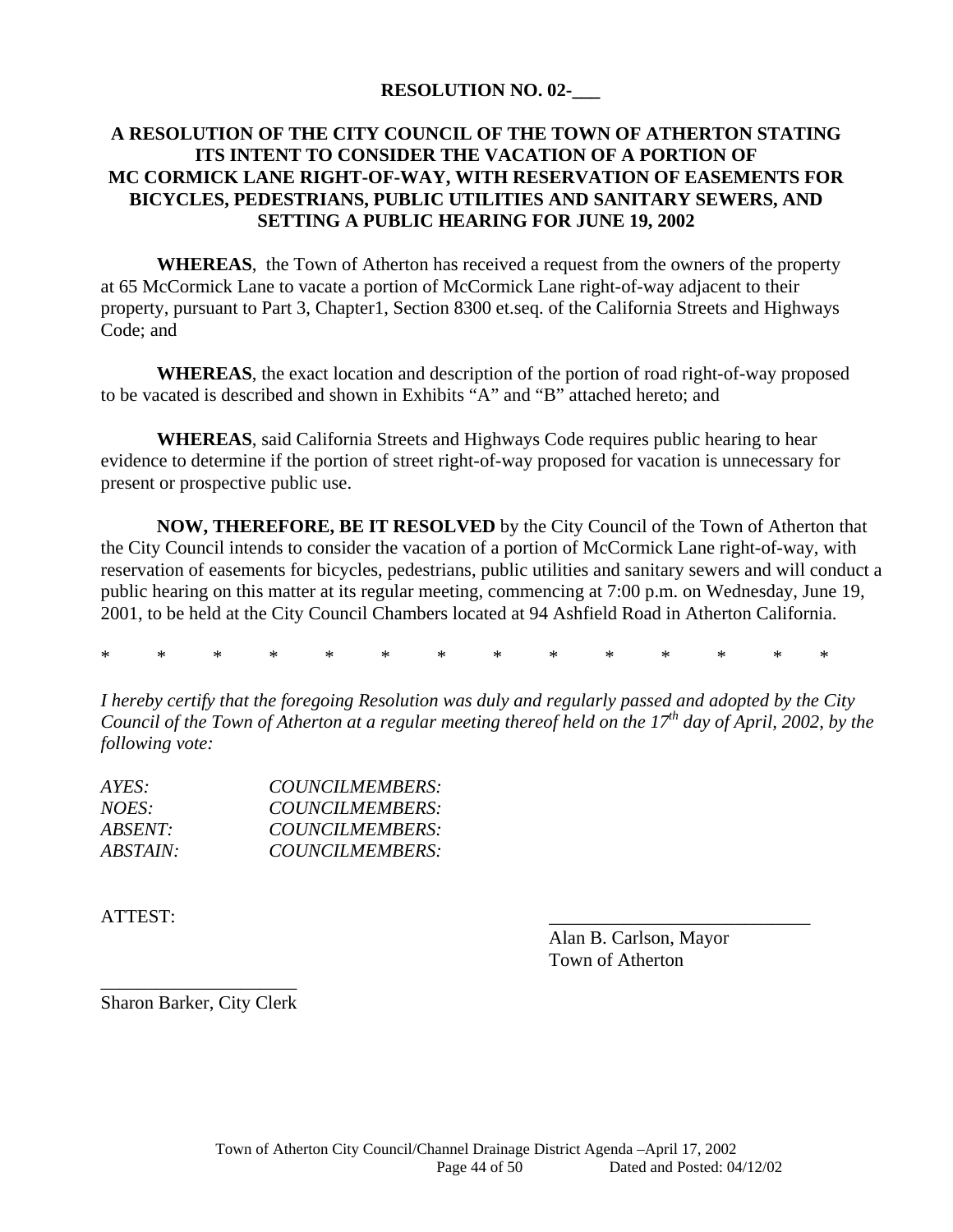**RESOLUTION NO. 02-___**

**A RESOLUTION OF THE CITY COUNCIL OF THE TOWN OF ATHERTON STATING ITS INTENT TO CONSIDER THE VACATION OF A PORTION OF MC CORMICK LANE RIGHT-OF-WAY, WITH RESERVATION OF EASEMENTS FOR BICYCLES, PEDESTRIANS, PUBLIC UTILITIES AND SANITARY SEWERS, AND SETTING A PUBLIC HEARING FOR JUNE 19, 2002**

**WHEREAS**, the Town of Atherton has received a request from the owners of the property at 65 McCormick Lane to vacate a portion of McCormick Lane right-of-way adjacent to their property, pursuant to Part 3, Chapter1, Section 8300 et.seq. of the California Streets and Highways Code; and

**WHEREAS**, the exact location and description of the portion of road right-of-way proposed to be vacated is described and shown in Exhibits "A" and "B" attached hereto; and

**WHEREAS**, said California Streets and Highways Code requires public hearing to hear evidence to determine if the portion of street right-of-way proposed for vacation is unnecessary for present or prospective public use.

**NOW, THEREFORE, BE IT RESOLVED** by the City Council of the Town of Atherton that the City Council intends to consider the vacation of a portion of McCormick Lane right-of-way, with reservation of easements for bicycles, pedestrians, public utilities and sanitary sewers and will conduct a public hearing on this matter at its regular meeting, commencing at 7:00 p.m. on Wednesday, June 19, 2001, to be held at the City Council Chambers located at 94 Ashfield Road in Atherton California.

\* \* \* \* \* \* \* \* \* \* \* \* \* \*

*I hereby certify that the foregoing Resolution was duly and regularly passed and adopted by the City Council of the Town of Atherton at a regular meeting thereof held on the 17th day of April, 2002, by the following vote:*

*AYES: COUNCILMEMBERS:*
*NOES: COUNCILMEMBERS:*
*ABSENT: COUNCILMEMBERS:*
*ABSTAIN: COUNCILMEMBERS:*

ATTEST:

____________________________
Alan B. Carlson, Mayor
Town of Atherton

____________________
Sharon Barker, City Clerk

Town of Atherton City Council/Channel Drainage District Agenda – April 17, 2002
Dated and Posted: 04/12/02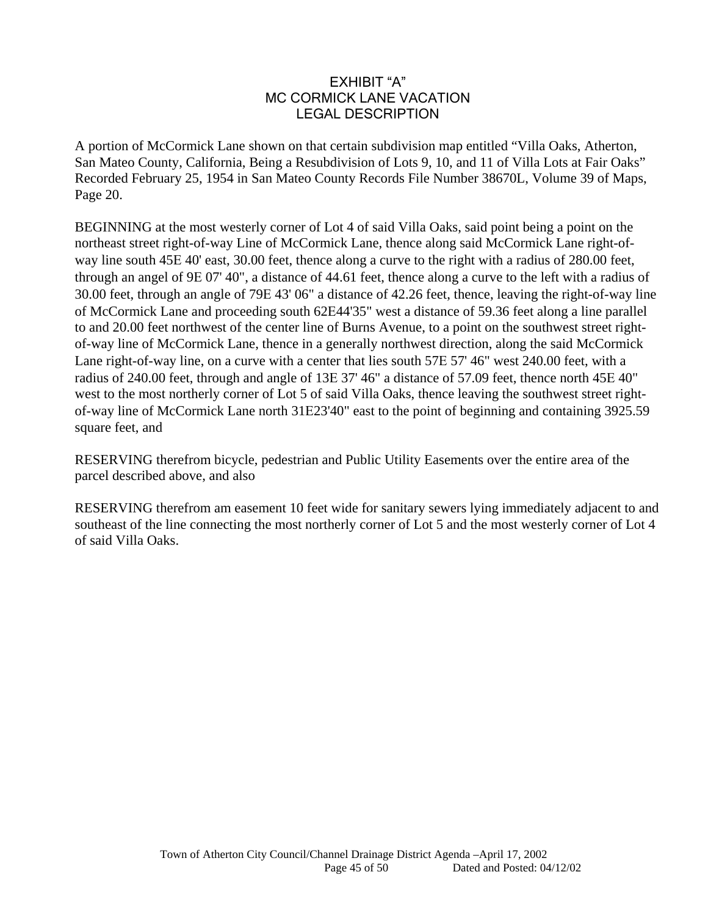# EXHIBIT "A"
# MC CORMICK LANE VACATION
# LEGAL DESCRIPTION

A portion of McCormick Lane shown on that certain subdivision map entitled "Villa Oaks, Atherton, San Mateo County, California, Being a Resubdivision of Lots 9, 10, and 11 of Villa Lots at Fair Oaks" Recorded February 25, 1954 in San Mateo County Records File Number 38670L, Volume 39 of Maps, Page 20.

BEGINNING at the most westerly corner of Lot 4 of said Villa Oaks, said point being a point on the northeast street right-of-way Line of McCormick Lane, thence along said McCormick Lane right-of-way line south 45E 40' east, 30.00 feet, thence along a curve to the right with a radius of 280.00 feet, through an angel of 9E 07' 40", a distance of 44.61 feet, thence along a curve to the left with a radius of 30.00 feet, through an angle of 79E 43' 06" a distance of 42.26 feet, thence, leaving the right-of-way line of McCormick Lane and proceeding south 62E44'35" west a distance of 59.36 feet along a line parallel to and 20.00 feet northwest of the center line of Burns Avenue, to a point on the southwest street right-of-way line of McCormick Lane, thence in a generally northwest direction, along the said McCormick Lane right-of-way line, on a curve with a center that lies south 57E 57' 46" west 240.00 feet, with a radius of 240.00 feet, through and angle of 13E 37' 46" a distance of 57.09 feet, thence north 45E 40" west to the most northerly corner of Lot 5 of said Villa Oaks, thence leaving the southwest street right-of-way line of McCormick Lane north 31E23'40" east to the point of beginning and containing 3925.59 square feet, and

RESERVING therefrom bicycle, pedestrian and Public Utility Easements over the entire area of the parcel described above, and also

RESERVING therefrom am easement 10 feet wide for sanitary sewers lying immediately adjacent to and southeast of the line connecting the most northerly corner of Lot 5 and the most westerly corner of Lot 4 of said Villa Oaks.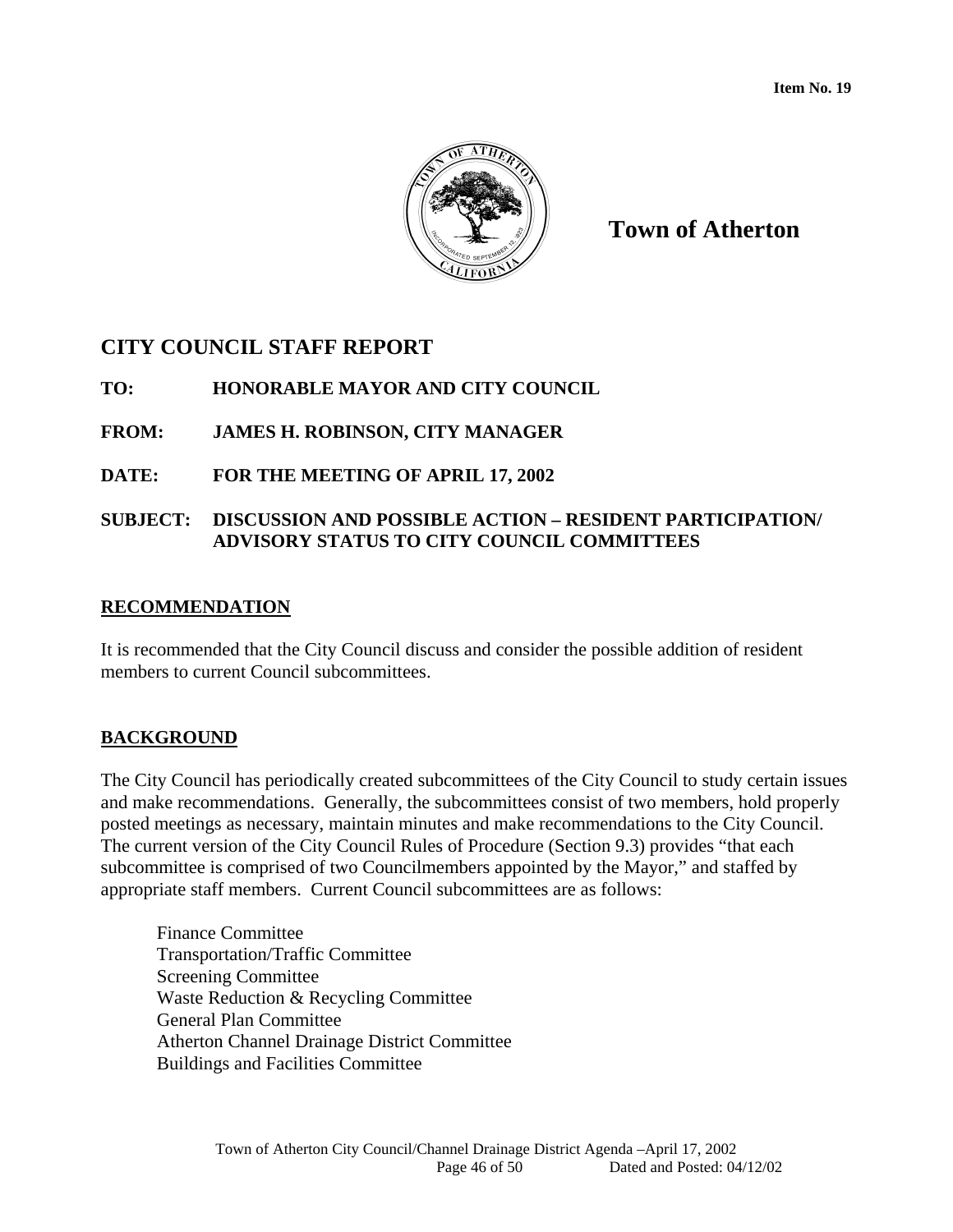**Item No. 19**

# Town of Atherton

## CITY COUNCIL STAFF REPORT

**TO:** HONORABLE MAYOR AND CITY COUNCIL

**FROM:** JAMES H. ROBINSON, CITY MANAGER

**DATE:** FOR THE MEETING OF APRIL 17, 2002

**SUBJECT:** DISCUSSION AND POSSIBLE ACTION – RESIDENT PARTICIPATION/ ADVISORY STATUS TO CITY COUNCIL COMMITTEES

### RECOMMENDATION

It is recommended that the City Council discuss and consider the possible addition of resident members to current Council subcommittees.

### BACKGROUND

The City Council has periodically created subcommittees of the City Council to study certain issues and make recommendations. Generally, the subcommittees consist of two members, hold properly posted meetings as necessary, maintain minutes and make recommendations to the City Council. The current version of the City Council Rules of Procedure (Section 9.3) provides "that each subcommittee is comprised of two Councilmembers appointed by the Mayor," and staffed by appropriate staff members. Current Council subcommittees are as follows:

- Finance Committee
- Transportation/Traffic Committee
- Screening Committee
- Waste Reduction & Recycling Committee
- General Plan Committee
- Atherton Channel Drainage District Committee
- Buildings and Facilities Committee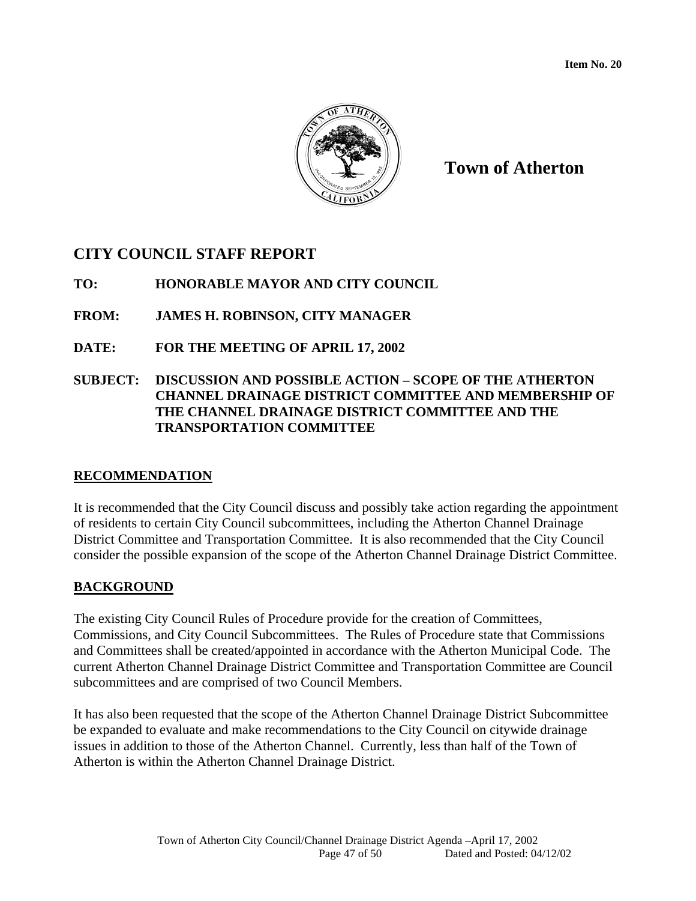Item No. 20

# Town of Atherton

## CITY COUNCIL STAFF REPORT

**TO:** HONORABLE MAYOR AND CITY COUNCIL

**FROM:** JAMES H. ROBINSON, CITY MANAGER

**DATE:** FOR THE MEETING OF APRIL 17, 2002

**SUBJECT:** DISCUSSION AND POSSIBLE ACTION – SCOPE OF THE ATHERTON CHANNEL DRAINAGE DISTRICT COMMITTEE AND MEMBERSHIP OF THE CHANNEL DRAINAGE DISTRICT COMMITTEE AND THE TRANSPORTATION COMMITTEE

### RECOMMENDATION

It is recommended that the City Council discuss and possibly take action regarding the appointment of residents to certain City Council subcommittees, including the Atherton Channel Drainage District Committee and Transportation Committee. It is also recommended that the City Council consider the possible expansion of the scope of the Atherton Channel Drainage District Committee.

### BACKGROUND

The existing City Council Rules of Procedure provide for the creation of Committees, Commissions, and City Council Subcommittees. The Rules of Procedure state that Commissions and Committees shall be created/appointed in accordance with the Atherton Municipal Code. The current Atherton Channel Drainage District Committee and Transportation Committee are Council subcommittees and are comprised of two Council Members.

It has also been requested that the scope of the Atherton Channel Drainage District Subcommittee be expanded to evaluate and make recommendations to the City Council on citywide drainage issues in addition to those of the Atherton Channel. Currently, less than half of the Town of Atherton is within the Atherton Channel Drainage District.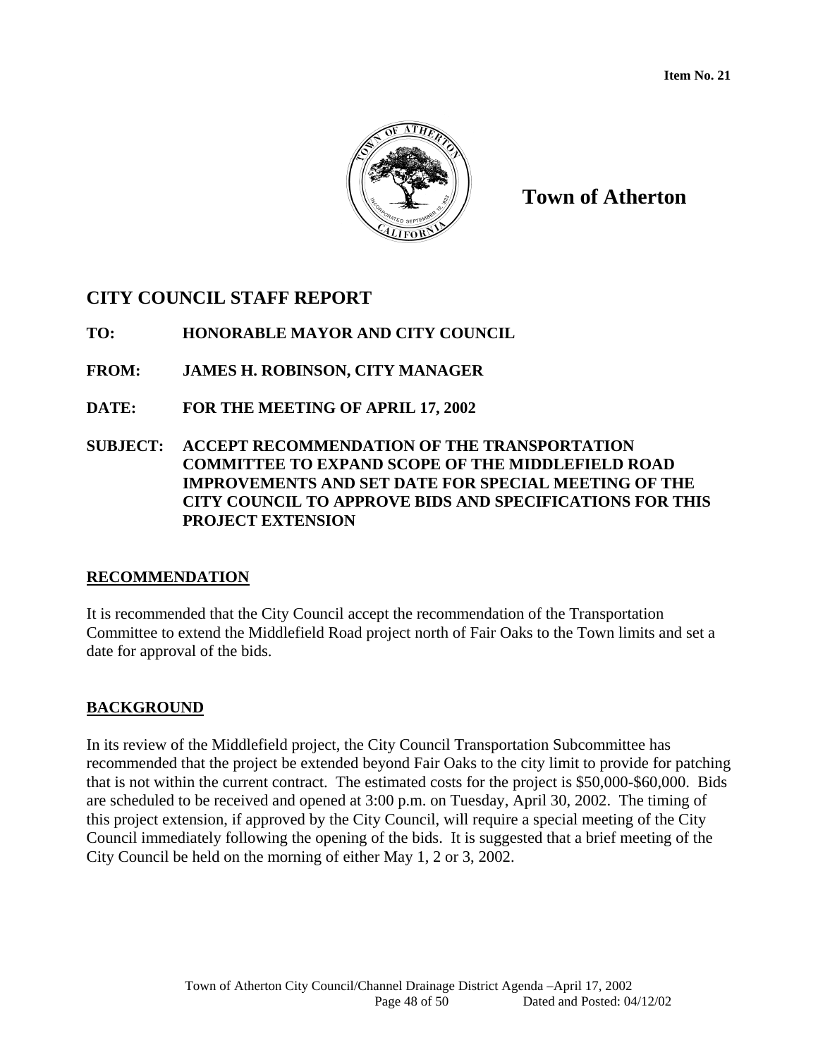Item No. 21

# Town of Atherton

## CITY COUNCIL STAFF REPORT

**TO:** HONORABLE MAYOR AND CITY COUNCIL

**FROM:** JAMES H. ROBINSON, CITY MANAGER

**DATE:** FOR THE MEETING OF APRIL 17, 2002

**SUBJECT:** ACCEPT RECOMMENDATION OF THE TRANSPORTATION COMMITTEE TO EXPAND SCOPE OF THE MIDDLEFIELD ROAD IMPROVEMENTS AND SET DATE FOR SPECIAL MEETING OF THE CITY COUNCIL TO APPROVE BIDS AND SPECIFICATIONS FOR THIS PROJECT EXTENSION

### RECOMMENDATION

It is recommended that the City Council accept the recommendation of the Transportation Committee to extend the Middlefield Road project north of Fair Oaks to the Town limits and set a date for approval of the bids.

### BACKGROUND

In its review of the Middlefield project, the City Council Transportation Subcommittee has recommended that the project be extended beyond Fair Oaks to the city limit to provide for patching that is not within the current contract. The estimated costs for the project is $50,000-$60,000. Bids are scheduled to be received and opened at 3:00 p.m. on Tuesday, April 30, 2002. The timing of this project extension, if approved by the City Council, will require a special meeting of the City Council immediately following the opening of the bids. It is suggested that a brief meeting of the City Council be held on the morning of either May 1, 2 or 3, 2002.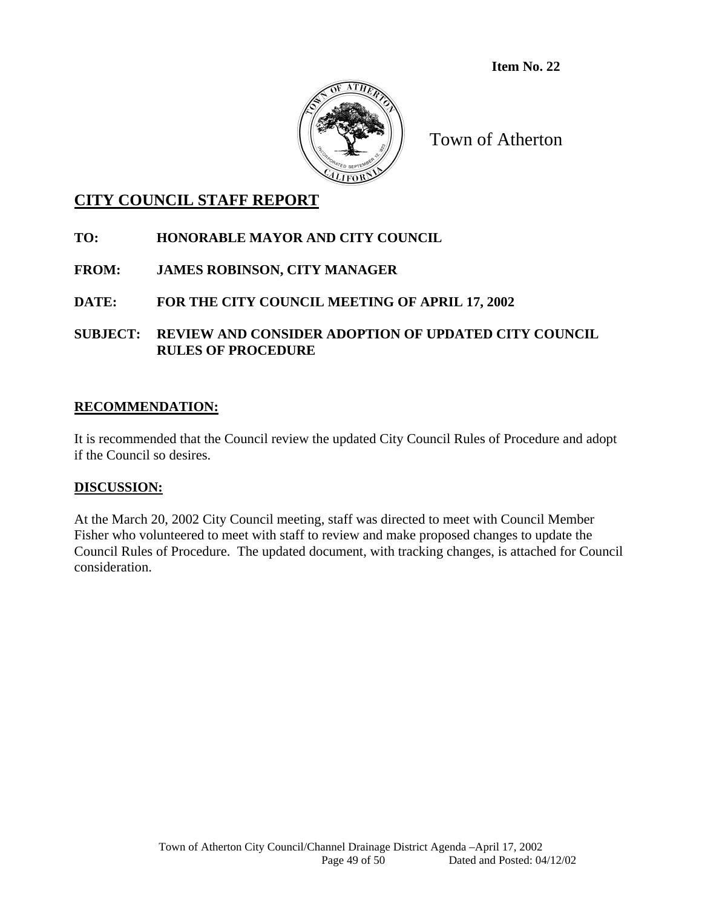**Item No. 22**

Town of Atherton

## CITY COUNCIL STAFF REPORT

**TO:** **HONORABLE MAYOR AND CITY COUNCIL**

**FROM:** **JAMES ROBINSON, CITY MANAGER**

**DATE:** **FOR THE CITY COUNCIL MEETING OF APRIL 17, 2002**

**SUBJECT:** **REVIEW AND CONSIDER ADOPTION OF UPDATED CITY COUNCIL RULES OF PROCEDURE**

### RECOMMENDATION:

It is recommended that the Council review the updated City Council Rules of Procedure and adopt if the Council so desires.

### DISCUSSION:

At the March 20, 2002 City Council meeting, staff was directed to meet with Council Member Fisher who volunteered to meet with staff to review and make proposed changes to update the Council Rules of Procedure. The updated document, with tracking changes, is attached for Council consideration.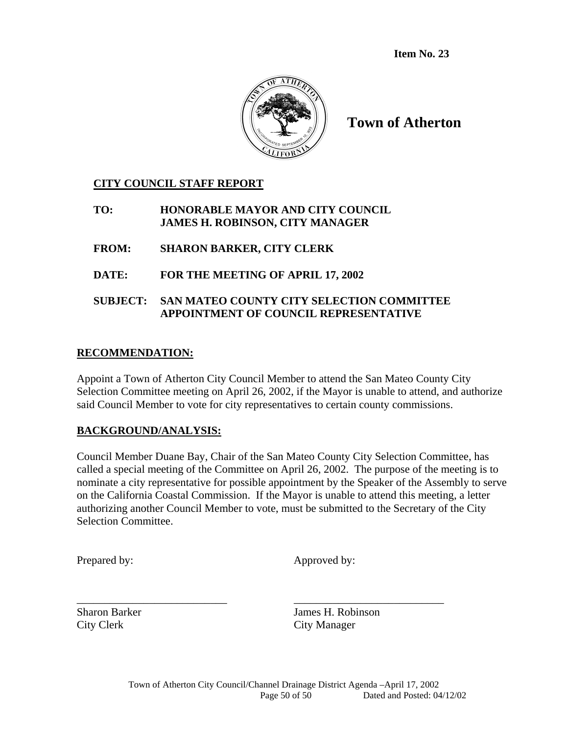**Item No. 23**

# Town of Atherton

**CITY COUNCIL STAFF REPORT**

**TO:** HONORABLE MAYOR AND CITY COUNCIL
JAMES H. ROBINSON, CITY MANAGER

**FROM:** SHARON BARKER, CITY CLERK

**DATE:** FOR THE MEETING OF APRIL 17, 2002

**SUBJECT:** SAN MATEO COUNTY CITY SELECTION COMMITTEE APPOINTMENT OF COUNCIL REPRESENTATIVE

## RECOMMENDATION:

Appoint a Town of Atherton City Council Member to attend the San Mateo County City Selection Committee meeting on April 26, 2002, if the Mayor is unable to attend, and authorize said Council Member to vote for city representatives to certain county commissions.

## BACKGROUND/ANALYSIS:

Council Member Duane Bay, Chair of the San Mateo County City Selection Committee, has called a special meeting of the Committee on April 26, 2002. The purpose of the meeting is to nominate a city representative for possible appointment by the Speaker of the Assembly to serve on the California Coastal Commission. If the Mayor is unable to attend this meeting, a letter authorizing another Council Member to vote, must be submitted to the Secretary of the City Selection Committee.

Prepared by:

\_\_\_\_\_\_\_\_\_\_\_\_\_\_\_\_\_\_\_\_\_\_\_\_\_\_\_

Sharon Barker
City Clerk

Approved by:

\_\_\_\_\_\_\_\_\_\_\_\_\_\_\_\_\_\_\_\_\_\_\_\_\_\_\_

James H. Robinson
City Manager